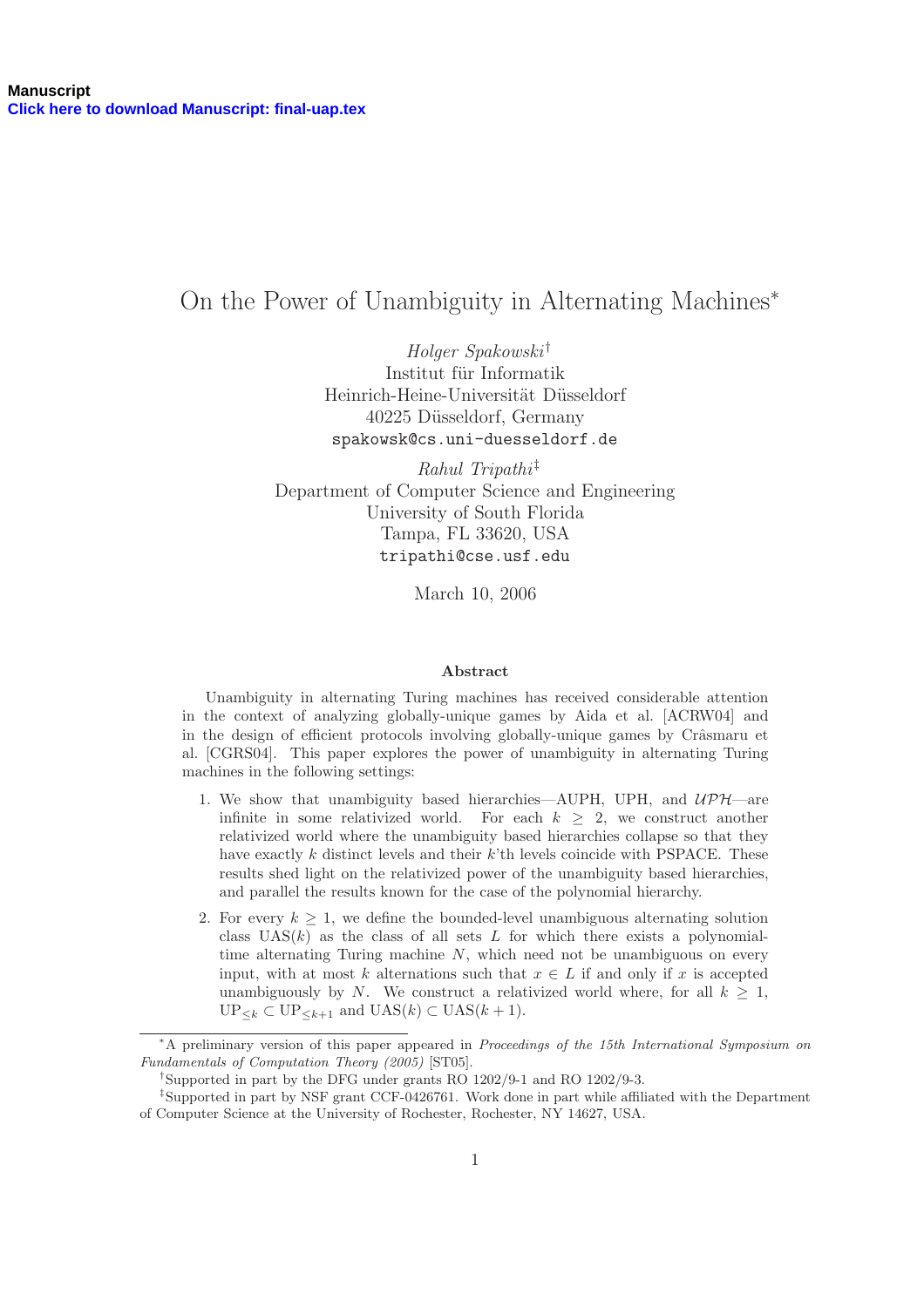Manuscript
Click here to download Manuscript: final-uap.tex

# On the Power of Unambiguity in Alternating Machines*

*Holger Spakowski*[†]
Institut für Informatik
Heinrich-Heine-Universität Düsseldorf
40225 Düsseldorf, Germany
spakowsk@cs.uni-duesseldorf.de

*Rahul Tripathi*[‡]
Department of Computer Science and Engineering
University of South Florida
Tampa, FL 33620, USA
tripathi@cse.usf.edu

March 10, 2006

### Abstract

Unambiguity in alternating Turing machines has received considerable attention in the context of analyzing globally-unique games by Aida et al. [ACRW04] and in the design of efficient protocols involving globally-unique games by Crâsmaru et al. [CGRS04]. This paper explores the power of unambiguity in alternating Turing machines in the following settings:

1. We show that unambiguity based hierarchies—AUPH, UPH, and $\mathcal{UPH}$—are infinite in some relativized world. For each $k \geq 2$, we construct another relativized world where the unambiguity based hierarchies collapse so that they have exactly $k$ distinct levels and their $k$'th levels coincide with PSPACE. These results shed light on the relativized power of the unambiguity based hierarchies, and parallel the results known for the case of the polynomial hierarchy.

2. For every $k \geq 1$, we define the bounded-level unambiguous alternating solution class UAS($k$) as the class of all sets $L$ for which there exists a polynomial-time alternating Turing machine $N$, which need not be unambiguous on every input, with at most $k$ alternations such that $x \in L$ if and only if $x$ is accepted unambiguously by $N$. We construct a relativized world where, for all $k \geq 1$, $\mathrm{UP}_{\leq k} \subset \mathrm{UP}_{\leq k+1}$ and $\mathrm{UAS}(k) \subset \mathrm{UAS}(k+1)$.

---

*A preliminary version of this paper appeared in *Proceedings of the 15th International Symposium on Fundamentals of Computation Theory (2005)* [ST05].

[†]Supported in part by the DFG under grants RO 1202/9-1 and RO 1202/9-3.

[‡]Supported in part by NSF grant CCF-0426761. Work done in part while affiliated with the Department of Computer Science at the University of Rochester, Rochester, NY 14627, USA.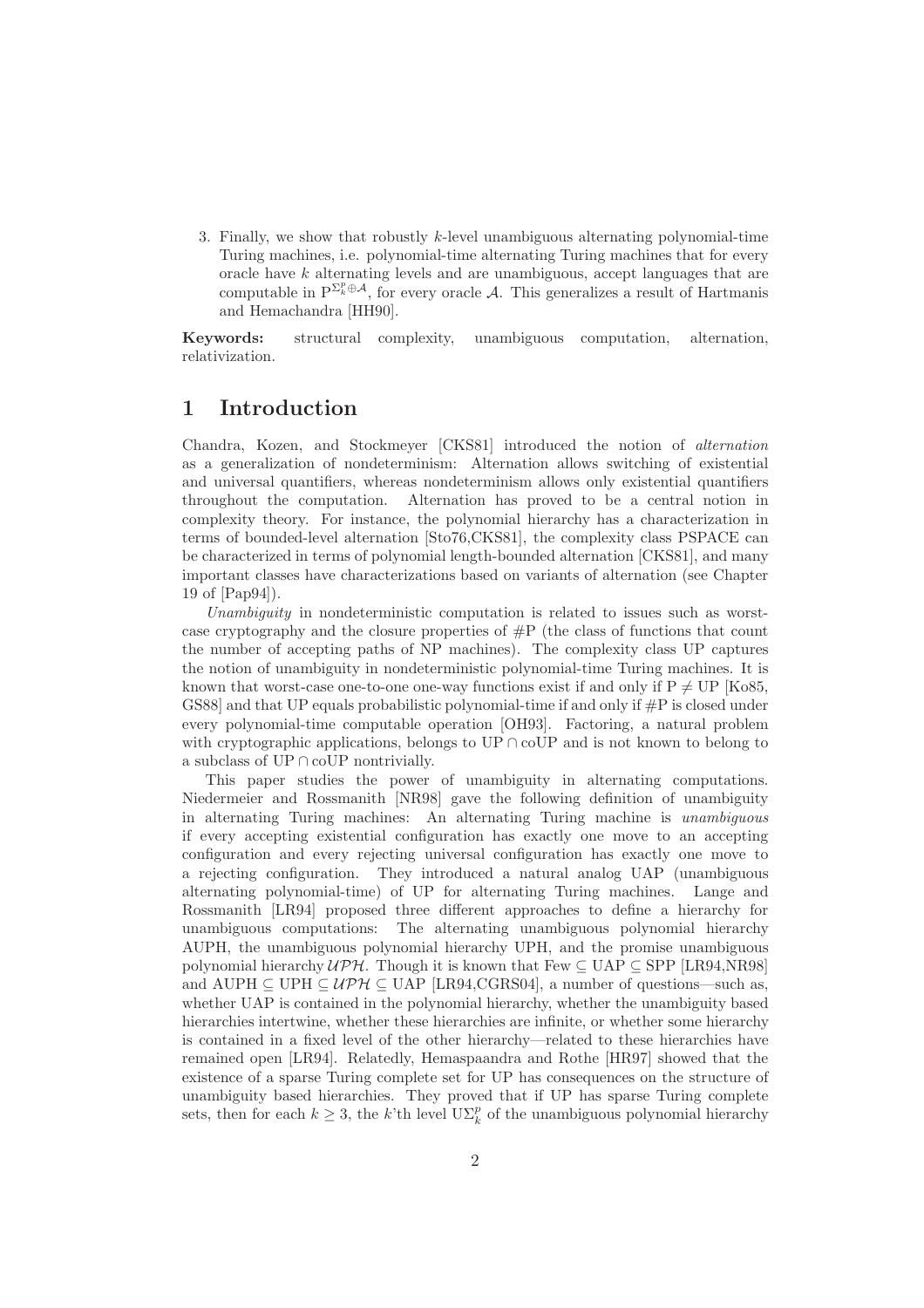3. Finally, we show that robustly $k$-level unambiguous alternating polynomial-time Turing machines, i.e. polynomial-time alternating Turing machines that for every oracle have $k$ alternating levels and are unambiguous, accept languages that are computable in $\mathrm{P}^{\Sigma_k^p \oplus \mathcal{A}}$, for every oracle $\mathcal{A}$. This generalizes a result of Hartmanis and Hemachandra [HH90].

**Keywords:** structural complexity, unambiguous computation, alternation, relativization.

# 1 Introduction

Chandra, Kozen, and Stockmeyer [CKS81] introduced the notion of *alternation* as a generalization of nondeterminism: Alternation allows switching of existential and universal quantifiers, whereas nondeterminism allows only existential quantifiers throughout the computation. Alternation has proved to be a central notion in complexity theory. For instance, the polynomial hierarchy has a characterization in terms of bounded-level alternation [Sto76,CKS81], the complexity class PSPACE can be characterized in terms of polynomial length-bounded alternation [CKS81], and many important classes have characterizations based on variants of alternation (see Chapter 19 of [Pap94]).

*Unambiguity* in nondeterministic computation is related to issues such as worst-case cryptography and the closure properties of #P (the class of functions that count the number of accepting paths of NP machines). The complexity class UP captures the notion of unambiguity in nondeterministic polynomial-time Turing machines. It is known that worst-case one-to-one one-way functions exist if and only if $\mathrm{P} \neq \mathrm{UP}$ [Ko85, GS88] and that UP equals probabilistic polynomial-time if and only if #P is closed under every polynomial-time computable operation [OH93]. Factoring, a natural problem with cryptographic applications, belongs to $\mathrm{UP} \cap \mathrm{coUP}$ and is not known to belong to a subclass of $\mathrm{UP} \cap \mathrm{coUP}$ nontrivially.

This paper studies the power of unambiguity in alternating computations. Niedermeier and Rossmanith [NR98] gave the following definition of unambiguity in alternating Turing machines: An alternating Turing machine is *unambiguous* if every accepting existential configuration has exactly one move to an accepting configuration and every rejecting universal configuration has exactly one move to a rejecting configuration. They introduced a natural analog UAP (unambiguous alternating polynomial-time) of UP for alternating Turing machines. Lange and Rossmanith [LR94] proposed three different approaches to define a hierarchy for unambiguous computations: The alternating unambiguous polynomial hierarchy AUPH, the unambiguous polynomial hierarchy UPH, and the promise unambiguous polynomial hierarchy $\mathcal{UPH}$. Though it is known that $\mathrm{Few} \subseteq \mathrm{UAP} \subseteq \mathrm{SPP}$ [LR94,NR98] and $\mathrm{AUPH} \subseteq \mathrm{UPH} \subseteq \mathcal{UPH} \subseteq \mathrm{UAP}$ [LR94,CGRS04], a number of questions—such as, whether UAP is contained in the polynomial hierarchy, whether the unambiguity based hierarchies intertwine, whether these hierarchies are infinite, or whether some hierarchy is contained in a fixed level of the other hierarchy—related to these hierarchies have remained open [LR94]. Relatedly, Hemaspaandra and Rothe [HR97] showed that the existence of a sparse Turing complete set for UP has consequences on the structure of unambiguity based hierarchies. They proved that if UP has sparse Turing complete sets, then for each $k \geq 3$, the $k$'th level $\mathrm{U}\Sigma_k^p$ of the unambiguous polynomial hierarchy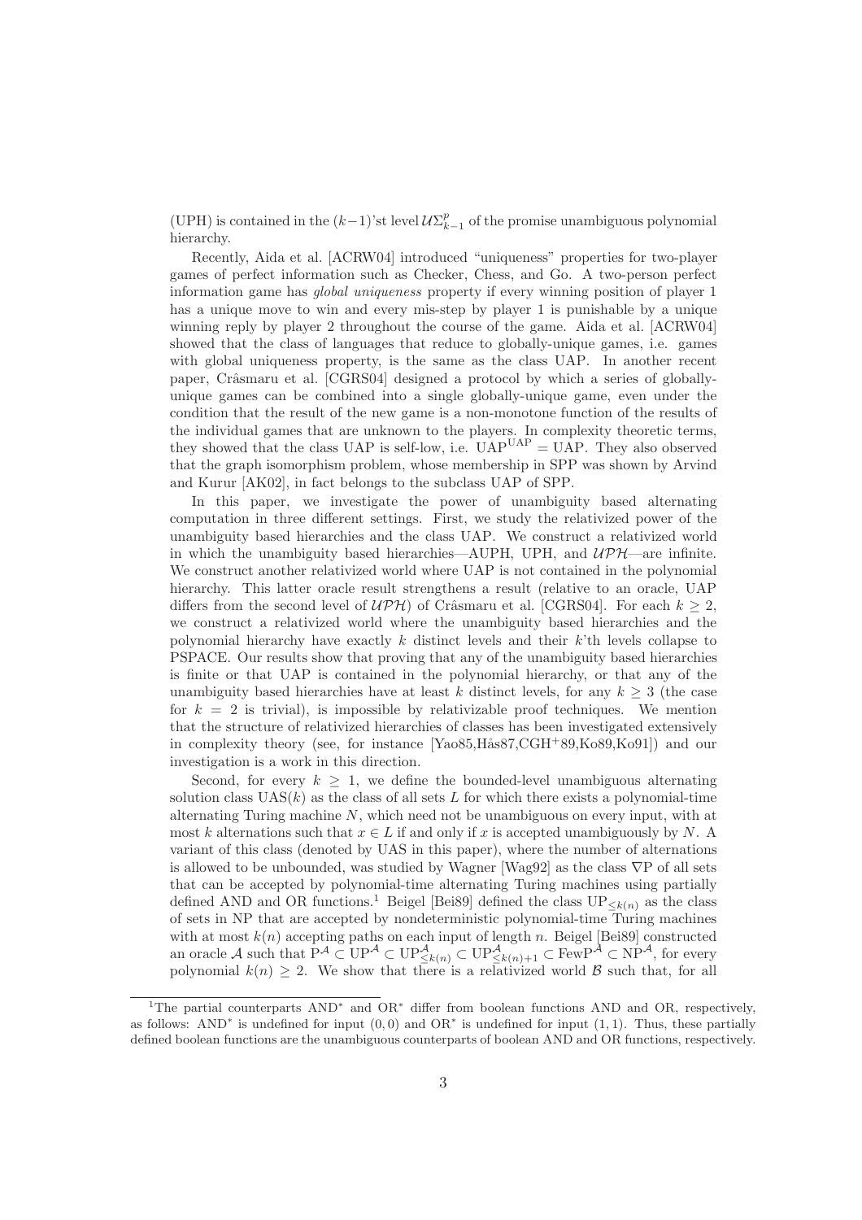(UPH) is contained in the $(k-1)$'st level $\mathcal{U}\Sigma_{k-1}^{p}$ of the promise unambiguous polynomial hierarchy.

Recently, Aida et al. [ACRW04] introduced "uniqueness" properties for two-player games of perfect information such as Checker, Chess, and Go. A two-person perfect information game has *global uniqueness* property if every winning position of player 1 has a unique move to win and every mis-step by player 1 is punishable by a unique winning reply by player 2 throughout the course of the game. Aida et al. [ACRW04] showed that the class of languages that reduce to globally-unique games, i.e. games with global uniqueness property, is the same as the class UAP. In another recent paper, Crâsmaru et al. [CGRS04] designed a protocol by which a series of globally-unique games can be combined into a single globally-unique game, even under the condition that the result of the new game is a non-monotone function of the results of the individual games that are unknown to the players. In complexity theoretic terms, they showed that the class UAP is self-low, i.e. $\mathrm{UAP}^{\mathrm{UAP}} = \mathrm{UAP}$. They also observed that the graph isomorphism problem, whose membership in SPP was shown by Arvind and Kurur [AK02], in fact belongs to the subclass UAP of SPP.

In this paper, we investigate the power of unambiguity based alternating computation in three different settings. First, we study the relativized power of the unambiguity based hierarchies and the class UAP. We construct a relativized world in which the unambiguity based hierarchies—AUPH, UPH, and $\mathcal{UPH}$—are infinite. We construct another relativized world where UAP is not contained in the polynomial hierarchy. This latter oracle result strengthens a result (relative to an oracle, UAP differs from the second level of $\mathcal{UPH}$) of Crâsmaru et al. [CGRS04]. For each $k \geq 2$, we construct a relativized world where the unambiguity based hierarchies and the polynomial hierarchy have exactly $k$ distinct levels and their $k$'th levels collapse to PSPACE. Our results show that proving that any of the unambiguity based hierarchies is finite or that UAP is contained in the polynomial hierarchy, or that any of the unambiguity based hierarchies have at least $k$ distinct levels, for any $k \geq 3$ (the case for $k = 2$ is trivial), is impossible by relativizable proof techniques. We mention that the structure of relativized hierarchies of classes has been investigated extensively in complexity theory (see, for instance [Yao85,Hås87,CGH+89,Ko89,Ko91]) and our investigation is a work in this direction.

Second, for every $k \geq 1$, we define the bounded-level unambiguous alternating solution class $\mathrm{UAS}(k)$ as the class of all sets $L$ for which there exists a polynomial-time alternating Turing machine $N$, which need not be unambiguous on every input, with at most $k$ alternations such that $x \in L$ if and only if $x$ is accepted unambiguously by $N$. A variant of this class (denoted by UAS in this paper), where the number of alternations is allowed to be unbounded, was studied by Wagner [Wag92] as the class $\nabla\mathrm{P}$ of all sets that can be accepted by polynomial-time alternating Turing machines using partially defined AND and OR functions.[1] Beigel [Bei89] defined the class $\mathrm{UP}_{\leq k(n)}$ as the class of sets in NP that are accepted by nondeterministic polynomial-time Turing machines with at most $k(n)$ accepting paths on each input of length $n$. Beigel [Bei89] constructed an oracle $\mathcal{A}$ such that $\mathrm{P}^{\mathcal{A}} \subset \mathrm{UP}^{\mathcal{A}} \subset \mathrm{UP}^{\mathcal{A}}_{\leq k(n)} \subset \mathrm{UP}^{\mathcal{A}}_{\leq k(n)+1} \subset \mathrm{FewP}^{\mathcal{A}} \subset \mathrm{NP}^{\mathcal{A}}$, for every polynomial $k(n) \geq 2$. We show that there is a relativized world $\mathcal{B}$ such that, for all

[1] The partial counterparts $\mathrm{AND}^*$ and $\mathrm{OR}^*$ differ from boolean functions AND and OR, respectively, as follows: $\mathrm{AND}^*$ is undefined for input $(0,0)$ and $\mathrm{OR}^*$ is undefined for input $(1,1)$. Thus, these partially defined boolean functions are the unambiguous counterparts of boolean AND and OR functions, respectively.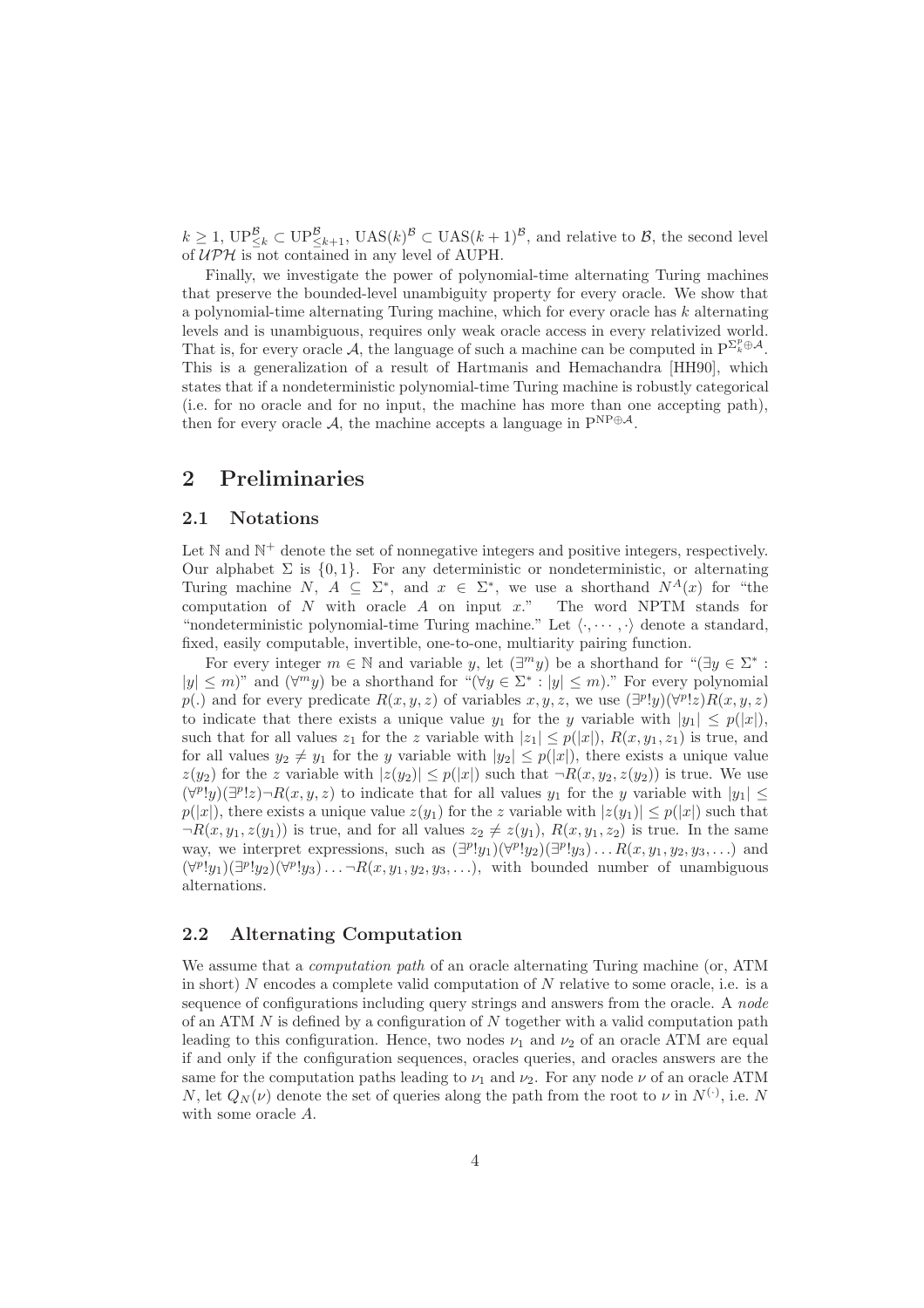$k \geq 1$, $\mathrm{UP}^{\mathcal{B}}_{\leq k} \subset \mathrm{UP}^{\mathcal{B}}_{\leq k+1}$, $\mathrm{UAS}(k)^{\mathcal{B}} \subset \mathrm{UAS}(k+1)^{\mathcal{B}}$, and relative to $\mathcal{B}$, the second level of $\mathcal{UPH}$ is not contained in any level of AUPH.

Finally, we investigate the power of polynomial-time alternating Turing machines that preserve the bounded-level unambiguity property for every oracle. We show that a polynomial-time alternating Turing machine, which for every oracle has $k$ alternating levels and is unambiguous, requires only weak oracle access in every relativized world. That is, for every oracle $\mathcal{A}$, the language of such a machine can be computed in $\mathrm{P}^{\Sigma_k^p \oplus \mathcal{A}}$. This is a generalization of a result of Hartmanis and Hemachandra [HH90], which states that if a nondeterministic polynomial-time Turing machine is robustly categorical (i.e. for no oracle and for no input, the machine has more than one accepting path), then for every oracle $\mathcal{A}$, the machine accepts a language in $\mathrm{P}^{\mathrm{NP} \oplus \mathcal{A}}$.

# 2 Preliminaries

## 2.1 Notations

Let $\mathbb{N}$ and $\mathbb{N}^+$ denote the set of nonnegative integers and positive integers, respectively. Our alphabet $\Sigma$ is $\{0,1\}$. For any deterministic or nondeterministic, or alternating Turing machine $N$, $A \subseteq \Sigma^*$, and $x \in \Sigma^*$, we use a shorthand $N^A(x)$ for "the computation of $N$ with oracle $A$ on input $x$." The word NPTM stands for "nondeterministic polynomial-time Turing machine." Let $\langle \cdot, \cdots, \cdot \rangle$ denote a standard, fixed, easily computable, invertible, one-to-one, multiarity pairing function.

For every integer $m \in \mathbb{N}$ and variable $y$, let $(\exists^m y)$ be a shorthand for "$(\exists y \in \Sigma^* : |y| \leq m)$" and $(\forall^m y)$ be a shorthand for "$(\forall y \in \Sigma^* : |y| \leq m)$." For every polynomial $p(.)$ and for every predicate $R(x, y, z)$ of variables $x, y, z$, we use $(\exists^p! y)(\forall^p! z) R(x, y, z)$ to indicate that there exists a unique value $y_1$ for the $y$ variable with $|y_1| \leq p(|x|)$, such that for all values $z_1$ for the $z$ variable with $|z_1| \leq p(|x|)$, $R(x, y_1, z_1)$ is true, and for all values $y_2 \neq y_1$ for the $y$ variable with $|y_2| \leq p(|x|)$, there exists a unique value $z(y_2)$ for the $z$ variable with $|z(y_2)| \leq p(|x|)$ such that $\neg R(x, y_2, z(y_2))$ is true. We use $(\forall^p! y)(\exists^p! z) \neg R(x, y, z)$ to indicate that for all values $y_1$ for the $y$ variable with $|y_1| \leq p(|x|)$, there exists a unique value $z(y_1)$ for the $z$ variable with $|z(y_1)| \leq p(|x|)$ such that $\neg R(x, y_1, z(y_1))$ is true, and for all values $z_2 \neq z(y_1)$, $R(x, y_1, z_2)$ is true. In the same way, we interpret expressions, such as $(\exists^p! y_1)(\forall^p! y_2)(\exists^p! y_3) \ldots R(x, y_1, y_2, y_3, \ldots)$ and $(\forall^p! y_1)(\exists^p! y_2)(\forall^p! y_3) \ldots \neg R(x, y_1, y_2, y_3, \ldots)$, with bounded number of unambiguous alternations.

## 2.2 Alternating Computation

We assume that a *computation path* of an oracle alternating Turing machine (or, ATM in short) $N$ encodes a complete valid computation of $N$ relative to some oracle, i.e. is a sequence of configurations including query strings and answers from the oracle. A *node* of an ATM $N$ is defined by a configuration of $N$ together with a valid computation path leading to this configuration. Hence, two nodes $\nu_1$ and $\nu_2$ of an oracle ATM are equal if and only if the configuration sequences, oracles queries, and oracles answers are the same for the computation paths leading to $\nu_1$ and $\nu_2$. For any node $\nu$ of an oracle ATM $N$, let $Q_N(\nu)$ denote the set of queries along the path from the root to $\nu$ in $N^{(\cdot)}$, i.e. $N$ with some oracle $A$.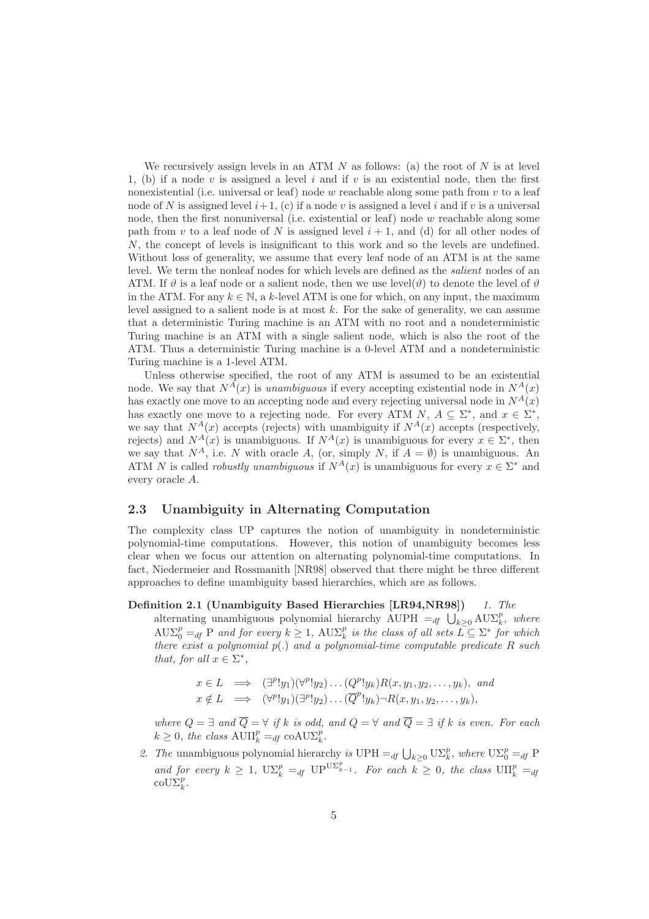We recursively assign levels in an ATM $N$ as follows: (a) the root of $N$ is at level 1, (b) if a node $v$ is assigned a level $i$ and if $v$ is an existential node, then the first nonexistential (i.e. universal or leaf) node $w$ reachable along some path from $v$ to a leaf node of $N$ is assigned level $i+1$, (c) if a node $v$ is assigned a level $i$ and if $v$ is a universal node, then the first nonuniversal (i.e. existential or leaf) node $w$ reachable along some path from $v$ to a leaf node of $N$ is assigned level $i+1$, and (d) for all other nodes of $N$, the concept of levels is insignificant to this work and so the levels are undefined. Without loss of generality, we assume that every leaf node of an ATM is at the same level. We term the nonleaf nodes for which levels are defined as the *salient* nodes of an ATM. If $\vartheta$ is a leaf node or a salient node, then we use level($\vartheta$) to denote the level of $\vartheta$ in the ATM. For any $k \in \mathbb{N}$, a $k$-level ATM is one for which, on any input, the maximum level assigned to a salient node is at most $k$. For the sake of generality, we can assume that a deterministic Turing machine is an ATM with no root and a nondeterministic Turing machine is an ATM with a single salient node, which is also the root of the ATM. Thus a deterministic Turing machine is a 0-level ATM and a nondeterministic Turing machine is a 1-level ATM.

Unless otherwise specified, the root of any ATM is assumed to be an existential node. We say that $N^A(x)$ is *unambiguous* if every accepting existential node in $N^A(x)$ has exactly one move to an accepting node and every rejecting universal node in $N^A(x)$ has exactly one move to a rejecting node. For every ATM $N$, $A \subseteq \Sigma^*$, and $x \in \Sigma^*$, we say that $N^A(x)$ accepts (rejects) with unambiguity if $N^A(x)$ accepts (respectively, rejects) and $N^A(x)$ is unambiguous. If $N^A(x)$ is unambiguous for every $x \in \Sigma^*$, then we say that $N^A$, i.e. $N$ with oracle $A$, (or, simply $N$, if $A = \emptyset$) is unambiguous. An ATM $N$ is called *robustly unambiguous* if $N^A(x)$ is unambiguous for every $x \in \Sigma^*$ and every oracle $A$.

## 2.3 Unambiguity in Alternating Computation

The complexity class UP captures the notion of unambiguity in nondeterministic polynomial-time computations. However, this notion of unambiguity becomes less clear when we focus our attention on alternating polynomial-time computations. In fact, Niedermeier and Rossmanith [NR98] observed that there might be three different approaches to define unambiguity based hierarchies, which are as follows.

**Definition 2.1 (Unambiguity Based Hierarchies [LR94,NR98])** *1. The alternating unambiguous polynomial hierarchy* $\mathrm{AUPH} =_{df} \bigcup_{k\geq 0} \mathrm{AU}\Sigma_k^p$*, where* $\mathrm{AU}\Sigma_0^p =_{df} \mathrm{P}$ *and for every* $k \geq 1$*,* $\mathrm{AU}\Sigma_k^p$ *is the class of all sets* $L \subseteq \Sigma^*$ *for which there exist a polynomial* $p(.)$ *and a polynomial-time computable predicate* $R$ *such that, for all* $x \in \Sigma^*$*,*

$$
\begin{aligned}
x \in L &\implies (\exists^p! y_1)(\forall^p! y_2)\ldots(Q^p! y_k)R(x, y_1, y_2, \ldots, y_k), \text{ and} \\
x \notin L &\implies (\forall^p! y_1)(\exists^p! y_2)\ldots(\overline{Q}^p! y_k)\neg R(x, y_1, y_2, \ldots, y_k),
\end{aligned}
$$

*where* $Q = \exists$ *and* $\overline{Q} = \forall$ *if* $k$ *is odd, and* $Q = \forall$ *and* $\overline{Q} = \exists$ *if* $k$ *is even. For each* $k \geq 0$*, the class* $\mathrm{AU}\Pi_k^p =_{df} \mathrm{coAU}\Sigma_k^p$*.*

*2. The* unambiguous polynomial hierarchy *is* $\mathrm{UPH} =_{df} \bigcup_{k\geq 0} \mathrm{U}\Sigma_k^p$*, where* $\mathrm{U}\Sigma_0^p =_{df} \mathrm{P}$ *and for every* $k \geq 1$*,* $\mathrm{U}\Sigma_k^p =_{df} \mathrm{UP}^{\mathrm{U}\Sigma_{k-1}^p}$*. For each* $k \geq 0$*, the class* $\mathrm{U}\Pi_k^p =_{df} \mathrm{coU}\Sigma_k^p$*.*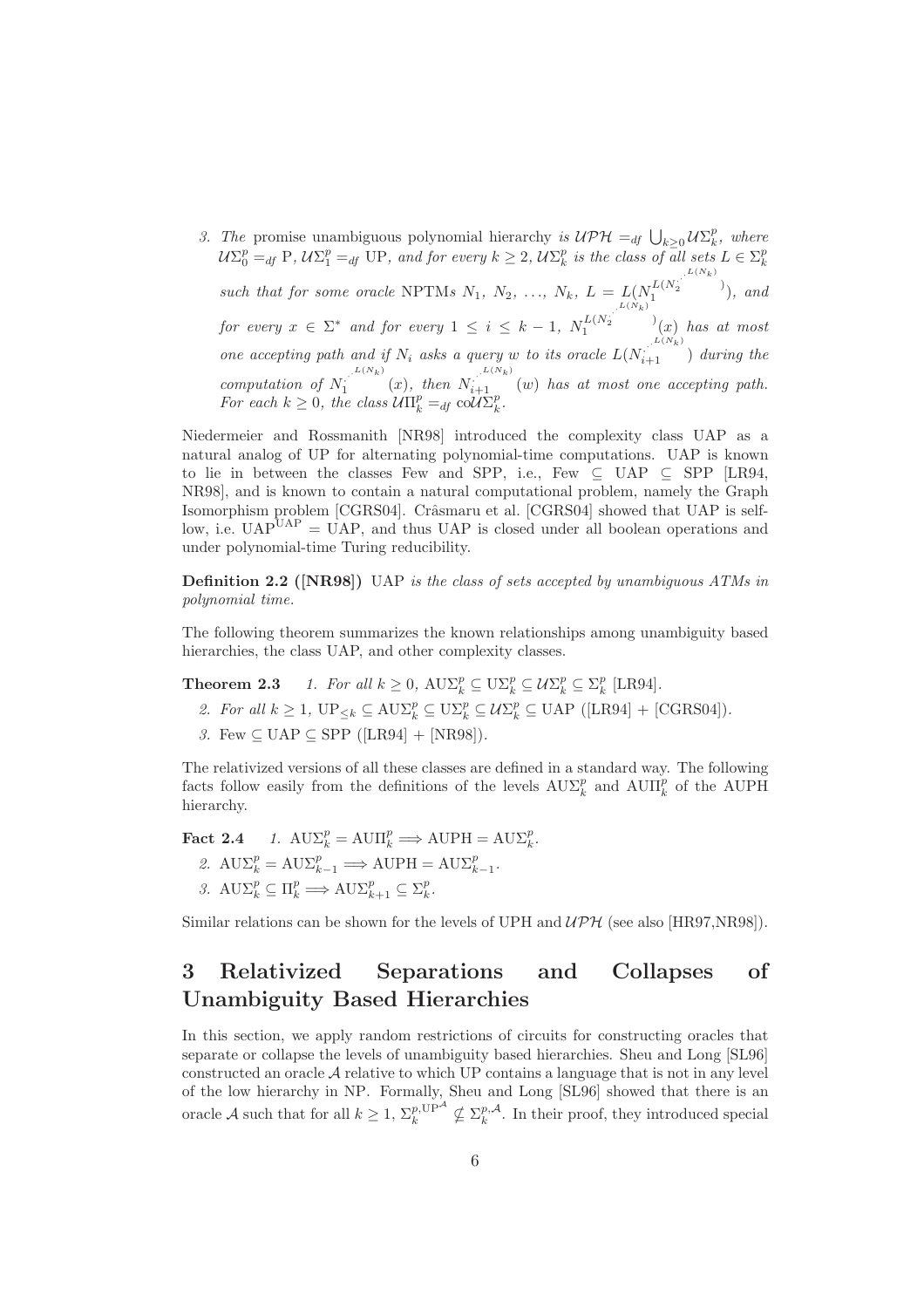3. *The* promise unambiguous polynomial hierarchy *is* $\mathcal{UPH} =_{df} \bigcup_{k\geq 0} \mathcal{U}\Sigma_k^p$*, where* $\mathcal{U}\Sigma_0^p =_{df}$ P, $\mathcal{U}\Sigma_1^p =_{df}$ UP*, and for every* $k \geq 2$*,* $\mathcal{U}\Sigma_k^p$ *is the class of all sets* $L \in \Sigma_k^p$ *such that for some oracle* NPTMs $N_1, N_2, \ldots, N_k$*,* $L = L(N_1^{L(N_2^{\cdot^{\cdot^{L(N_k)}}})})$*, and for every* $x \in \Sigma^*$ *and for every* $1 \leq i \leq k-1$*,* $N_1^{L(N_2^{\cdot^{\cdot^{L(N_k)}}})}(x)$ *has at most one accepting path and if* $N_i$ *asks a query* $w$ *to its oracle* $L(N_{i+1}^{\cdot^{\cdot^{L(N_k)}}})$ *during the computation of* $N_1^{\cdot^{\cdot^{L(N_k)}}}(x)$*, then* $N_{i+1}^{\cdot^{\cdot^{L(N_k)}}}(w)$ *has at most one accepting path. For each* $k \geq 0$*, the class* $\mathcal{U}\Pi_k^p =_{df}$ co$\mathcal{U}\Sigma_k^p$*.*

Niedermeier and Rossmanith [NR98] introduced the complexity class UAP as a natural analog of UP for alternating polynomial-time computations. UAP is known to lie in between the classes Few and SPP, i.e., Few $\subseteq$ UAP $\subseteq$ SPP [LR94, NR98], and is known to contain a natural computational problem, namely the Graph Isomorphism problem [CGRS04]. Crâsmaru et al. [CGRS04] showed that UAP is self-low, i.e. $\text{UAP}^{\text{UAP}} = \text{UAP}$, and thus UAP is closed under all boolean operations and under polynomial-time Turing reducibility.

**Definition 2.2 ([NR98])** UAP *is the class of sets accepted by unambiguous ATMs in polynomial time.*

The following theorem summarizes the known relationships among unambiguity based hierarchies, the class UAP, and other complexity classes.

**Theorem 2.3** *1. For all* $k \geq 0$*,* $\text{AU}\Sigma_k^p \subseteq \text{U}\Sigma_k^p \subseteq \mathcal{U}\Sigma_k^p \subseteq \Sigma_k^p$ [LR94].

*2. For all* $k \geq 1$*,* $\text{UP}_{\leq k} \subseteq \text{AU}\Sigma_k^p \subseteq \text{U}\Sigma_k^p \subseteq \mathcal{U}\Sigma_k^p \subseteq \text{UAP}$ ([LR94] + [CGRS04]).

*3.* Few $\subseteq$ UAP $\subseteq$ SPP ([LR94] + [NR98]).

The relativized versions of all these classes are defined in a standard way. The following facts follow easily from the definitions of the levels $\text{AU}\Sigma_k^p$ and $\text{AU}\Pi_k^p$ of the AUPH hierarchy.

**Fact 2.4** *1.* $\text{AU}\Sigma_k^p = \text{AU}\Pi_k^p \Longrightarrow \text{AUPH} = \text{AU}\Sigma_k^p$*.*

*2.* $\text{AU}\Sigma_k^p = \text{AU}\Sigma_{k-1}^p \Longrightarrow \text{AUPH} = \text{AU}\Sigma_{k-1}^p$*.*

*3.* $\text{AU}\Sigma_k^p \subseteq \Pi_k^p \Longrightarrow \text{AU}\Sigma_{k+1}^p \subseteq \Sigma_k^p$*.*

Similar relations can be shown for the levels of UPH and $\mathcal{UPH}$ (see also [HR97,NR98]).

# 3 Relativized Separations and Collapses of Unambiguity Based Hierarchies

In this section, we apply random restrictions of circuits for constructing oracles that separate or collapse the levels of unambiguity based hierarchies. Sheu and Long [SL96] constructed an oracle $\mathcal{A}$ relative to which UP contains a language that is not in any level of the low hierarchy in NP. Formally, Sheu and Long [SL96] showed that there is an oracle $\mathcal{A}$ such that for all $k \geq 1$, $\Sigma_k^{p,\text{UP}^{\mathcal{A}}} \not\subseteq \Sigma_k^{p,\mathcal{A}}$. In their proof, they introduced special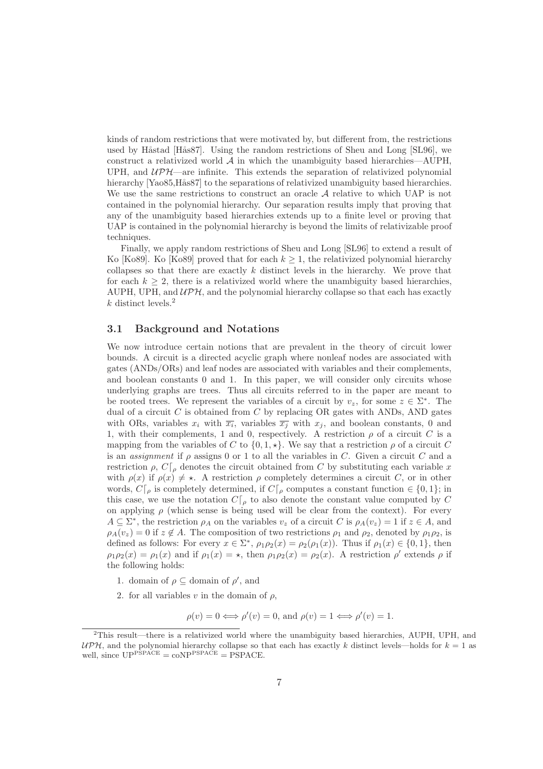kinds of random restrictions that were motivated by, but different from, the restrictions used by Håstad [Hås87]. Using the random restrictions of Sheu and Long [SL96], we construct a relativized world $\mathcal{A}$ in which the unambiguity based hierarchies—AUPH, UPH, and $\mathcal{UPH}$—are infinite. This extends the separation of relativized polynomial hierarchy [Yao85,Hås87] to the separations of relativized unambiguity based hierarchies. We use the same restrictions to construct an oracle $\mathcal{A}$ relative to which UAP is not contained in the polynomial hierarchy. Our separation results imply that proving that any of the unambiguity based hierarchies extends up to a finite level or proving that UAP is contained in the polynomial hierarchy is beyond the limits of relativizable proof techniques.

Finally, we apply random restrictions of Sheu and Long [SL96] to extend a result of Ko [Ko89]. Ko [Ko89] proved that for each $k \geq 1$, the relativized polynomial hierarchy collapses so that there are exactly $k$ distinct levels in the hierarchy. We prove that for each $k \geq 2$, there is a relativized world where the unambiguity based hierarchies, AUPH, UPH, and $\mathcal{UPH}$, and the polynomial hierarchy collapse so that each has exactly $k$ distinct levels.[2]

### 3.1 Background and Notations

We now introduce certain notions that are prevalent in the theory of circuit lower bounds. A circuit is a directed acyclic graph where nonleaf nodes are associated with gates (ANDs/ORs) and leaf nodes are associated with variables and their complements, and boolean constants 0 and 1. In this paper, we will consider only circuits whose underlying graphs are trees. Thus all circuits referred to in the paper are meant to be rooted trees. We represent the variables of a circuit by $v_z$, for some $z \in \Sigma^*$. The dual of a circuit $C$ is obtained from $C$ by replacing OR gates with ANDs, AND gates with ORs, variables $x_i$ with $\overline{x_i}$, variables $\overline{x_j}$ with $x_j$, and boolean constants, 0 and 1, with their complements, 1 and 0, respectively. A restriction $\rho$ of a circuit $C$ is a mapping from the variables of $C$ to $\{0, 1, \star\}$. We say that a restriction $\rho$ of a circuit $C$ is an *assignment* if $\rho$ assigns 0 or 1 to all the variables in $C$. Given a circuit $C$ and a restriction $\rho$, $C\lceil_\rho$ denotes the circuit obtained from $C$ by substituting each variable $x$ with $\rho(x)$ if $\rho(x) \neq \star$. A restriction $\rho$ completely determines a circuit $C$, or in other words, $C\lceil_\rho$ is completely determined, if $C\lceil_\rho$ computes a constant function $\in \{0, 1\}$; in this case, we use the notation $C\lceil_\rho$ to also denote the constant value computed by $C$ on applying $\rho$ (which sense is being used will be clear from the context). For every $A \subseteq \Sigma^*$, the restriction $\rho_A$ on the variables $v_z$ of a circuit $C$ is $\rho_A(v_z) = 1$ if $z \in A$, and $\rho_A(v_z) = 0$ if $z \notin A$. The composition of two restrictions $\rho_1$ and $\rho_2$, denoted by $\rho_1\rho_2$, is defined as follows: For every $x \in \Sigma^*$, $\rho_1\rho_2(x) = \rho_2(\rho_1(x))$. Thus if $\rho_1(x) \in \{0, 1\}$, then $\rho_1\rho_2(x) = \rho_1(x)$ and if $\rho_1(x) = \star$, then $\rho_1\rho_2(x) = \rho_2(x)$. A restriction $\rho'$ extends $\rho$ if the following holds:

1. domain of $\rho \subseteq$ domain of $\rho'$, and
2. for all variables $v$ in the domain of $\rho$,

$$\rho(v) = 0 \Longleftrightarrow \rho'(v) = 0, \text{ and } \rho(v) = 1 \Longleftrightarrow \rho'(v) = 1.$$

[2] This result—there is a relativized world where the unambiguity based hierarchies, AUPH, UPH, and $\mathcal{UPH}$, and the polynomial hierarchy collapse so that each has exactly $k$ distinct levels—holds for $k = 1$ as well, since $\mathrm{UP}^{\mathrm{PSPACE}} = \mathrm{coNP}^{\mathrm{PSPACE}} = \mathrm{PSPACE}$.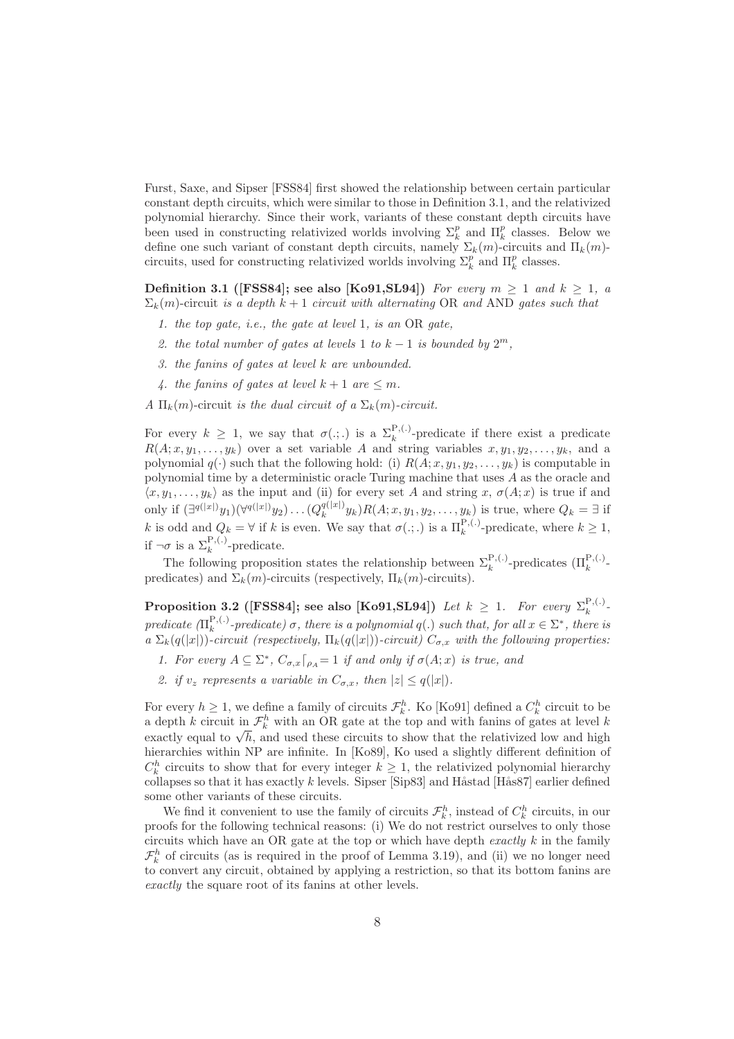Furst, Saxe, and Sipser [FSS84] first showed the relationship between certain particular constant depth circuits, which were similar to those in Definition 3.1, and the relativized polynomial hierarchy. Since their work, variants of these constant depth circuits have been used in constructing relativized worlds involving $\Sigma_k^p$ and $\Pi_k^p$ classes. Below we define one such variant of constant depth circuits, namely $\Sigma_k(m)$-circuits and $\Pi_k(m)$-circuits, used for constructing relativized worlds involving $\Sigma_k^p$ and $\Pi_k^p$ classes.

**Definition 3.1 ([FSS84]; see also [Ko91,SL94])** *For every $m \geq 1$ and $k \geq 1$, a $\Sigma_k(m)$-circuit is a depth $k+1$ circuit with alternating* OR *and* AND *gates such that*

1. *the top gate, i.e., the gate at level 1, is an* OR *gate,*
2. *the total number of gates at levels 1 to $k-1$ is bounded by $2^m$,*
3. *the fanins of gates at level $k$ are unbounded.*
4. *the fanins of gates at level $k+1$ are $\leq m$.*

*A $\Pi_k(m)$-circuit is the dual circuit of a $\Sigma_k(m)$-circuit.*

For every $k \geq 1$, we say that $\sigma(.;.)$ is a $\Sigma_k^{\mathrm{P},(.)}$-predicate if there exist a predicate $R(A; x, y_1, \ldots, y_k)$ over a set variable $A$ and string variables $x, y_1, y_2, \ldots, y_k$, and a polynomial $q(\cdot)$ such that the following hold: (i) $R(A; x, y_1, y_2, \ldots, y_k)$ is computable in polynomial time by a deterministic oracle Turing machine that uses $A$ as the oracle and $\langle x, y_1, \ldots, y_k \rangle$ as the input and (ii) for every set $A$ and string $x$, $\sigma(A; x)$ is true if and only if $(\exists^{q(|x|)} y_1)(\forall^{q(|x|)} y_2) \ldots (Q_k^{q(|x|)} y_k) R(A; x, y_1, y_2, \ldots, y_k)$ is true, where $Q_k = \exists$ if $k$ is odd and $Q_k = \forall$ if $k$ is even. We say that $\sigma(.;.)$ is a $\Pi_k^{\mathrm{P},(.)}$-predicate, where $k \geq 1$, if $\neg\sigma$ is a $\Sigma_k^{\mathrm{P},(.)}$-predicate.

The following proposition states the relationship between $\Sigma_k^{\mathrm{P},(.)}$-predicates ($\Pi_k^{\mathrm{P},(.)}$-predicates) and $\Sigma_k(m)$-circuits (respectively, $\Pi_k(m)$-circuits).

**Proposition 3.2 ([FSS84]; see also [Ko91,SL94])** *Let $k \geq 1$. For every $\Sigma_k^{\mathrm{P},(.)}$-predicate ($\Pi_k^{\mathrm{P},(.)}$-predicate) $\sigma$, there is a polynomial $q(.)$ such that, for all $x \in \Sigma^*$, there is a $\Sigma_k(q(|x|))$-circuit (respectively, $\Pi_k(q(|x|))$-circuit) $C_{\sigma,x}$ with the following properties:*

1. *For every $A \subseteq \Sigma^*$, $C_{\sigma,x}\lceil_{\rho_A} = 1$ if and only if $\sigma(A; x)$ is true, and*
2. *if $v_z$ represents a variable in $C_{\sigma,x}$, then $|z| \leq q(|x|)$.*

For every $h \geq 1$, we define a family of circuits $\mathcal{F}_k^h$. Ko [Ko91] defined a $C_k^h$ circuit to be a depth $k$ circuit in $\mathcal{F}_k^h$ with an OR gate at the top and with fanins of gates at level $k$ exactly equal to $\sqrt{h}$, and used these circuits to show that the relativized low and high hierarchies within NP are infinite. In [Ko89], Ko used a slightly different definition of $C_k^h$ circuits to show that for every integer $k \geq 1$, the relativized polynomial hierarchy collapses so that it has exactly $k$ levels. Sipser [Sip83] and Håstad [Hås87] earlier defined some other variants of these circuits.

We find it convenient to use the family of circuits $\mathcal{F}_k^h$, instead of $C_k^h$ circuits, in our proofs for the following technical reasons: (i) We do not restrict ourselves to only those circuits which have an OR gate at the top or which have depth *exactly* $k$ in the family $\mathcal{F}_k^h$ of circuits (as is required in the proof of Lemma 3.19), and (ii) we no longer need to convert any circuit, obtained by applying a restriction, so that its bottom fanins are *exactly* the square root of its fanins at other levels.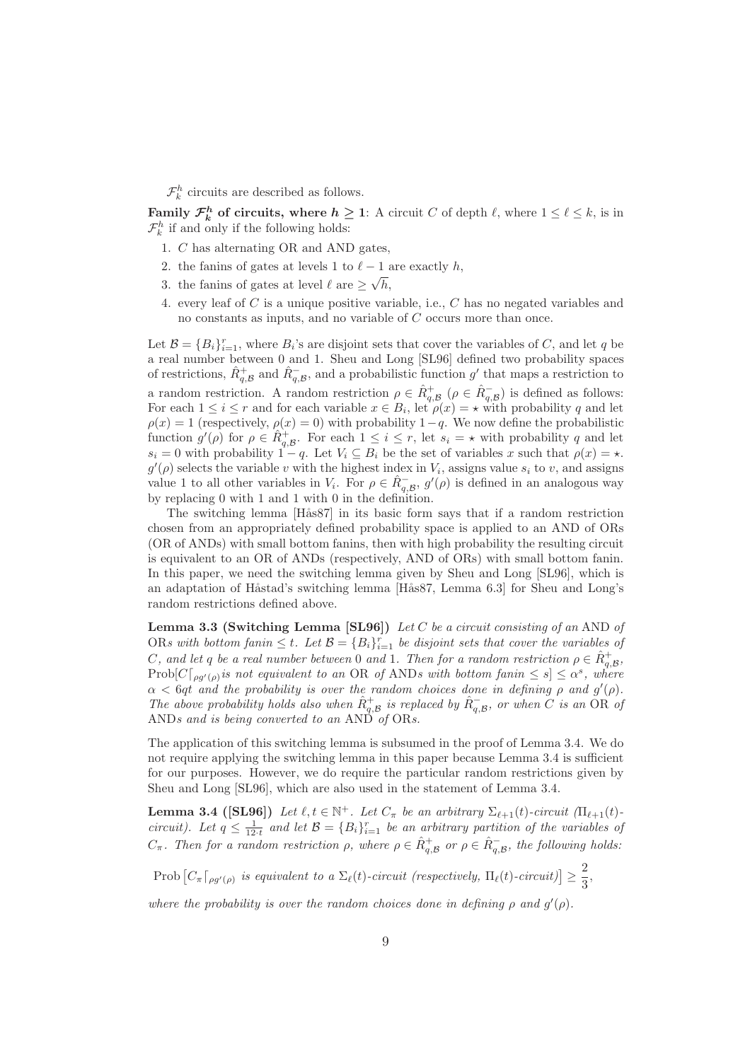$\mathcal{F}_k^h$ circuits are described as follows.

**Family $\mathcal{F}_k^h$ of circuits, where $h \geq 1$**: A circuit $C$ of depth $\ell$, where $1 \leq \ell \leq k$, is in $\mathcal{F}_k^h$ if and only if the following holds:

1. $C$ has alternating OR and AND gates,
2. the fanins of gates at levels 1 to $\ell - 1$ are exactly $h$,
3. the fanins of gates at level $\ell$ are $\geq \sqrt{h}$,
4. every leaf of $C$ is a unique positive variable, i.e., $C$ has no negated variables and no constants as inputs, and no variable of $C$ occurs more than once.

Let $\mathcal{B} = \{B_i\}_{i=1}^r$, where $B_i$'s are disjoint sets that cover the variables of $C$, and let $q$ be a real number between 0 and 1. Sheu and Long [SL96] defined two probability spaces of restrictions, $\hat{R}^+_{q,\mathcal{B}}$ and $\hat{R}^-_{q,\mathcal{B}}$, and a probabilistic function $g'$ that maps a restriction to a random restriction. A random restriction $\rho \in \hat{R}^+_{q,\mathcal{B}}$ ($\rho \in \hat{R}^-_{q,\mathcal{B}}$) is defined as follows: For each $1 \leq i \leq r$ and for each variable $x \in B_i$, let $\rho(x) = \star$ with probability $q$ and let $\rho(x) = 1$ (respectively, $\rho(x) = 0$) with probability $1-q$. We now define the probabilistic function $g'(\rho)$ for $\rho \in \hat{R}^+_{q,\mathcal{B}}$. For each $1 \leq i \leq r$, let $s_i = \star$ with probability $q$ and let $s_i = 0$ with probability $1-q$. Let $V_i \subseteq B_i$ be the set of variables $x$ such that $\rho(x) = \star$. $g'(\rho)$ selects the variable $v$ with the highest index in $V_i$, assigns value $s_i$ to $v$, and assigns value 1 to all other variables in $V_i$. For $\rho \in \hat{R}^-_{q,\mathcal{B}}$, $g'(\rho)$ is defined in an analogous way by replacing 0 with 1 and 1 with 0 in the definition.

The switching lemma [Hås87] in its basic form says that if a random restriction chosen from an appropriately defined probability space is applied to an AND of ORs (OR of ANDs) with small bottom fanins, then with high probability the resulting circuit is equivalent to an OR of ANDs (respectively, AND of ORs) with small bottom fanin. In this paper, we need the switching lemma given by Sheu and Long [SL96], which is an adaptation of Håstad's switching lemma [Hås87, Lemma 6.3] for Sheu and Long's random restrictions defined above.

**Lemma 3.3 (Switching Lemma [SL96])** *Let $C$ be a circuit consisting of an* AND *of* OR*s with bottom fanin $\leq t$. Let $\mathcal{B} = \{B_i\}_{i=1}^r$ be disjoint sets that cover the variables of $C$, and let $q$ be a real number between 0 and 1. Then for a random restriction $\rho \in \hat{R}^+_{q,\mathcal{B}}$, $\mathrm{Prob}[C\lceil_{\rho g'(\rho)}$ is not equivalent to an* OR *of* AND*s with bottom fanin $\leq s] \leq \alpha^s$, where $\alpha < 6qt$ and the probability is over the random choices done in defining $\rho$ and $g'(\rho)$. The above probability holds also when $\hat{R}^+_{q,\mathcal{B}}$ is replaced by $\hat{R}^-_{q,\mathcal{B}}$, or when $C$ is an* OR *of* AND*s and is being converted to an* AND *of* OR*s.*

The application of this switching lemma is subsumed in the proof of Lemma 3.4. We do not require applying the switching lemma in this paper because Lemma 3.4 is sufficient for our purposes. However, we do require the particular random restrictions given by Sheu and Long [SL96], which are also used in the statement of Lemma 3.4.

**Lemma 3.4 ([SL96])** *Let $\ell, t \in \mathbb{N}^+$. Let $C_\pi$ be an arbitrary $\Sigma_{\ell+1}(t)$-circuit ($\Pi_{\ell+1}(t)$-circuit). Let $q \leq \frac{1}{12 \cdot t}$ and let $\mathcal{B} = \{B_i\}_{i=1}^r$ be an arbitrary partition of the variables of $C_\pi$. Then for a random restriction $\rho$, where $\rho \in \hat{R}^+_{q,\mathcal{B}}$ or $\rho \in \hat{R}^-_{q,\mathcal{B}}$, the following holds:*

$$\mathrm{Prob}\left[C_\pi\lceil_{\rho g'(\rho)} \text{ is equivalent to a } \Sigma_\ell(t)\text{-circuit (respectively, } \Pi_\ell(t)\text{-circuit)}\right] \geq \frac{2}{3},$$

*where the probability is over the random choices done in defining $\rho$ and $g'(\rho)$.*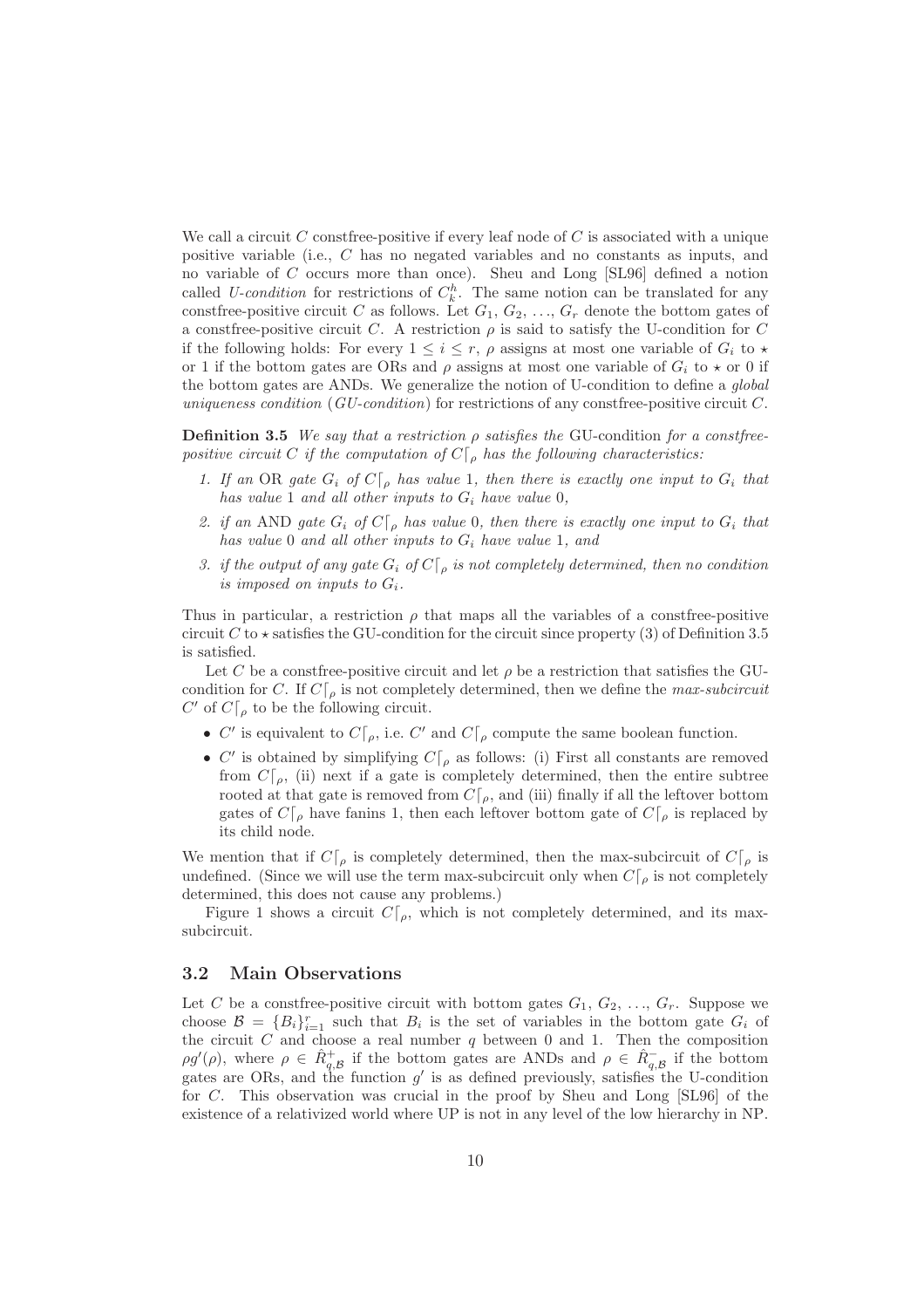We call a circuit $C$ constfree-positive if every leaf node of $C$ is associated with a unique positive variable (i.e., $C$ has no negated variables and no constants as inputs, and no variable of $C$ occurs more than once). Sheu and Long [SL96] defined a notion called *U-condition* for restrictions of $C_k^h$. The same notion can be translated for any constfree-positive circuit $C$ as follows. Let $G_1, G_2, \ldots, G_r$ denote the bottom gates of a constfree-positive circuit $C$. A restriction $\rho$ is said to satisfy the U-condition for $C$ if the following holds: For every $1 \leq i \leq r$, $\rho$ assigns at most one variable of $G_i$ to $\star$ or 1 if the bottom gates are ORs and $\rho$ assigns at most one variable of $G_i$ to $\star$ or 0 if the bottom gates are ANDs. We generalize the notion of U-condition to define a *global uniqueness condition* (*GU-condition*) for restrictions of any constfree-positive circuit $C$.

**Definition 3.5** *We say that a restriction $\rho$ satisfies the* GU-condition *for a constfree-positive circuit $C$ if the computation of $C\lceil_\rho$ has the following characteristics:*

1. *If an* OR *gate $G_i$ of $C\lceil_\rho$ has value* 1*, then there is exactly one input to $G_i$ that has value* 1 *and all other inputs to $G_i$ have value* 0*,*
2. *if an* AND *gate $G_i$ of $C\lceil_\rho$ has value* 0*, then there is exactly one input to $G_i$ that has value* 0 *and all other inputs to $G_i$ have value* 1*, and*
3. *if the output of any gate $G_i$ of $C\lceil_\rho$ is not completely determined, then no condition is imposed on inputs to $G_i$.*

Thus in particular, a restriction $\rho$ that maps all the variables of a constfree-positive circuit $C$ to $\star$ satisfies the GU-condition for the circuit since property (3) of Definition 3.5 is satisfied.

Let $C$ be a constfree-positive circuit and let $\rho$ be a restriction that satisfies the GU-condition for $C$. If $C\lceil_\rho$ is not completely determined, then we define the *max-subcircuit* $C'$ of $C\lceil_\rho$ to be the following circuit.

- $C'$ is equivalent to $C\lceil_\rho$, i.e. $C'$ and $C\lceil_\rho$ compute the same boolean function.
- $C'$ is obtained by simplifying $C\lceil_\rho$ as follows: (i) First all constants are removed from $C\lceil_\rho$, (ii) next if a gate is completely determined, then the entire subtree rooted at that gate is removed from $C\lceil_\rho$, and (iii) finally if all the leftover bottom gates of $C\lceil_\rho$ have fanins 1, then each leftover bottom gate of $C\lceil_\rho$ is replaced by its child node.

We mention that if $C\lceil_\rho$ is completely determined, then the max-subcircuit of $C\lceil_\rho$ is undefined. (Since we will use the term max-subcircuit only when $C\lceil_\rho$ is not completely determined, this does not cause any problems.)

Figure 1 shows a circuit $C\lceil_\rho$, which is not completely determined, and its max-subcircuit.

### 3.2 Main Observations

Let $C$ be a constfree-positive circuit with bottom gates $G_1, G_2, \ldots, G_r$. Suppose we choose $\mathcal{B} = \{B_i\}_{i=1}^r$ such that $B_i$ is the set of variables in the bottom gate $G_i$ of the circuit $C$ and choose a real number $q$ between 0 and 1. Then the composition $\rho g'(\rho)$, where $\rho \in \hat{R}^+_{q,\mathcal{B}}$ if the bottom gates are ANDs and $\rho \in \hat{R}^-_{q,\mathcal{B}}$ if the bottom gates are ORs, and the function $g'$ is as defined previously, satisfies the U-condition for $C$. This observation was crucial in the proof by Sheu and Long [SL96] of the existence of a relativized world where UP is not in any level of the low hierarchy in NP.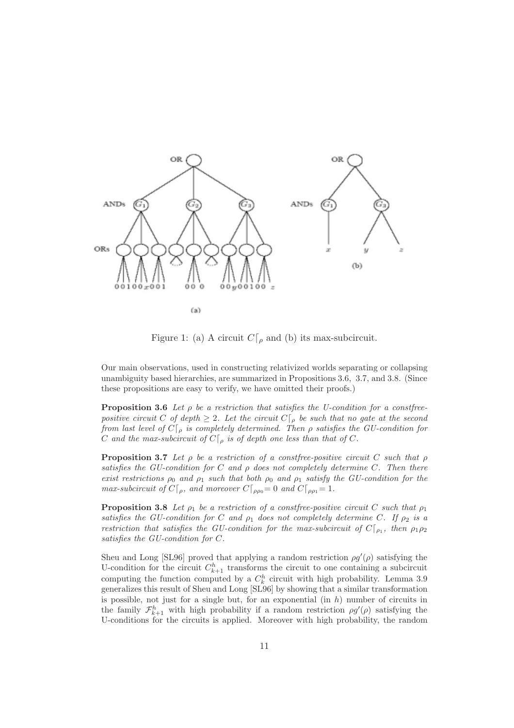Figure 1: (a) A circuit $C\lceil_\rho$ and (b) its max-subcircuit.

Our main observations, used in constructing relativized worlds separating or collapsing unambiguity based hierarchies, are summarized in Propositions 3.6, 3.7, and 3.8. (Since these propositions are easy to verify, we have omitted their proofs.)

**Proposition 3.6** *Let $\rho$ be a restriction that satisfies the U-condition for a constfree-positive circuit $C$ of depth $\geq 2$. Let the circuit $C\lceil_\rho$ be such that no gate at the second from last level of $C\lceil_\rho$ is completely determined. Then $\rho$ satisfies the GU-condition for $C$ and the max-subcircuit of $C\lceil_\rho$ is of depth one less than that of $C$.*

**Proposition 3.7** *Let $\rho$ be a restriction of a constfree-positive circuit $C$ such that $\rho$ satisfies the GU-condition for $C$ and $\rho$ does not completely determine $C$. Then there exist restrictions $\rho_0$ and $\rho_1$ such that both $\rho_0$ and $\rho_1$ satisfy the GU-condition for the max-subcircuit of $C\lceil_\rho$, and moreover $C\lceil_{\rho\rho_0}= 0$ and $C\lceil_{\rho\rho_1}= 1$.*

**Proposition 3.8** *Let $\rho_1$ be a restriction of a constfree-positive circuit $C$ such that $\rho_1$ satisfies the GU-condition for $C$ and $\rho_1$ does not completely determine $C$. If $\rho_2$ is a restriction that satisfies the GU-condition for the max-subcircuit of $C\lceil_{\rho_1}$, then $\rho_1\rho_2$ satisfies the GU-condition for $C$.*

Sheu and Long [SL96] proved that applying a random restriction $\rho g'(\rho)$ satisfying the U-condition for the circuit $C^h_{k+1}$ transforms the circuit to one containing a subcircuit computing the function computed by a $C^h_k$ circuit with high probability. Lemma 3.9 generalizes this result of Sheu and Long [SL96] by showing that a similar transformation is possible, not just for a single but, for an exponential (in $h$) number of circuits in the family $\mathcal{F}^h_{k+1}$ with high probability if a random restriction $\rho g'(\rho)$ satisfying the U-conditions for the circuits is applied. Moreover with high probability, the random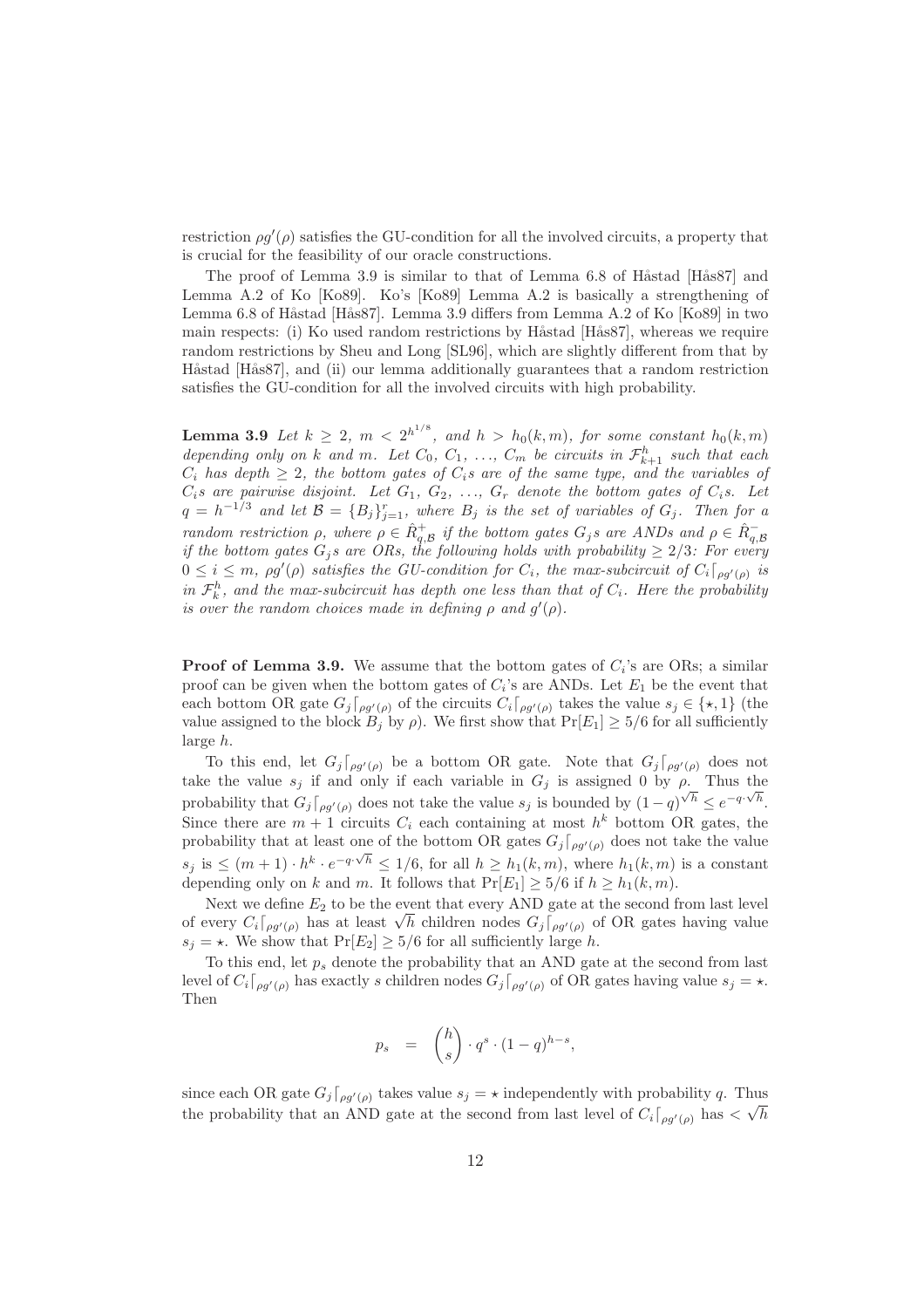restriction $\rho g'(\rho)$ satisfies the GU-condition for all the involved circuits, a property that is crucial for the feasibility of our oracle constructions.

The proof of Lemma 3.9 is similar to that of Lemma 6.8 of Håstad [Hås87] and Lemma A.2 of Ko [Ko89]. Ko's [Ko89] Lemma A.2 is basically a strengthening of Lemma 6.8 of Håstad [Hås87]. Lemma 3.9 differs from Lemma A.2 of Ko [Ko89] in two main respects: (i) Ko used random restrictions by Håstad [Hås87], whereas we require random restrictions by Sheu and Long [SL96], which are slightly different from that by Håstad [Hås87], and (ii) our lemma additionally guarantees that a random restriction satisfies the GU-condition for all the involved circuits with high probability.

**Lemma 3.9** *Let $k \geq 2$, $m < 2^{h^{1/8}}$, and $h > h_0(k,m)$, for some constant $h_0(k,m)$ depending only on $k$ and $m$. Let $C_0$, $C_1$, $\ldots$, $C_m$ be circuits in $\mathcal{F}^h_{k+1}$ such that each $C_i$ has depth $\geq 2$, the bottom gates of $C_i$s are of the same type, and the variables of $C_i$s are pairwise disjoint. Let $G_1$, $G_2$, $\ldots$, $G_r$ denote the bottom gates of $C_i$s. Let $q = h^{-1/3}$ and let $\mathcal{B} = \{B_j\}_{j=1}^r$, where $B_j$ is the set of variables of $G_j$. Then for a random restriction $\rho$, where $\rho \in \hat{R}^+_{q,\mathcal{B}}$ if the bottom gates $G_j$s are ANDs and $\rho \in \hat{R}^-_{q,\mathcal{B}}$ if the bottom gates $G_j$s are ORs, the following holds with probability $\geq 2/3$: For every $0 \leq i \leq m$, $\rho g'(\rho)$ satisfies the GU-condition for $C_i$, the max-subcircuit of $C_i\lceil_{\rho g'(\rho)}$ is in $\mathcal{F}^h_k$, and the max-subcircuit has depth one less than that of $C_i$. Here the probability is over the random choices made in defining $\rho$ and $g'(\rho)$.*

**Proof of Lemma 3.9.** We assume that the bottom gates of $C_i$'s are ORs; a similar proof can be given when the bottom gates of $C_i$'s are ANDs. Let $E_1$ be the event that each bottom OR gate $G_j\lceil_{\rho g'(\rho)}$ of the circuits $C_i\lceil_{\rho g'(\rho)}$ takes the value $s_j \in \{\star, 1\}$ (the value assigned to the block $B_j$ by $\rho$). We first show that $\Pr[E_1] \geq 5/6$ for all sufficiently large $h$.

To this end, let $G_j\lceil_{\rho g'(\rho)}$ be a bottom OR gate. Note that $G_j\lceil_{\rho g'(\rho)}$ does not take the value $s_j$ if and only if each variable in $G_j$ is assigned 0 by $\rho$. Thus the probability that $G_j\lceil_{\rho g'(\rho)}$ does not take the value $s_j$ is bounded by $(1-q)^{\sqrt{h}} \leq e^{-q\cdot\sqrt{h}}$. Since there are $m+1$ circuits $C_i$ each containing at most $h^k$ bottom OR gates, the probability that at least one of the bottom OR gates $G_j\lceil_{\rho g'(\rho)}$ does not take the value $s_j$ is $\leq (m+1)\cdot h^k \cdot e^{-q\cdot\sqrt{h}} \leq 1/6$, for all $h \geq h_1(k,m)$, where $h_1(k,m)$ is a constant depending only on $k$ and $m$. It follows that $\Pr[E_1] \geq 5/6$ if $h \geq h_1(k,m)$.

Next we define $E_2$ to be the event that every AND gate at the second from last level of every $C_i\lceil_{\rho g'(\rho)}$ has at least $\sqrt{h}$ children nodes $G_j\lceil_{\rho g'(\rho)}$ of OR gates having value $s_j = \star$. We show that $\Pr[E_2] \geq 5/6$ for all sufficiently large $h$.

To this end, let $p_s$ denote the probability that an AND gate at the second from last level of $C_i\lceil_{\rho g'(\rho)}$ has exactly $s$ children nodes $G_j\lceil_{\rho g'(\rho)}$ of OR gates having value $s_j = \star$. Then

$$p_s = \binom{h}{s}\cdot q^s \cdot (1-q)^{h-s},$$

since each OR gate $G_j\lceil_{\rho g'(\rho)}$ takes value $s_j = \star$ independently with probability $q$. Thus the probability that an AND gate at the second from last level of $C_i\lceil_{\rho g'(\rho)}$ has $< \sqrt{h}$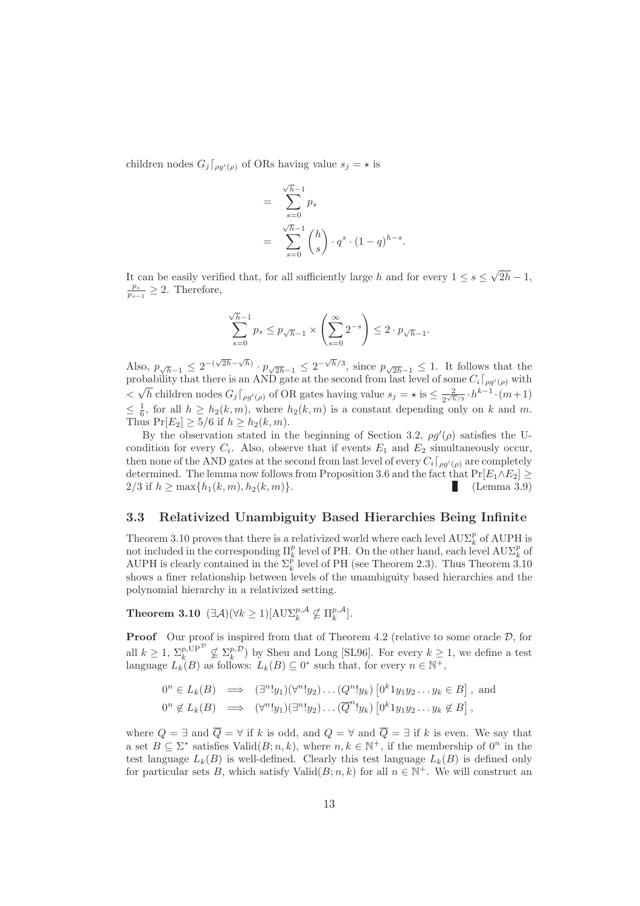children nodes $G_j\lceil_{\rho g'(\rho)}$ of ORs having value $s_j = \star$ is

$$
\begin{aligned}
&= \sum_{s=0}^{\sqrt{h}-1} p_s \\
&= \sum_{s=0}^{\sqrt{h}-1} \binom{h}{s} \cdot q^s \cdot (1-q)^{h-s}.
\end{aligned}
$$

It can be easily verified that, for all sufficiently large $h$ and for every $1 \leq s \leq \sqrt{2h} - 1$, $\frac{p_s}{p_{s-1}} \geq 2$. Therefore,

$$
\sum_{s=0}^{\sqrt{h}-1} p_s \leq p_{\sqrt{h}-1} \times \left( \sum_{s=0}^{\infty} 2^{-s} \right) \leq 2 \cdot p_{\sqrt{h}-1}.
$$

Also, $p_{\sqrt{h}-1} \leq 2^{-(\sqrt{2h}-\sqrt{h})} \cdot p_{\sqrt{2h}-1} \leq 2^{-\sqrt{h}/3}$, since $p_{\sqrt{2h}-1} \leq 1$. It follows that the probability that there is an AND gate at the second from last level of some $C_i\lceil_{\rho g'(\rho)}$ with $< \sqrt{h}$ children nodes $G_j\lceil_{\rho g'(\rho)}$ of OR gates having value $s_j = \star$ is $\leq \frac{2}{2^{\sqrt{h}/3}} \cdot h^{k-1} \cdot (m+1)$ $\leq \frac{1}{6}$, for all $h \geq h_2(k,m)$, where $h_2(k,m)$ is a constant depending only on $k$ and $m$. Thus $\Pr[E_2] \geq 5/6$ if $h \geq h_2(k,m)$.

By the observation stated in the beginning of Section 3.2, $\rho g'(\rho)$ satisfies the U-condition for every $C_i$. Also, observe that if events $E_1$ and $E_2$ simultaneously occur, then none of the AND gates at the second from last level of every $C_i\lceil_{\rho g'(\rho)}$ are completely determined. The lemma now follows from Proposition 3.6 and the fact that $\Pr[E_1 \wedge E_2] \geq 2/3$ if $h \geq \max\{h_1(k,m), h_2(k,m)\}$. ∎ (Lemma 3.9)

### 3.3 Relativized Unambiguity Based Hierarchies Being Infinite

Theorem 3.10 proves that there is a relativized world where each level $\mathrm{AU}\Sigma_k^p$ of AUPH is not included in the corresponding $\Pi_k^p$ level of PH. On the other hand, each level $\mathrm{AU}\Sigma_k^p$ of AUPH is clearly contained in the $\Sigma_k^p$ level of PH (see Theorem 2.3). Thus Theorem 3.10 shows a finer relationship between levels of the unambiguity based hierarchies and the polynomial hierarchy in a relativized setting.

**Theorem 3.10** $(\exists \mathcal{A})(\forall k \geq 1)[\mathrm{AU}\Sigma_k^{p,\mathcal{A}} \not\subseteq \Pi_k^{p,\mathcal{A}}]$.

**Proof** Our proof is inspired from that of Theorem 4.2 (relative to some oracle $\mathcal{D}$, for all $k \geq 1$, $\Sigma_k^{p,\mathrm{UP}^{\mathcal{D}}} \not\subseteq \Sigma_k^{p,\mathcal{D}}$) by Sheu and Long [SL96]. For every $k \geq 1$, we define a test language $L_k(B)$ as follows: $L_k(B) \subseteq 0^*$ such that, for every $n \in \mathbb{N}^+$,

$$
\begin{aligned}
0^n \in L_k(B) &\implies (\exists^n! y_1)(\forall^n! y_2)\ldots(Q^n! y_k)\left[0^k 1 y_1 y_2 \ldots y_k \in B\right], \text{ and} \\
0^n \notin L_k(B) &\implies (\forall^n! y_1)(\exists^n! y_2)\ldots(\overline{Q}^n! y_k)\left[0^k 1 y_1 y_2 \ldots y_k \notin B\right],
\end{aligned}
$$

where $Q = \exists$ and $\overline{Q} = \forall$ if $k$ is odd, and $Q = \forall$ and $\overline{Q} = \exists$ if $k$ is even. We say that a set $B \subseteq \Sigma^*$ satisfies $\mathrm{Valid}(B; n, k)$, where $n, k \in \mathbb{N}^+$, if the membership of $0^n$ in the test language $L_k(B)$ is well-defined. Clearly this test language $L_k(B)$ is defined only for particular sets $B$, which satisfy $\mathrm{Valid}(B; n, k)$ for all $n \in \mathbb{N}^+$. We will construct an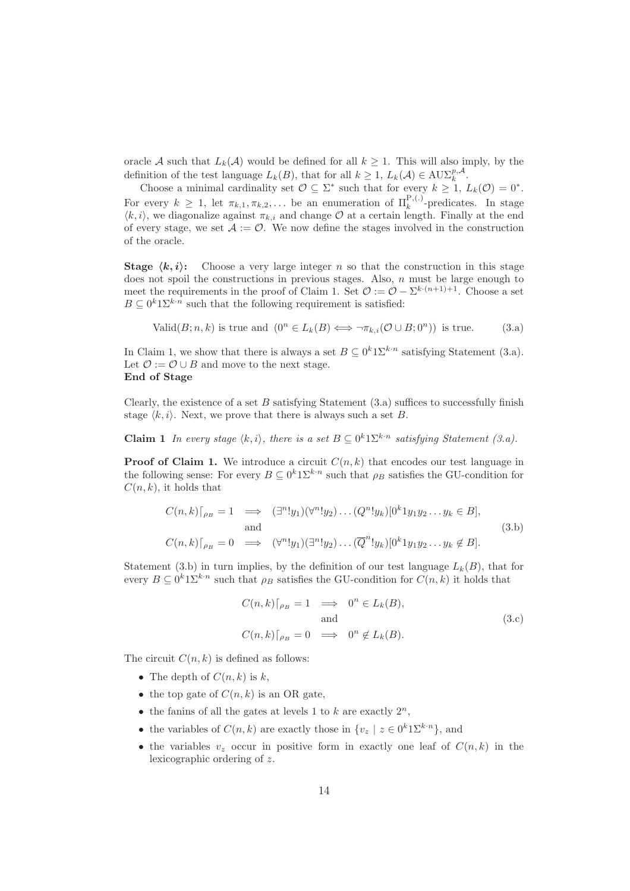oracle $\mathcal{A}$ such that $L_k(\mathcal{A})$ would be defined for all $k \geq 1$. This will also imply, by the definition of the test language $L_k(B)$, that for all $k \geq 1$, $L_k(\mathcal{A}) \in \mathrm{AU}\Sigma_k^{p,\mathcal{A}}$.

Choose a minimal cardinality set $\mathcal{O} \subseteq \Sigma^*$ such that for every $k \geq 1$, $L_k(\mathcal{O}) = 0^*$. For every $k \geq 1$, let $\pi_{k,1}, \pi_{k,2}, \ldots$ be an enumeration of $\Pi_k^{\mathrm{P},(.)}$-predicates. In stage $\langle k, i \rangle$, we diagonalize against $\pi_{k,i}$ and change $\mathcal{O}$ at a certain length. Finally at the end of every stage, we set $\mathcal{A} := \mathcal{O}$. We now define the stages involved in the construction of the oracle.

**Stage $\langle k, i \rangle$:** Choose a very large integer $n$ so that the construction in this stage does not spoil the constructions in previous stages. Also, $n$ must be large enough to meet the requirements in the proof of Claim 1. Set $\mathcal{O} := \mathcal{O} - \Sigma^{k \cdot (n+1)+1}$. Choose a set $B \subseteq 0^k 1 \Sigma^{k \cdot n}$ such that the following requirement is satisfied:

$$\mathrm{Valid}(B; n, k) \text{ is true and } (0^n \in L_k(B) \Longleftrightarrow \neg \pi_{k,i}(\mathcal{O} \cup B; 0^n)) \text{ is true.} \tag{3.a}$$

In Claim 1, we show that there is always a set $B \subseteq 0^k 1 \Sigma^{k \cdot n}$ satisfying Statement (3.a). Let $\mathcal{O} := \mathcal{O} \cup B$ and move to the next stage.
**End of Stage**

Clearly, the existence of a set $B$ satisfying Statement (3.a) suffices to successfully finish stage $\langle k, i \rangle$. Next, we prove that there is always such a set $B$.

**Claim 1** *In every stage $\langle k, i \rangle$, there is a set $B \subseteq 0^k 1 \Sigma^{k \cdot n}$ satisfying Statement (3.a).*

**Proof of Claim 1.** We introduce a circuit $C(n, k)$ that encodes our test language in the following sense: For every $B \subseteq 0^k 1 \Sigma^{k \cdot n}$ such that $\rho_B$ satisfies the GU-condition for $C(n, k)$, it holds that

$$\begin{array}{rcl} C(n,k)\lceil_{\rho_B} = 1 & \Longrightarrow & (\exists^n ! y_1)(\forall^n ! y_2) \ldots (Q^n ! y_k)[0^k 1 y_1 y_2 \ldots y_k \in B], \\ & \text{and} & \\ C(n,k)\lceil_{\rho_B} = 0 & \Longrightarrow & (\forall^n ! y_1)(\exists^n ! y_2) \ldots (\overline{Q}^n ! y_k)[0^k 1 y_1 y_2 \ldots y_k \notin B]. \end{array} \tag{3.b}$$

Statement (3.b) in turn implies, by the definition of our test language $L_k(B)$, that for every $B \subseteq 0^k 1 \Sigma^{k \cdot n}$ such that $\rho_B$ satisfies the GU-condition for $C(n, k)$ it holds that

$$\begin{array}{rcl} C(n,k)\lceil_{\rho_B} = 1 & \Longrightarrow & 0^n \in L_k(B), \\ & \text{and} & \\ C(n,k)\lceil_{\rho_B} = 0 & \Longrightarrow & 0^n \notin L_k(B). \end{array} \tag{3.c}$$

The circuit $C(n, k)$ is defined as follows:

- The depth of $C(n, k)$ is $k$,
- the top gate of $C(n, k)$ is an OR gate,
- the fanins of all the gates at levels 1 to $k$ are exactly $2^n$,
- the variables of $C(n, k)$ are exactly those in $\{v_z \mid z \in 0^k 1 \Sigma^{k \cdot n}\}$, and
- the variables $v_z$ occur in positive form in exactly one leaf of $C(n, k)$ in the lexicographic ordering of $z$.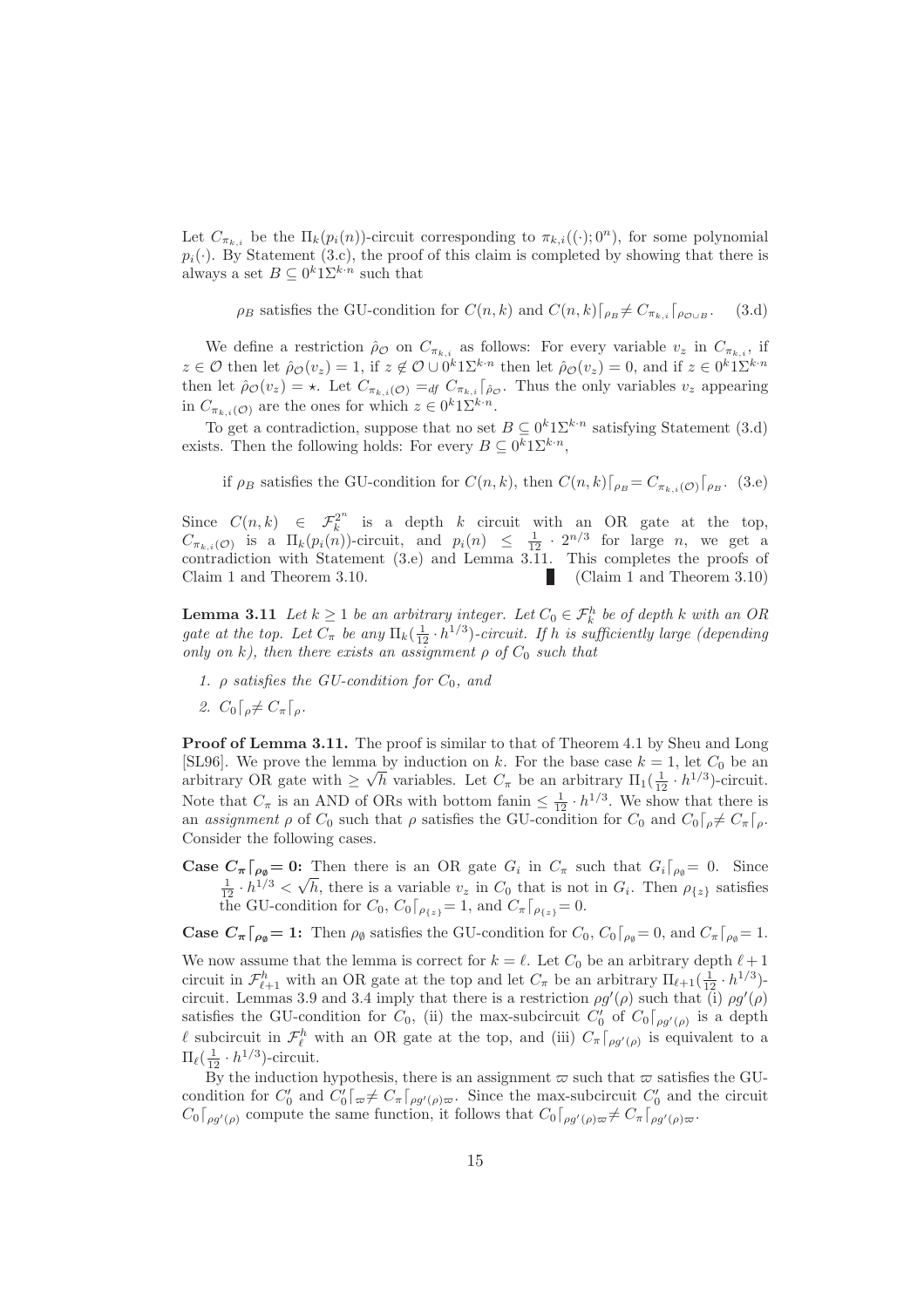Let $C_{\pi_{k,i}}$ be the $\Pi_k(p_i(n))$-circuit corresponding to $\pi_{k,i}((\cdot); 0^n)$, for some polynomial $p_i(\cdot)$. By Statement (3.c), the proof of this claim is completed by showing that there is always a set $B \subseteq 0^k 1 \Sigma^{k \cdot n}$ such that

$$\rho_B \text{ satisfies the GU-condition for } C(n,k) \text{ and } C(n,k)\lceil_{\rho_B} \neq C_{\pi_{k,i}}\lceil_{\rho_{\mathcal{O} \cup B}}. \quad \text{(3.d)}$$

We define a restriction $\hat{\rho}_{\mathcal{O}}$ on $C_{\pi_{k,i}}$ as follows: For every variable $v_z$ in $C_{\pi_{k,i}}$, if $z \in \mathcal{O}$ then let $\hat{\rho}_{\mathcal{O}}(v_z) = 1$, if $z \notin \mathcal{O} \cup 0^k 1 \Sigma^{k \cdot n}$ then let $\hat{\rho}_{\mathcal{O}}(v_z) = 0$, and if $z \in 0^k 1 \Sigma^{k \cdot n}$ then let $\hat{\rho}_{\mathcal{O}}(v_z) = \star$. Let $C_{\pi_{k,i}(\mathcal{O})} =_{df} C_{\pi_{k,i}}\lceil_{\hat{\rho}_{\mathcal{O}}}$. Thus the only variables $v_z$ appearing in $C_{\pi_{k,i}(\mathcal{O})}$ are the ones for which $z \in 0^k 1 \Sigma^{k \cdot n}$.

To get a contradiction, suppose that no set $B \subseteq 0^k 1 \Sigma^{k \cdot n}$ satisfying Statement (3.d) exists. Then the following holds: For every $B \subseteq 0^k 1 \Sigma^{k \cdot n}$,

$$\text{if } \rho_B \text{ satisfies the GU-condition for } C(n,k), \text{ then } C(n,k)\lceil_{\rho_B} = C_{\pi_{k,i}(\mathcal{O})}\lceil_{\rho_B}. \quad \text{(3.e)}$$

Since $C(n,k) \in \mathcal{F}_k^{2^n}$ is a depth $k$ circuit with an OR gate at the top, $C_{\pi_{k,i}(\mathcal{O})}$ is a $\Pi_k(p_i(n))$-circuit, and $p_i(n) \leq \frac{1}{12} \cdot 2^{n/3}$ for large $n$, we get a contradiction with Statement (3.e) and Lemma 3.11. This completes the proofs of Claim 1 and Theorem 3.10. ■ (Claim 1 and Theorem 3.10)

**Lemma 3.11** *Let $k \geq 1$ be an arbitrary integer. Let $C_0 \in \mathcal{F}_k^h$ be of depth $k$ with an OR gate at the top. Let $C_\pi$ be any $\Pi_k(\frac{1}{12} \cdot h^{1/3})$-circuit. If $h$ is sufficiently large (depending only on $k$), then there exists an assignment $\rho$ of $C_0$ such that*

1. *$\rho$ satisfies the GU-condition for $C_0$, and*
2. *$C_0\lceil_\rho \neq C_\pi\lceil_\rho$.*

**Proof of Lemma 3.11.** The proof is similar to that of Theorem 4.1 by Sheu and Long [SL96]. We prove the lemma by induction on $k$. For the base case $k = 1$, let $C_0$ be an arbitrary OR gate with $\geq \sqrt{h}$ variables. Let $C_\pi$ be an arbitrary $\Pi_1(\frac{1}{12} \cdot h^{1/3})$-circuit. Note that $C_\pi$ is an AND of ORs with bottom fanin $\leq \frac{1}{12} \cdot h^{1/3}$. We show that there is an *assignment* $\rho$ of $C_0$ such that $\rho$ satisfies the GU-condition for $C_0$ and $C_0\lceil_\rho \neq C_\pi\lceil_\rho$. Consider the following cases.

**Case $C_\pi\lceil_{\rho_\emptyset} = 0$:** Then there is an OR gate $G_i$ in $C_\pi$ such that $G_i\lceil_{\rho_\emptyset} = 0$. Since $\frac{1}{12} \cdot h^{1/3} < \sqrt{h}$, there is a variable $v_z$ in $C_0$ that is not in $G_i$. Then $\rho_{\{z\}}$ satisfies the GU-condition for $C_0$, $C_0\lceil_{\rho_{\{z\}}} = 1$, and $C_\pi\lceil_{\rho_{\{z\}}} = 0$.

**Case $C_\pi\lceil_{\rho_\emptyset} = 1$:** Then $\rho_\emptyset$ satisfies the GU-condition for $C_0$, $C_0\lceil_{\rho_\emptyset} = 0$, and $C_\pi\lceil_{\rho_\emptyset} = 1$.

We now assume that the lemma is correct for $k = \ell$. Let $C_0$ be an arbitrary depth $\ell + 1$ circuit in $\mathcal{F}_{\ell+1}^h$ with an OR gate at the top and let $C_\pi$ be an arbitrary $\Pi_{\ell+1}(\frac{1}{12} \cdot h^{1/3})$-circuit. Lemmas 3.9 and 3.4 imply that there is a restriction $\rho g'(\rho)$ such that (i) $\rho g'(\rho)$ satisfies the GU-condition for $C_0$, (ii) the max-subcircuit $C_0'$ of $C_0\lceil_{\rho g'(\rho)}$ is a depth $\ell$ subcircuit in $\mathcal{F}_\ell^h$ with an OR gate at the top, and (iii) $C_\pi\lceil_{\rho g'(\rho)}$ is equivalent to a $\Pi_\ell(\frac{1}{12} \cdot h^{1/3})$-circuit.

By the induction hypothesis, there is an assignment $\varpi$ such that $\varpi$ satisfies the GU-condition for $C_0'$ and $C_0'\lceil_\varpi \neq C_\pi\lceil_{\rho g'(\rho)\varpi}$. Since the max-subcircuit $C_0'$ and the circuit $C_0\lceil_{\rho g'(\rho)}$ compute the same function, it follows that $C_0\lceil_{\rho g'(\rho)\varpi} \neq C_\pi\lceil_{\rho g'(\rho)\varpi}$.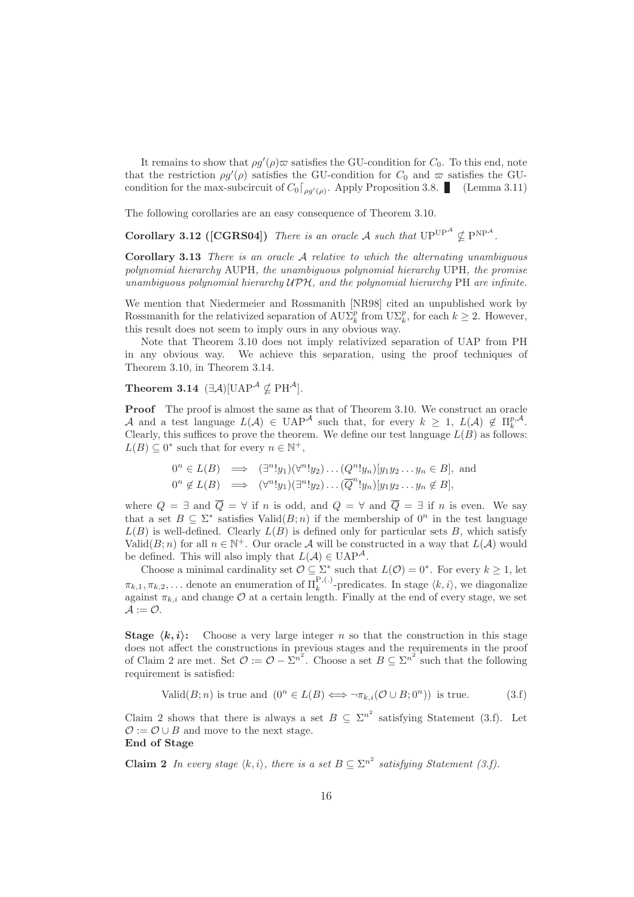It remains to show that $\rho g'(\rho)\varpi$ satisfies the GU-condition for $C_0$. To this end, note that the restriction $\rho g'(\rho)$ satisfies the GU-condition for $C_0$ and $\varpi$ satisfies the GU-condition for the max-subcircuit of $C_0\lceil_{\rho g'(\rho)}$. Apply Proposition 3.8. ▮ (Lemma 3.11)

The following corollaries are an easy consequence of Theorem 3.10.

**Corollary 3.12 ([CGRS04])** *There is an oracle $\mathcal{A}$ such that $\mathrm{UP}^{\mathrm{UP}^{\mathcal{A}}} \not\subseteq \mathrm{P}^{\mathrm{NP}^{\mathcal{A}}}$.*

**Corollary 3.13** *There is an oracle $\mathcal{A}$ relative to which the alternating unambiguous polynomial hierarchy* AUPH*, the unambiguous polynomial hierarchy* UPH*, the promise unambiguous polynomial hierarchy $\mathcal{UPH}$, and the polynomial hierarchy* PH *are infinite.*

We mention that Niedermeier and Rossmanith [NR98] cited an unpublished work by Rossmanith for the relativized separation of $\mathrm{AU}\Sigma_k^p$ from $\mathrm{U}\Sigma_k^p$, for each $k \geq 2$. However, this result does not seem to imply ours in any obvious way.

Note that Theorem 3.10 does not imply relativized separation of UAP from PH in any obvious way. We achieve this separation, using the proof techniques of Theorem 3.10, in Theorem 3.14.

**Theorem 3.14** $(\exists \mathcal{A})[\mathrm{UAP}^{\mathcal{A}} \not\subseteq \mathrm{PH}^{\mathcal{A}}]$.

**Proof** The proof is almost the same as that of Theorem 3.10. We construct an oracle $\mathcal{A}$ and a test language $L(\mathcal{A}) \in \mathrm{UAP}^{\mathcal{A}}$ such that, for every $k \geq 1$, $L(\mathcal{A}) \notin \Pi_k^{p,\mathcal{A}}$. Clearly, this suffices to prove the theorem. We define our test language $L(B)$ as follows: $L(B) \subseteq 0^*$ such that for every $n \in \mathbb{N}^+$,

$$0^n \in L(B) \implies (\exists^n! y_1)(\forall^n! y_2)\ldots(Q^n! y_n)[y_1 y_2 \ldots y_n \in B], \text{ and}$$
$$0^n \notin L(B) \implies (\forall^n! y_1)(\exists^n! y_2)\ldots(\overline{Q}^n! y_n)[y_1 y_2 \ldots y_n \notin B],$$

where $Q = \exists$ and $\overline{Q} = \forall$ if $n$ is odd, and $Q = \forall$ and $\overline{Q} = \exists$ if $n$ is even. We say that a set $B \subseteq \Sigma^*$ satisfies $\mathrm{Valid}(B;n)$ if the membership of $0^n$ in the test language $L(B)$ is well-defined. Clearly $L(B)$ is defined only for particular sets $B$, which satisfy $\mathrm{Valid}(B;n)$ for all $n \in \mathbb{N}^+$. Our oracle $\mathcal{A}$ will be constructed in a way that $L(\mathcal{A})$ would be defined. This will also imply that $L(\mathcal{A}) \in \mathrm{UAP}^{\mathcal{A}}$.

Choose a minimal cardinality set $\mathcal{O} \subseteq \Sigma^*$ such that $L(\mathcal{O}) = 0^*$. For every $k \geq 1$, let $\pi_{k,1}, \pi_{k,2}, \ldots$ denote an enumeration of $\Pi_k^{\mathrm{P},(.)}$-predicates. In stage $\langle k, i\rangle$, we diagonalize against $\pi_{k,i}$ and change $\mathcal{O}$ at a certain length. Finally at the end of every stage, we set $\mathcal{A} := \mathcal{O}$.

**Stage $\langle k, i\rangle$:** Choose a very large integer $n$ so that the construction in this stage does not affect the constructions in previous stages and the requirements in the proof of Claim 2 are met. Set $\mathcal{O} := \mathcal{O} - \Sigma^{n^2}$. Choose a set $B \subseteq \Sigma^{n^2}$ such that the following requirement is satisfied:

$$\mathrm{Valid}(B;n) \text{ is true and } (0^n \in L(B) \Longleftrightarrow \neg\pi_{k,i}(\mathcal{O} \cup B; 0^n)) \text{ is true.} \tag{3.f}$$

Claim 2 shows that there is always a set $B \subseteq \Sigma^{n^2}$ satisfying Statement (3.f). Let $\mathcal{O} := \mathcal{O} \cup B$ and move to the next stage.

**End of Stage**

**Claim 2** *In every stage $\langle k, i\rangle$, there is a set $B \subseteq \Sigma^{n^2}$ satisfying Statement (3.f).*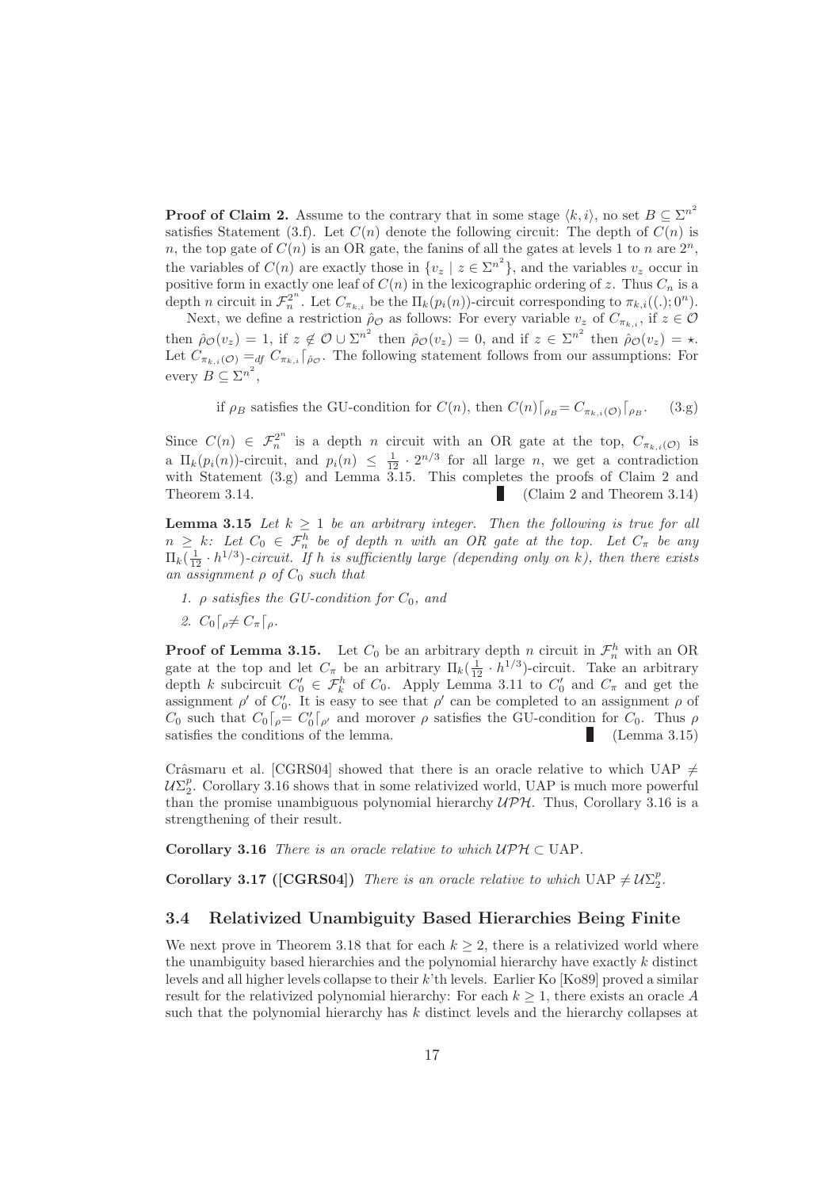**Proof of Claim 2.** Assume to the contrary that in some stage $\langle k, i \rangle$, no set $B \subseteq \Sigma^{n^2}$ satisfies Statement (3.f). Let $C(n)$ denote the following circuit: The depth of $C(n)$ is $n$, the top gate of $C(n)$ is an OR gate, the fanins of all the gates at levels 1 to $n$ are $2^n$, the variables of $C(n)$ are exactly those in $\{v_z \mid z \in \Sigma^{n^2}\}$, and the variables $v_z$ occur in positive form in exactly one leaf of $C(n)$ in the lexicographic ordering of $z$. Thus $C_n$ is a depth $n$ circuit in $\mathcal{F}_n^{2^n}$. Let $C_{\pi_{k,i}}$ be the $\Pi_k(p_i(n))$-circuit corresponding to $\pi_{k,i}((.); 0^n)$.

Next, we define a restriction $\hat{\rho}_{\mathcal{O}}$ as follows: For every variable $v_z$ of $C_{\pi_{k,i}}$, if $z \in \mathcal{O}$ then $\hat{\rho}_{\mathcal{O}}(v_z) = 1$, if $z \notin \mathcal{O} \cup \Sigma^{n^2}$ then $\hat{\rho}_{\mathcal{O}}(v_z) = 0$, and if $z \in \Sigma^{n^2}$ then $\hat{\rho}_{\mathcal{O}}(v_z) = \star$. Let $C_{\pi_{k,i}(\mathcal{O})} =_{df} C_{\pi_{k,i}} \lceil_{\hat{\rho}_{\mathcal{O}}}$. The following statement follows from our assumptions: For every $B \subseteq \Sigma^{n^2}$,

$$\text{if } \rho_B \text{ satisfies the GU-condition for } C(n), \text{ then } C(n)\lceil_{\rho_B} = C_{\pi_{k,i}(\mathcal{O})}\lceil_{\rho_B}. \qquad (3.g)$$

Since $C(n) \in \mathcal{F}_n^{2^n}$ is a depth $n$ circuit with an OR gate at the top, $C_{\pi_{k,i}(\mathcal{O})}$ is a $\Pi_k(p_i(n))$-circuit, and $p_i(n) \leq \frac{1}{12} \cdot 2^{n/3}$ for all large $n$, we get a contradiction with Statement (3.g) and Lemma 3.15. This completes the proofs of Claim 2 and Theorem 3.14. ■ (Claim 2 and Theorem 3.14)

**Lemma 3.15** *Let $k \geq 1$ be an arbitrary integer. Then the following is true for all $n \geq k$: Let $C_0 \in \mathcal{F}_n^h$ be of depth $n$ with an OR gate at the top. Let $C_\pi$ be any $\Pi_k(\frac{1}{12} \cdot h^{1/3})$-circuit. If $h$ is sufficiently large (depending only on $k$), then there exists an assignment $\rho$ of $C_0$ such that*

1. *$\rho$ satisfies the GU-condition for $C_0$, and*
2. *$C_0\lceil_\rho \neq C_\pi\lceil_\rho$.*

**Proof of Lemma 3.15.** Let $C_0$ be an arbitrary depth $n$ circuit in $\mathcal{F}_n^h$ with an OR gate at the top and let $C_\pi$ be an arbitrary $\Pi_k(\frac{1}{12} \cdot h^{1/3})$-circuit. Take an arbitrary depth $k$ subcircuit $C_0' \in \mathcal{F}_k^h$ of $C_0$. Apply Lemma 3.11 to $C_0'$ and $C_\pi$ and get the assignment $\rho'$ of $C_0'$. It is easy to see that $\rho'$ can be completed to an assignment $\rho$ of $C_0$ such that $C_0\lceil_\rho = C_0'\lceil_{\rho'}$ and morover $\rho$ satisfies the GU-condition for $C_0$. Thus $\rho$ satisfies the conditions of the lemma. ■ (Lemma 3.15)

Crâsmaru et al. [CGRS04] showed that there is an oracle relative to which UAP $\neq \mathcal{U}\Sigma_2^p$. Corollary 3.16 shows that in some relativized world, UAP is much more powerful than the promise unambiguous polynomial hierarchy $\mathcal{UPH}$. Thus, Corollary 3.16 is a strengthening of their result.

**Corollary 3.16** *There is an oracle relative to which $\mathcal{UPH} \subset$ UAP.*

**Corollary 3.17 ([CGRS04])** *There is an oracle relative to which UAP $\neq \mathcal{U}\Sigma_2^p$.*

### 3.4 Relativized Unambiguity Based Hierarchies Being Finite

We next prove in Theorem 3.18 that for each $k \geq 2$, there is a relativized world where the unambiguity based hierarchies and the polynomial hierarchy have exactly $k$ distinct levels and all higher levels collapse to their $k$'th levels. Earlier Ko [Ko89] proved a similar result for the relativized polynomial hierarchy: For each $k \geq 1$, there exists an oracle $A$ such that the polynomial hierarchy has $k$ distinct levels and the hierarchy collapses at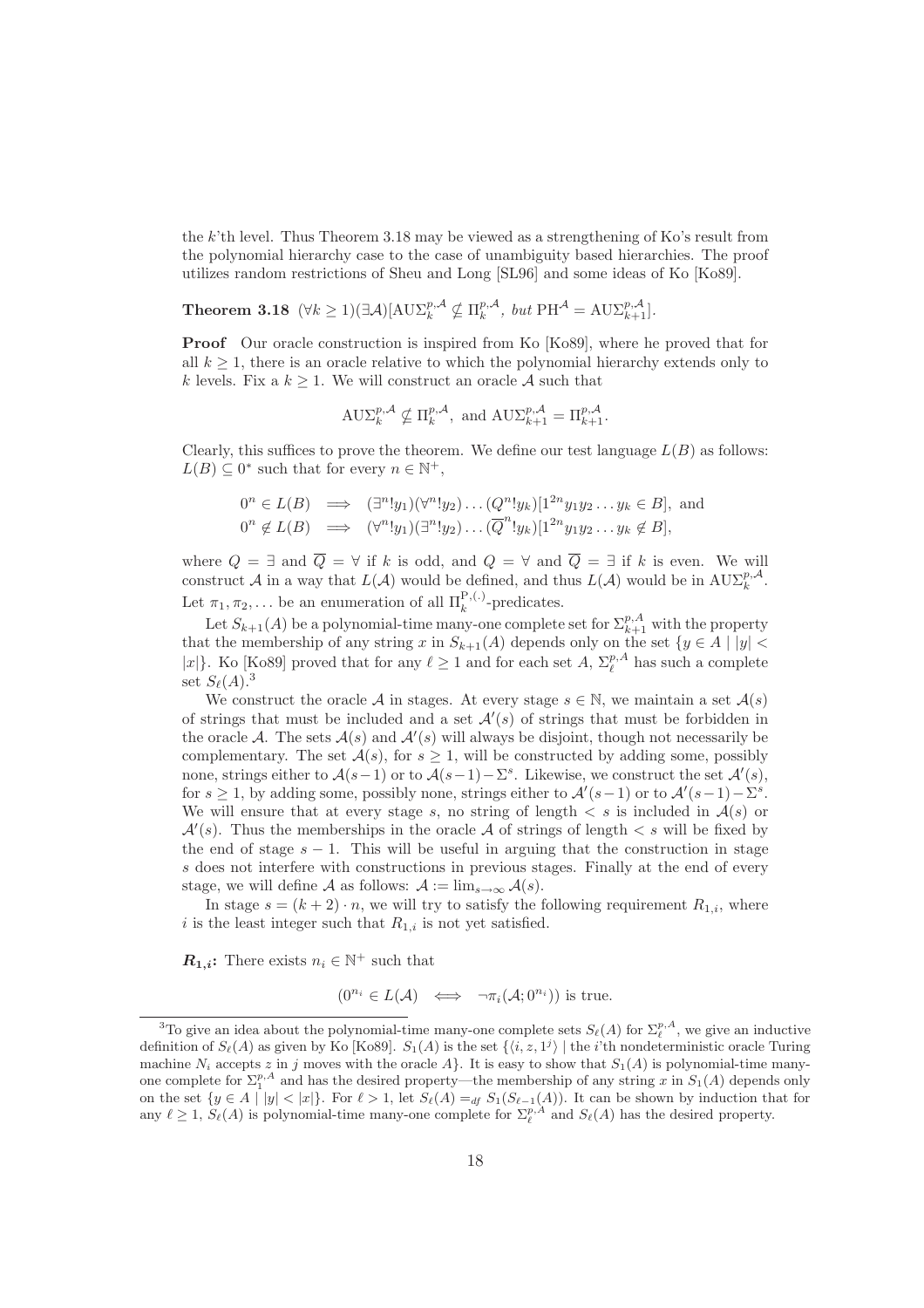the $k$'th level. Thus Theorem 3.18 may be viewed as a strengthening of Ko's result from the polynomial hierarchy case to the case of unambiguity based hierarchies. The proof utilizes random restrictions of Sheu and Long [SL96] and some ideas of Ko [Ko89].

**Theorem 3.18** $(\forall k \geq 1)(\exists \mathcal{A})[\mathrm{AU}\Sigma_k^{p,\mathcal{A}} \not\subseteq \Pi_k^{p,\mathcal{A}}$*, but* $\mathrm{PH}^{\mathcal{A}} = \mathrm{AU}\Sigma_{k+1}^{p,\mathcal{A}}]$.

**Proof** Our oracle construction is inspired from Ko [Ko89], where he proved that for all $k \geq 1$, there is an oracle relative to which the polynomial hierarchy extends only to $k$ levels. Fix a $k \geq 1$. We will construct an oracle $\mathcal{A}$ such that

$$\mathrm{AU}\Sigma_k^{p,\mathcal{A}} \not\subseteq \Pi_k^{p,\mathcal{A}}, \text{ and } \mathrm{AU}\Sigma_{k+1}^{p,\mathcal{A}} = \Pi_{k+1}^{p,\mathcal{A}}.$$

Clearly, this suffices to prove the theorem. We define our test language $L(B)$ as follows: $L(B) \subseteq 0^*$ such that for every $n \in \mathbb{N}^+$,

$$\begin{aligned}
0^n \in L(B) &\implies (\exists^n! y_1)(\forall^n! y_2) \ldots (Q^n! y_k)[1^{2n} y_1 y_2 \ldots y_k \in B], \text{ and} \\
0^n \notin L(B) &\implies (\forall^n! y_1)(\exists^n! y_2) \ldots (\overline{Q}^n! y_k)[1^{2n} y_1 y_2 \ldots y_k \notin B],
\end{aligned}$$

where $Q = \exists$ and $\overline{Q} = \forall$ if $k$ is odd, and $Q = \forall$ and $\overline{Q} = \exists$ if $k$ is even. We will construct $\mathcal{A}$ in a way that $L(\mathcal{A})$ would be defined, and thus $L(\mathcal{A})$ would be in $\mathrm{AU}\Sigma_k^{p,\mathcal{A}}$. Let $\pi_1, \pi_2, \ldots$ be an enumeration of all $\Pi_k^{\mathrm{P},(\cdot)}$-predicates.

Let $S_{k+1}(A)$ be a polynomial-time many-one complete set for $\Sigma_{k+1}^{p,A}$ with the property that the membership of any string $x$ in $S_{k+1}(A)$ depends only on the set $\{y \in A \mid |y| < |x|\}$. Ko [Ko89] proved that for any $\ell \geq 1$ and for each set $A$, $\Sigma_\ell^{p,A}$ has such a complete set $S_\ell(A)$.[3]

We construct the oracle $\mathcal{A}$ in stages. At every stage $s \in \mathbb{N}$, we maintain a set $\mathcal{A}(s)$ of strings that must be included and a set $\mathcal{A}'(s)$ of strings that must be forbidden in the oracle $\mathcal{A}$. The sets $\mathcal{A}(s)$ and $\mathcal{A}'(s)$ will always be disjoint, though not necessarily be complementary. The set $\mathcal{A}(s)$, for $s \geq 1$, will be constructed by adding some, possibly none, strings either to $\mathcal{A}(s-1)$ or to $\mathcal{A}(s-1) - \Sigma^s$. Likewise, we construct the set $\mathcal{A}'(s)$, for $s \geq 1$, by adding some, possibly none, strings either to $\mathcal{A}'(s-1)$ or to $\mathcal{A}'(s-1) - \Sigma^s$. We will ensure that at every stage $s$, no string of length $< s$ is included in $\mathcal{A}(s)$ or $\mathcal{A}'(s)$. Thus the memberships in the oracle $\mathcal{A}$ of strings of length $< s$ will be fixed by the end of stage $s - 1$. This will be useful in arguing that the construction in stage $s$ does not interfere with constructions in previous stages. Finally at the end of every stage, we will define $\mathcal{A}$ as follows: $\mathcal{A} := \lim_{s \to \infty} \mathcal{A}(s)$.

In stage $s = (k+2) \cdot n$, we will try to satisfy the following requirement $R_{1,i}$, where $i$ is the least integer such that $R_{1,i}$ is not yet satisfied.

$\boldsymbol{R_{1,i}}$**:** There exists $n_i \in \mathbb{N}^+$ such that

$$(0^{n_i} \in L(\mathcal{A}) \iff \neg \pi_i(\mathcal{A}; 0^{n_i})) \text{ is true.}$$

[3] To give an idea about the polynomial-time many-one complete sets $S_\ell(A)$ for $\Sigma_\ell^{p,A}$, we give an inductive definition of $S_\ell(A)$ as given by Ko [Ko89]. $S_1(A)$ is the set $\{\langle i, z, 1^j \rangle \mid$ the $i$'th nondeterministic oracle Turing machine $N_i$ accepts $z$ in $j$ moves with the oracle $A\}$. It is easy to show that $S_1(A)$ is polynomial-time many-one complete for $\Sigma_1^{p,A}$ and has the desired property—the membership of any string $x$ in $S_1(A)$ depends only on the set $\{y \in A \mid |y| < |x|\}$. For $\ell > 1$, let $S_\ell(A) =_{df} S_1(S_{\ell-1}(A))$. It can be shown by induction that for any $\ell \geq 1$, $S_\ell(A)$ is polynomial-time many-one complete for $\Sigma_\ell^{p,A}$ and $S_\ell(A)$ has the desired property.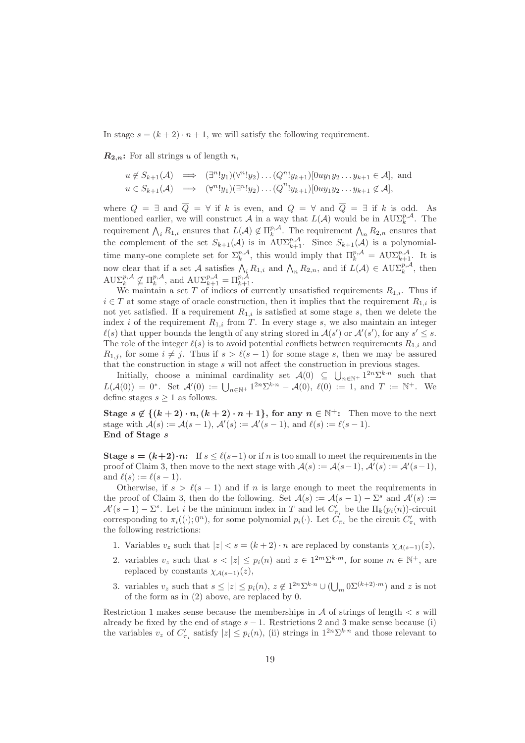In stage $s = (k+2) \cdot n + 1$, we will satisfy the following requirement.

$\boldsymbol{R_{2,n}}$: For all strings $u$ of length $n$,

$$u \notin S_{k+1}(\mathcal{A}) \implies (\exists^n! y_1)(\forall^n! y_2) \dots (Q^n! y_{k+1})[0uy_1y_2 \dots y_{k+1} \in \mathcal{A}], \text{ and}$$
$$u \in S_{k+1}(\mathcal{A}) \implies (\forall^n! y_1)(\exists^n! y_2) \dots (\overline{Q}^n! y_{k+1})[0uy_1y_2 \dots y_{k+1} \notin \mathcal{A}],$$

where $Q = \exists$ and $\overline{Q} = \forall$ if $k$ is even, and $Q = \forall$ and $\overline{Q} = \exists$ if $k$ is odd. As mentioned earlier, we will construct $\mathcal{A}$ in a way that $L(\mathcal{A})$ would be in $\mathrm{AU}\Sigma_k^{p,\mathcal{A}}$. The requirement $\bigwedge_i R_{1,i}$ ensures that $L(\mathcal{A}) \notin \Pi_k^{p,\mathcal{A}}$. The requirement $\bigwedge_n R_{2,n}$ ensures that the complement of the set $S_{k+1}(\mathcal{A})$ is in $\mathrm{AU}\Sigma_{k+1}^{p,\mathcal{A}}$. Since $S_{k+1}(\mathcal{A})$ is a polynomial-time many-one complete set for $\Sigma_k^{p,\mathcal{A}}$, this would imply that $\Pi_k^{p,\mathcal{A}} = \mathrm{AU}\Sigma_{k+1}^{p,\mathcal{A}}$. It is now clear that if a set $\mathcal{A}$ satisfies $\bigwedge_i R_{1,i}$ and $\bigwedge_n R_{2,n}$, and if $L(\mathcal{A}) \in \mathrm{AU}\Sigma_k^{p,\mathcal{A}}$, then $\mathrm{AU}\Sigma_k^{p,\mathcal{A}} \not\subseteq \Pi_k^{p,\mathcal{A}}$, and $\mathrm{AU}\Sigma_{k+1}^{p,\mathcal{A}} = \Pi_{k+1}^{p,\mathcal{A}}$.

We maintain a set $T$ of indices of currently unsatisfied requirements $R_{1,i}$. Thus if $i \in T$ at some stage of oracle construction, then it implies that the requirement $R_{1,i}$ is not yet satisfied. If a requirement $R_{1,i}$ is satisfied at some stage $s$, then we delete the index $i$ of the requirement $R_{1,i}$ from $T$. In every stage $s$, we also maintain an integer $\ell(s)$ that upper bounds the length of any string stored in $\mathcal{A}(s')$ or $\mathcal{A}'(s')$, for any $s' \leq s$. The role of the integer $\ell(s)$ is to avoid potential conflicts between requirements $R_{1,i}$ and $R_{1,j}$, for some $i \neq j$. Thus if $s > \ell(s-1)$ for some stage $s$, then we may be assured that the construction in stage $s$ will not affect the construction in previous stages.

Initially, choose a minimal cardinality set $\mathcal{A}(0) \subseteq \bigcup_{n \in \mathbb{N}^+} 1^{2n}\Sigma^{k \cdot n}$ such that $L(\mathcal{A}(0)) = 0^*$. Set $\mathcal{A}'(0) := \bigcup_{n \in \mathbb{N}^+} 1^{2n}\Sigma^{k \cdot n} - \mathcal{A}(0)$, $\ell(0) := 1$, and $T := \mathbb{N}^+$. We define stages $s \geq 1$ as follows.

**Stage $\boldsymbol{s \notin \{(k+2) \cdot n, (k+2) \cdot n + 1\}}$, for any $\boldsymbol{n \in \mathbb{N}^+}$:** Then move to the next stage with $\mathcal{A}(s) := \mathcal{A}(s-1)$, $\mathcal{A}'(s) := \mathcal{A}'(s-1)$, and $\ell(s) := \ell(s-1)$.
**End of Stage $\boldsymbol{s}$**

**Stage $\boldsymbol{s = (k+2) \cdot n}$:** If $s \leq \ell(s-1)$ or if $n$ is too small to meet the requirements in the proof of Claim 3, then move to the next stage with $\mathcal{A}(s) := \mathcal{A}(s-1)$, $\mathcal{A}'(s) := \mathcal{A}'(s-1)$, and $\ell(s) := \ell(s-1)$.

Otherwise, if $s > \ell(s-1)$ and if $n$ is large enough to meet the requirements in the proof of Claim 3, then do the following. Set $\mathcal{A}(s) := \mathcal{A}(s-1) - \Sigma^s$ and $\mathcal{A}'(s) := \mathcal{A}'(s-1) - \Sigma^s$. Let $i$ be the minimum index in $T$ and let $C'_{\pi_i}$ be the $\Pi_k(p_i(n))$-circuit corresponding to $\pi_i((\cdot); 0^n)$, for some polynomial $p_i(\cdot)$. Let $C_{\pi_i}$ be the circuit $C'_{\pi_i}$ with the following restrictions:

1. Variables $v_z$ such that $|z| < s = (k+2) \cdot n$ are replaced by constants $\chi_{\mathcal{A}(s-1)}(z)$,
2. variables $v_z$ such that $s < |z| \leq p_i(n)$ and $z \in 1^{2m}\Sigma^{k \cdot m}$, for some $m \in \mathbb{N}^+$, are replaced by constants $\chi_{\mathcal{A}(s-1)}(z)$,
3. variables $v_z$ such that $s \leq |z| \leq p_i(n)$, $z \notin 1^{2n}\Sigma^{k \cdot n} \cup (\bigcup_m 0\Sigma^{(k+2) \cdot m})$ and $z$ is not of the form as in (2) above, are replaced by 0.

Restriction 1 makes sense because the memberships in $\mathcal{A}$ of strings of length $< s$ will already be fixed by the end of stage $s-1$. Restrictions 2 and 3 make sense because (i) the variables $v_z$ of $C'_{\pi_i}$ satisfy $|z| \leq p_i(n)$, (ii) strings in $1^{2n}\Sigma^{k \cdot n}$ and those relevant to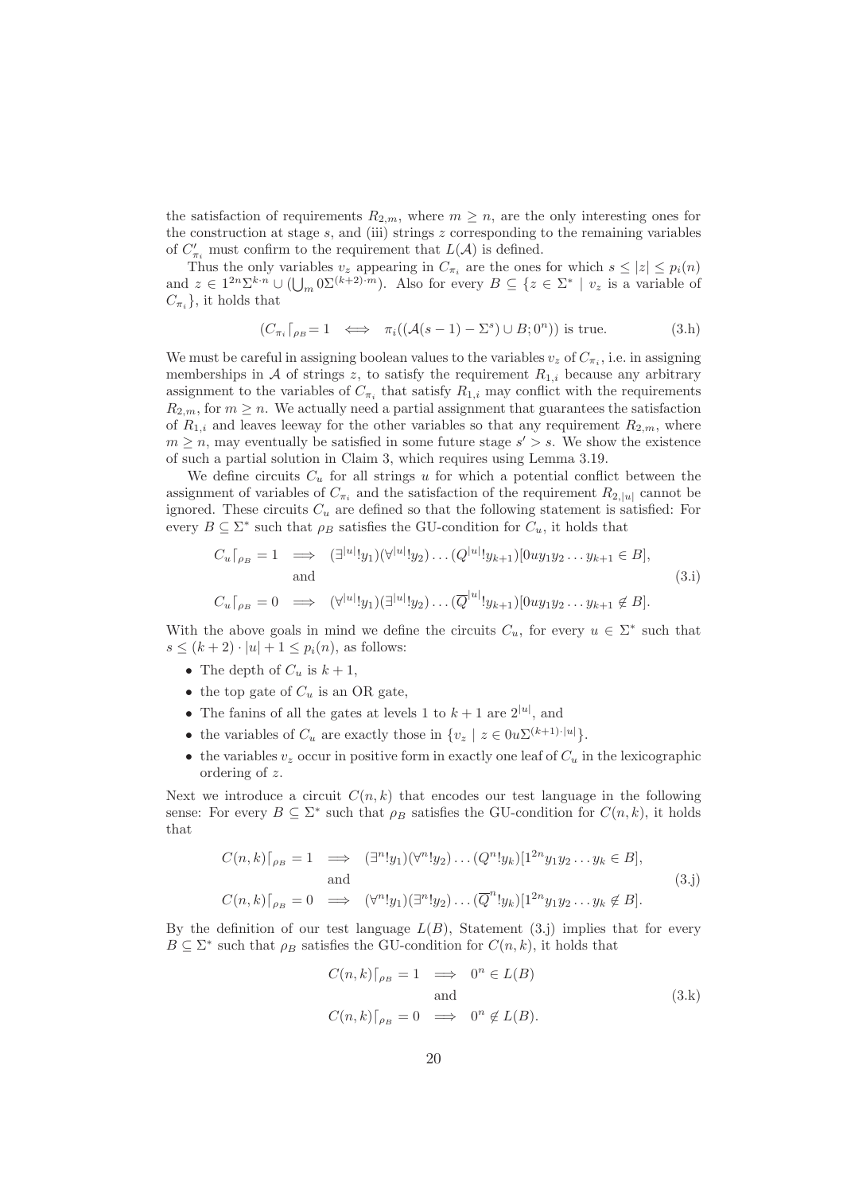the satisfaction of requirements $R_{2,m}$, where $m \geq n$, are the only interesting ones for the construction at stage $s$, and (iii) strings $z$ corresponding to the remaining variables of $C'_{\pi_i}$ must confirm to the requirement that $L(\mathcal{A})$ is defined.

Thus the only variables $v_z$ appearing in $C_{\pi_i}$ are the ones for which $s \leq |z| \leq p_i(n)$ and $z \in 1^{2n}\Sigma^{k\cdot n} \cup (\bigcup_m 0\Sigma^{(k+2)\cdot m})$. Also for every $B \subseteq \{z \in \Sigma^* \mid v_z \text{ is a variable of } C_{\pi_i}\}$, it holds that

$$(C_{\pi_i}\lceil_{\rho_B} = 1 \iff \pi_i((\mathcal{A}(s-1) - \Sigma^s) \cup B; 0^n)) \text{ is true.} \tag{3.h}$$

We must be careful in assigning boolean values to the variables $v_z$ of $C_{\pi_i}$, i.e. in assigning memberships in $\mathcal{A}$ of strings $z$, to satisfy the requirement $R_{1,i}$ because any arbitrary assignment to the variables of $C_{\pi_i}$ that satisfy $R_{1,i}$ may conflict with the requirements $R_{2,m}$, for $m \geq n$. We actually need a partial assignment that guarantees the satisfaction of $R_{1,i}$ and leaves leeway for the other variables so that any requirement $R_{2,m}$, where $m \geq n$, may eventually be satisfied in some future stage $s' > s$. We show the existence of such a partial solution in Claim 3, which requires using Lemma 3.19.

We define circuits $C_u$ for all strings $u$ for which a potential conflict between the assignment of variables of $C_{\pi_i}$ and the satisfaction of the requirement $R_{2,|u|}$ cannot be ignored. These circuits $C_u$ are defined so that the following statement is satisfied: For every $B \subseteq \Sigma^*$ such that $\rho_B$ satisfies the GU-condition for $C_u$, it holds that

$$\begin{aligned} C_u\lceil_{\rho_B} = 1 &\implies (\exists^{|u|}!y_1)(\forall^{|u|}!y_2)\ldots(Q^{|u|}!y_{k+1})[0uy_1y_2\ldots y_{k+1} \in B], \\ &\text{and} \\ C_u\lceil_{\rho_B} = 0 &\implies (\forall^{|u|}!y_1)(\exists^{|u|}!y_2)\ldots(\overline{Q}^{|u|}!y_{k+1})[0uy_1y_2\ldots y_{k+1} \notin B]. \end{aligned} \tag{3.i}$$

With the above goals in mind we define the circuits $C_u$, for every $u \in \Sigma^*$ such that $s \leq (k+2)\cdot|u| + 1 \leq p_i(n)$, as follows:

- The depth of $C_u$ is $k+1$,
- the top gate of $C_u$ is an OR gate,
- The fanins of all the gates at levels 1 to $k+1$ are $2^{|u|}$, and
- the variables of $C_u$ are exactly those in $\{v_z \mid z \in 0u\Sigma^{(k+1)\cdot|u|}\}$.
- the variables $v_z$ occur in positive form in exactly one leaf of $C_u$ in the lexicographic ordering of $z$.

Next we introduce a circuit $C(n,k)$ that encodes our test language in the following sense: For every $B \subseteq \Sigma^*$ such that $\rho_B$ satisfies the GU-condition for $C(n,k)$, it holds that

$$\begin{aligned} C(n,k)\lceil_{\rho_B} = 1 &\implies (\exists^n!y_1)(\forall^n!y_2)\ldots(Q^n!y_k)[1^{2n}y_1y_2\ldots y_k \in B], \\ &\text{and} \\ C(n,k)\lceil_{\rho_B} = 0 &\implies (\forall^n!y_1)(\exists^n!y_2)\ldots(\overline{Q}^n!y_k)[1^{2n}y_1y_2\ldots y_k \notin B]. \end{aligned} \tag{3.j}$$

By the definition of our test language $L(B)$, Statement (3.j) implies that for every $B \subseteq \Sigma^*$ such that $\rho_B$ satisfies the GU-condition for $C(n,k)$, it holds that

$$\begin{aligned} C(n,k)\lceil_{\rho_B} = 1 &\implies 0^n \in L(B) \\ &\text{and} \\ C(n,k)\lceil_{\rho_B} = 0 &\implies 0^n \notin L(B). \end{aligned} \tag{3.k}$$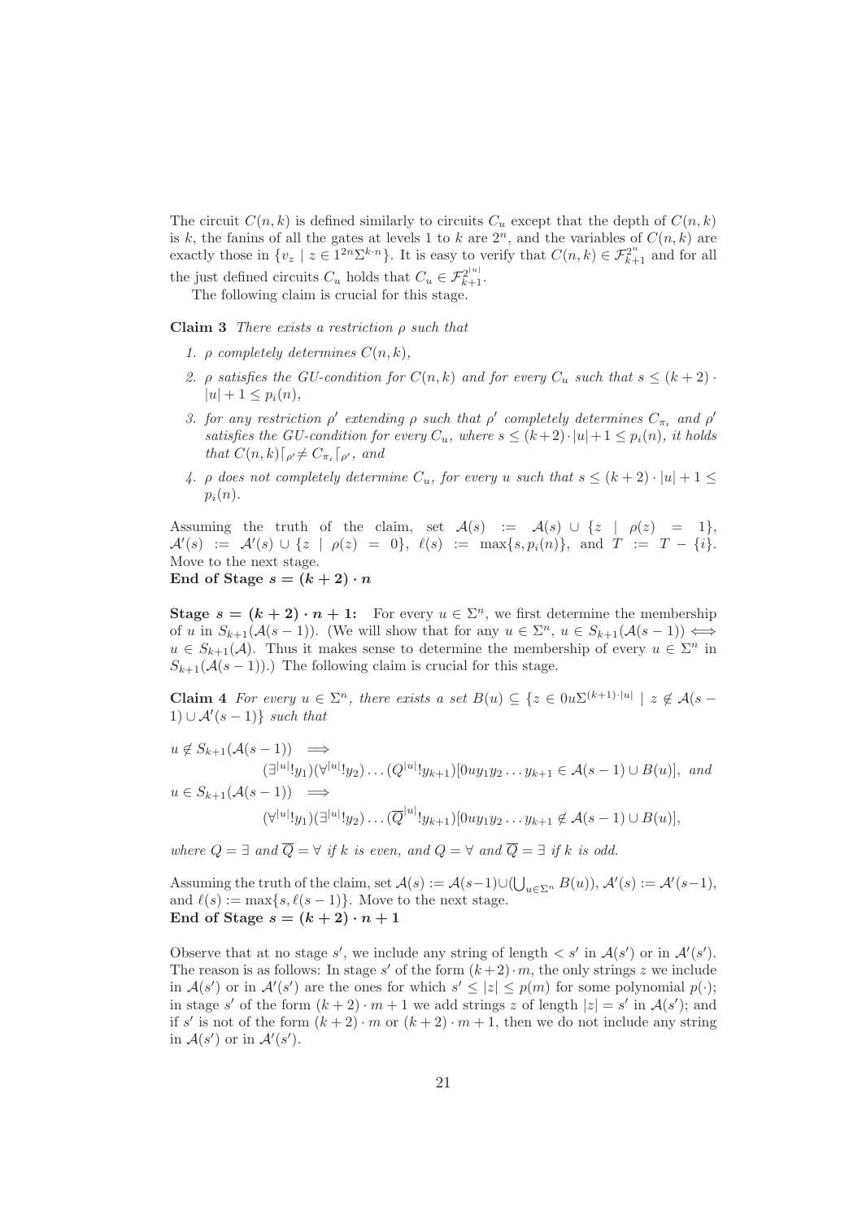The circuit $C(n,k)$ is defined similarly to circuits $C_u$ except that the depth of $C(n,k)$ is $k$, the fanins of all the gates at levels 1 to $k$ are $2^n$, and the variables of $C(n,k)$ are exactly those in $\{v_z \mid z \in 1^{2n}\Sigma^{k\cdot n}\}$. It is easy to verify that $C(n,k) \in \mathcal{F}_{k+1}^{2^n}$ and for all the just defined circuits $C_u$ holds that $C_u \in \mathcal{F}_{k+1}^{2^{|u|}}$.

The following claim is crucial for this stage.

**Claim 3** *There exists a restriction $\rho$ such that*

1. *$\rho$ completely determines $C(n,k)$,*
2. *$\rho$ satisfies the GU-condition for $C(n,k)$ and for every $C_u$ such that $s \leq (k+2)\cdot |u| + 1 \leq p_i(n)$,*
3. *for any restriction $\rho'$ extending $\rho$ such that $\rho'$ completely determines $C_{\pi_i}$ and $\rho'$ satisfies the GU-condition for every $C_u$, where $s \leq (k+2)\cdot|u|+1 \leq p_i(n)$, it holds that $C(n,k)\lceil_{\rho'} \neq C_{\pi_i}\lceil_{\rho'}$, and*
4. *$\rho$ does not completely determine $C_u$, for every $u$ such that $s \leq (k+2)\cdot|u|+1 \leq p_i(n)$.*

Assuming the truth of the claim, set $\mathcal{A}(s) := \mathcal{A}(s) \cup \{z \mid \rho(z) = 1\}$, $\mathcal{A}'(s) := \mathcal{A}'(s) \cup \{z \mid \rho(z) = 0\}$, $\ell(s) := \max\{s, p_i(n)\}$, and $T := T - \{i\}$. Move to the next stage.

**End of Stage $s = (k+2)\cdot n$**

**Stage $s = (k+2)\cdot n + 1$:** For every $u \in \Sigma^n$, we first determine the membership of $u$ in $S_{k+1}(\mathcal{A}(s-1))$. (We will show that for any $u \in \Sigma^n$, $u \in S_{k+1}(\mathcal{A}(s-1)) \Longleftrightarrow u \in S_{k+1}(\mathcal{A})$. Thus it makes sense to determine the membership of every $u \in \Sigma^n$ in $S_{k+1}(\mathcal{A}(s-1))$.) The following claim is crucial for this stage.

**Claim 4** *For every $u \in \Sigma^n$, there exists a set $B(u) \subseteq \{z \in 0u\Sigma^{(k+1)\cdot|u|} \mid z \notin \mathcal{A}(s-1) \cup \mathcal{A}'(s-1)\}$ such that*

$$u \notin S_{k+1}(\mathcal{A}(s-1)) \implies$$
$$(\exists^{|u|}!y_1)(\forall^{|u|}!y_2)\ldots(Q^{|u|}!y_{k+1})[0uy_1y_2\ldots y_{k+1} \in \mathcal{A}(s-1) \cup B(u)], \text{ and}$$
$$u \in S_{k+1}(\mathcal{A}(s-1)) \implies$$
$$(\forall^{|u|}!y_1)(\exists^{|u|}!y_2)\ldots(\overline{Q}^{|u|}!y_{k+1})[0uy_1y_2\ldots y_{k+1} \notin \mathcal{A}(s-1) \cup B(u)],$$

*where $Q = \exists$ and $\overline{Q} = \forall$ if $k$ is even, and $Q = \forall$ and $\overline{Q} = \exists$ if $k$ is odd.*

Assuming the truth of the claim, set $\mathcal{A}(s) := \mathcal{A}(s-1) \cup (\bigcup_{u\in\Sigma^n} B(u))$, $\mathcal{A}'(s) := \mathcal{A}'(s-1)$, and $\ell(s) := \max\{s, \ell(s-1)\}$. Move to the next stage.

**End of Stage $s = (k+2)\cdot n + 1$**

Observe that at no stage $s'$, we include any string of length $< s'$ in $\mathcal{A}(s')$ or in $\mathcal{A}'(s')$. The reason is as follows: In stage $s'$ of the form $(k+2)\cdot m$, the only strings $z$ we include in $\mathcal{A}(s')$ or in $\mathcal{A}'(s')$ are the ones for which $s' \leq |z| \leq p(m)$ for some polynomial $p(\cdot)$; in stage $s'$ of the form $(k+2)\cdot m + 1$ we add strings $z$ of length $|z| = s'$ in $\mathcal{A}(s')$; and if $s'$ is not of the form $(k+2)\cdot m$ or $(k+2)\cdot m+1$, then we do not include any string in $\mathcal{A}(s')$ or in $\mathcal{A}'(s')$.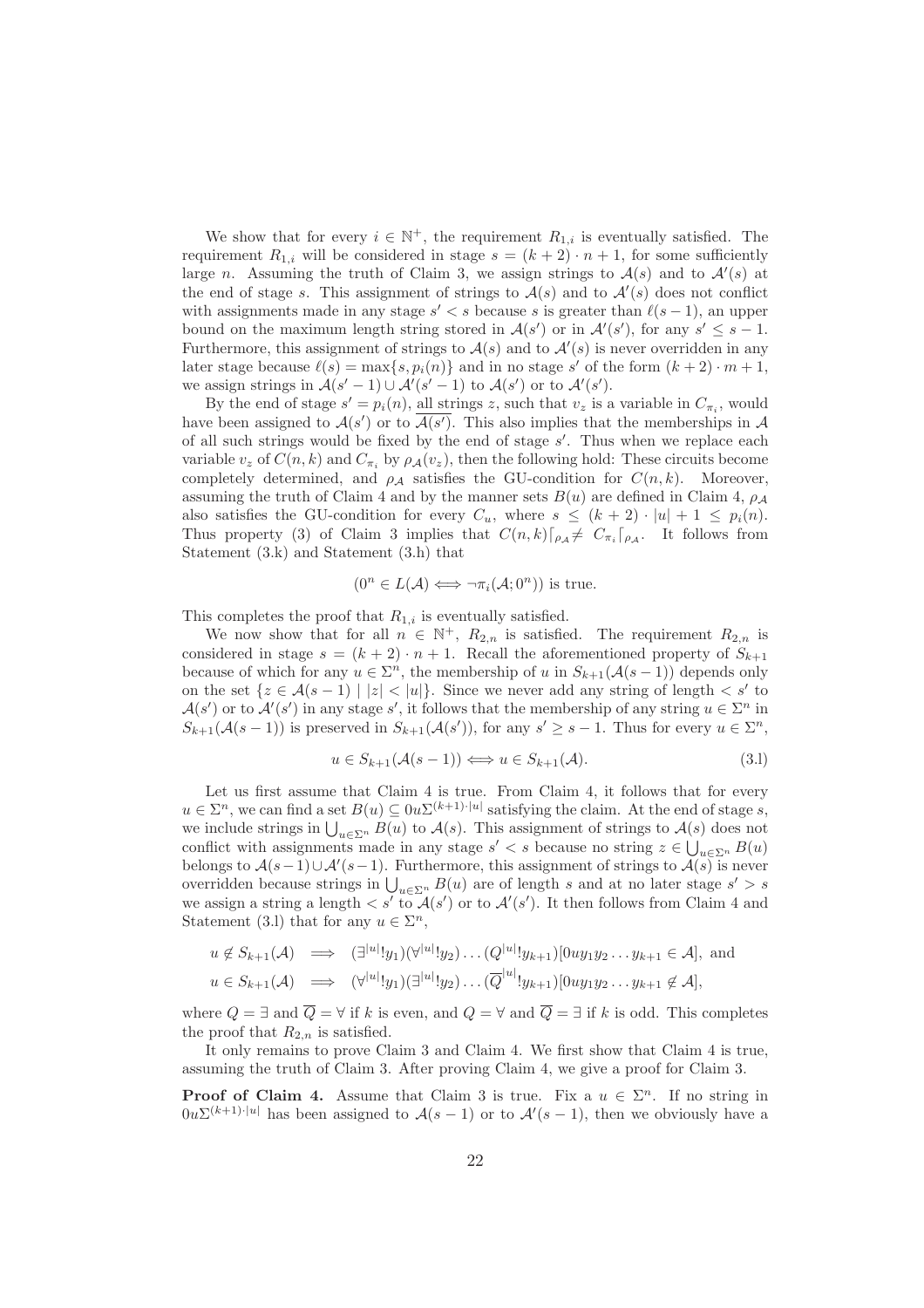We show that for every $i \in \mathbb{N}^+$, the requirement $R_{1,i}$ is eventually satisfied. The requirement $R_{1,i}$ will be considered in stage $s = (k+2) \cdot n + 1$, for some sufficiently large $n$. Assuming the truth of Claim 3, we assign strings to $\mathcal{A}(s)$ and to $\mathcal{A}'(s)$ at the end of stage $s$. This assignment of strings to $\mathcal{A}(s)$ and to $\mathcal{A}'(s)$ does not conflict with assignments made in any stage $s' < s$ because $s$ is greater than $\ell(s-1)$, an upper bound on the maximum length string stored in $\mathcal{A}(s')$ or in $\mathcal{A}'(s')$, for any $s' \leq s-1$. Furthermore, this assignment of strings to $\mathcal{A}(s)$ and to $\mathcal{A}'(s)$ is never overridden in any later stage because $\ell(s) = \max\{s, p_i(n)\}$ and in no stage $s'$ of the form $(k+2) \cdot m + 1$, we assign strings in $\mathcal{A}(s'-1) \cup \mathcal{A}'(s'-1)$ to $\mathcal{A}(s')$ or to $\mathcal{A}'(s')$.

By the end of stage $s' = p_i(n)$, <u>all</u> strings $z$, such that $v_z$ is a variable in $C_{\pi_i}$, would have been assigned to $\mathcal{A}(s')$ or to $\overline{\mathcal{A}(s')}$. This also implies that the memberships in $\mathcal{A}$ of all such strings would be fixed by the end of stage $s'$. Thus when we replace each variable $v_z$ of $C(n,k)$ and $C_{\pi_i}$ by $\rho_{\mathcal{A}}(v_z)$, then the following hold: These circuits become completely determined, and $\rho_{\mathcal{A}}$ satisfies the GU-condition for $C(n,k)$. Moreover, assuming the truth of Claim 4 and by the manner sets $B(u)$ are defined in Claim 4, $\rho_{\mathcal{A}}$ also satisfies the GU-condition for every $C_u$, where $s \leq (k+2) \cdot |u| + 1 \leq p_i(n)$. Thus property (3) of Claim 3 implies that $C(n,k)\lceil_{\rho_{\mathcal{A}}} \neq C_{\pi_i}\lceil_{\rho_{\mathcal{A}}}$. It follows from Statement (3.k) and Statement (3.h) that

$$(0^n \in L(\mathcal{A}) \iff \neg\pi_i(\mathcal{A}; 0^n)) \text{ is true.}$$

This completes the proof that $R_{1,i}$ is eventually satisfied.

We now show that for all $n \in \mathbb{N}^+$, $R_{2,n}$ is satisfied. The requirement $R_{2,n}$ is considered in stage $s = (k+2) \cdot n + 1$. Recall the aforementioned property of $S_{k+1}$ because of which for any $u \in \Sigma^n$, the membership of $u$ in $S_{k+1}(\mathcal{A}(s-1))$ depends only on the set $\{z \in \mathcal{A}(s-1) \mid |z| < |u|\}$. Since we never add any string of length $< s'$ to $\mathcal{A}(s')$ or to $\mathcal{A}'(s')$ in any stage $s'$, it follows that the membership of any string $u \in \Sigma^n$ in $S_{k+1}(\mathcal{A}(s-1))$ is preserved in $S_{k+1}(\mathcal{A}(s'))$, for any $s' \geq s-1$. Thus for every $u \in \Sigma^n$,

$$u \in S_{k+1}(\mathcal{A}(s-1)) \iff u \in S_{k+1}(\mathcal{A}). \tag{3.l}$$

Let us first assume that Claim 4 is true. From Claim 4, it follows that for every $u \in \Sigma^n$, we can find a set $B(u) \subseteq 0u\Sigma^{(k+1)\cdot|u|}$ satisfying the claim. At the end of stage $s$, we include strings in $\bigcup_{u \in \Sigma^n} B(u)$ to $\mathcal{A}(s)$. This assignment of strings to $\mathcal{A}(s)$ does not conflict with assignments made in any stage $s' < s$ because no string $z \in \bigcup_{u \in \Sigma^n} B(u)$ belongs to $\mathcal{A}(s-1) \cup \mathcal{A}'(s-1)$. Furthermore, this assignment of strings to $\mathcal{A}(s)$ is never overridden because strings in $\bigcup_{u \in \Sigma^n} B(u)$ are of length $s$ and at no later stage $s' > s$ we assign a string a length $< s'$ to $\mathcal{A}(s')$ or to $\mathcal{A}'(s')$. It then follows from Claim 4 and Statement (3.l) that for any $u \in \Sigma^n$,

$$u \notin S_{k+1}(\mathcal{A}) \implies (\exists^{|u|}!y_1)(\forall^{|u|}!y_2)\ldots(Q^{|u|}!y_{k+1})[0uy_1y_2\ldots y_{k+1} \in \mathcal{A}], \text{ and}$$
$$u \in S_{k+1}(\mathcal{A}) \implies (\forall^{|u|}!y_1)(\exists^{|u|}!y_2)\ldots(\overline{Q}^{|u|}!y_{k+1})[0uy_1y_2\ldots y_{k+1} \notin \mathcal{A}],$$

where $Q = \exists$ and $\overline{Q} = \forall$ if $k$ is even, and $Q = \forall$ and $\overline{Q} = \exists$ if $k$ is odd. This completes the proof that $R_{2,n}$ is satisfied.

It only remains to prove Claim 3 and Claim 4. We first show that Claim 4 is true, assuming the truth of Claim 3. After proving Claim 4, we give a proof for Claim 3.

**Proof of Claim 4.** Assume that Claim 3 is true. Fix a $u \in \Sigma^n$. If no string in $0u\Sigma^{(k+1)\cdot|u|}$ has been assigned to $\mathcal{A}(s-1)$ or to $\mathcal{A}'(s-1)$, then we obviously have a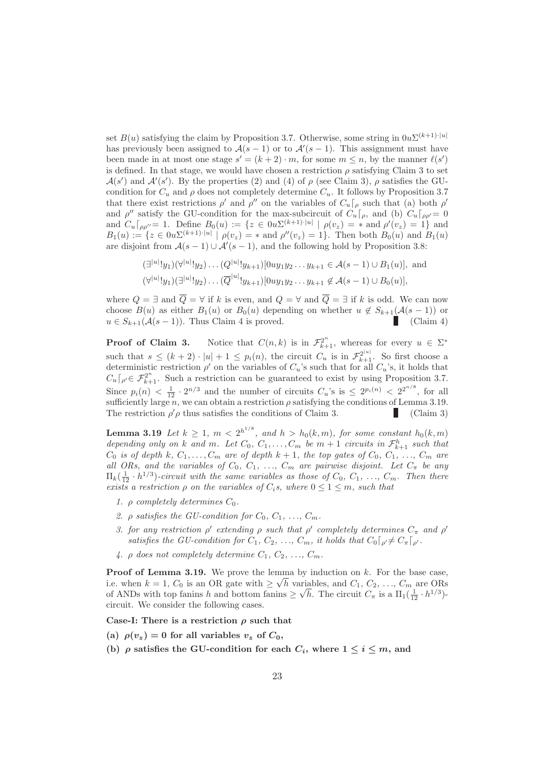set $B(u)$ satisfying the claim by Proposition 3.7. Otherwise, some string in $0u\Sigma^{(k+1)\cdot|u|}$ has previously been assigned to $\mathcal{A}(s-1)$ or to $\mathcal{A}'(s-1)$. This assignment must have been made in at most one stage $s' = (k+2)\cdot m$, for some $m \leq n$, by the manner $\ell(s')$ is defined. In that stage, we would have chosen a restriction $\rho$ satisfying Claim 3 to set $\mathcal{A}(s')$ and $\mathcal{A}'(s')$. By the properties (2) and (4) of $\rho$ (see Claim 3), $\rho$ satisfies the GU-condition for $C_u$ and $\rho$ does not completely determine $C_u$. It follows by Proposition 3.7 that there exist restrictions $\rho'$ and $\rho''$ on the variables of $C_u\lceil_\rho$ such that (a) both $\rho'$ and $\rho''$ satisfy the GU-condition for the max-subcircuit of $C_u\lceil_\rho$, and (b) $C_u\lceil_{\rho\rho'} = 0$ and $C_u\lceil_{\rho\rho''} = 1$. Define $B_0(u) := \{z \in 0u\Sigma^{(k+1)\cdot|u|} \mid \rho(v_z) = *$ and $\rho'(v_z) = 1\}$ and $B_1(u) := \{z \in 0u\Sigma^{(k+1)\cdot|u|} \mid \rho(v_z) = *$ and $\rho''(v_z) = 1\}$. Then both $B_0(u)$ and $B_1(u)$ are disjoint from $\mathcal{A}(s-1)\cup\mathcal{A}'(s-1)$, and the following hold by Proposition 3.8:

$$(\exists^{|u|}!y_1)(\forall^{|u|}!y_2)\ldots(Q^{|u|}!y_{k+1})[0uy_1y_2\ldots y_{k+1} \in \mathcal{A}(s-1)\cup B_1(u)], \text{ and}$$
$$(\forall^{|u|}!y_1)(\exists^{|u|}!y_2)\ldots(\overline{Q}^{|u|}!y_{k+1})[0uy_1y_2\ldots y_{k+1} \notin \mathcal{A}(s-1)\cup B_0(u)],$$

where $Q = \exists$ and $\overline{Q} = \forall$ if $k$ is even, and $Q = \forall$ and $\overline{Q} = \exists$ if $k$ is odd. We can now choose $B(u)$ as either $B_1(u)$ or $B_0(u)$ depending on whether $u \notin S_{k+1}(\mathcal{A}(s-1))$ or $u \in S_{k+1}(\mathcal{A}(s-1))$. Thus Claim 4 is proved. ∎ (Claim 4)

**Proof of Claim 3.** Notice that $C(n,k)$ is in $\mathcal{F}_{k+1}^{2^n}$, whereas for every $u \in \Sigma^*$ such that $s \leq (k+2)\cdot|u|+1 \leq p_i(n)$, the circuit $C_u$ is in $\mathcal{F}_{k+1}^{2^{|u|}}$. So first choose a deterministic restriction $\rho'$ on the variables of $C_u$'s such that for all $C_u$'s, it holds that $C_u\lceil_{\rho'} \in \mathcal{F}_{k+1}^{2^n}$. Such a restriction can be guaranteed to exist by using Proposition 3.7. Since $p_i(n) < \frac{1}{12}\cdot 2^{n/3}$ and the number of circuits $C_u$'s is $\leq 2^{p_i(n)} < 2^{2^{n/8}}$, for all sufficiently large $n$, we can obtain a restriction $\rho$ satisfying the conditions of Lemma 3.19. The restriction $\rho'\rho$ thus satisfies the conditions of Claim 3. ∎ (Claim 3)

**Lemma 3.19** *Let $k \geq 1$, $m < 2^{h^{1/8}}$, and $h > h_0(k,m)$, for some constant $h_0(k,m)$ depending only on $k$ and $m$. Let $C_0, C_1, \ldots, C_m$ be $m+1$ circuits in $\mathcal{F}_{k+1}^h$ such that $C_0$ is of depth $k$, $C_1, \ldots, C_m$ are of depth $k+1$, the top gates of $C_0$, $C_1$, ..., $C_m$ are all ORs, and the variables of $C_0$, $C_1$, ..., $C_m$ are pairwise disjoint. Let $C_\pi$ be any $\Pi_k(\frac{1}{12}\cdot h^{1/3})$-circuit with the same variables as those of $C_0$, $C_1$, ..., $C_m$. Then there exists a restriction $\rho$ on the variables of $C_i$s, where $0 \leq 1 \leq m$, such that*

1. *$\rho$ completely determines $C_0$.*
2. *$\rho$ satisfies the GU-condition for $C_0$, $C_1$, ..., $C_m$.*
3. *for any restriction $\rho'$ extending $\rho$ such that $\rho'$ completely determines $C_\pi$ and $\rho'$ satisfies the GU-condition for $C_1$, $C_2$, ..., $C_m$, it holds that $C_0\lceil_{\rho'} \neq C_\pi\lceil_{\rho'}$.*
4. *$\rho$ does not completely determine $C_1$, $C_2$, ..., $C_m$.*

**Proof of Lemma 3.19.** We prove the lemma by induction on $k$. For the base case, i.e. when $k = 1$, $C_0$ is an OR gate with $\geq \sqrt{h}$ variables, and $C_1$, $C_2$, ..., $C_m$ are ORs of ANDs with top fanins $h$ and bottom fanins $\geq \sqrt{h}$. The circuit $C_\pi$ is a $\Pi_1(\frac{1}{12}\cdot h^{1/3})$-circuit. We consider the following cases.

**Case-I: There is a restriction $\rho$ such that**

**(a) $\rho(v_z) = 0$ for all variables $v_z$ of $C_0$,**

**(b) $\rho$ satisfies the GU-condition for each $C_i$, where $1 \leq i \leq m$, and**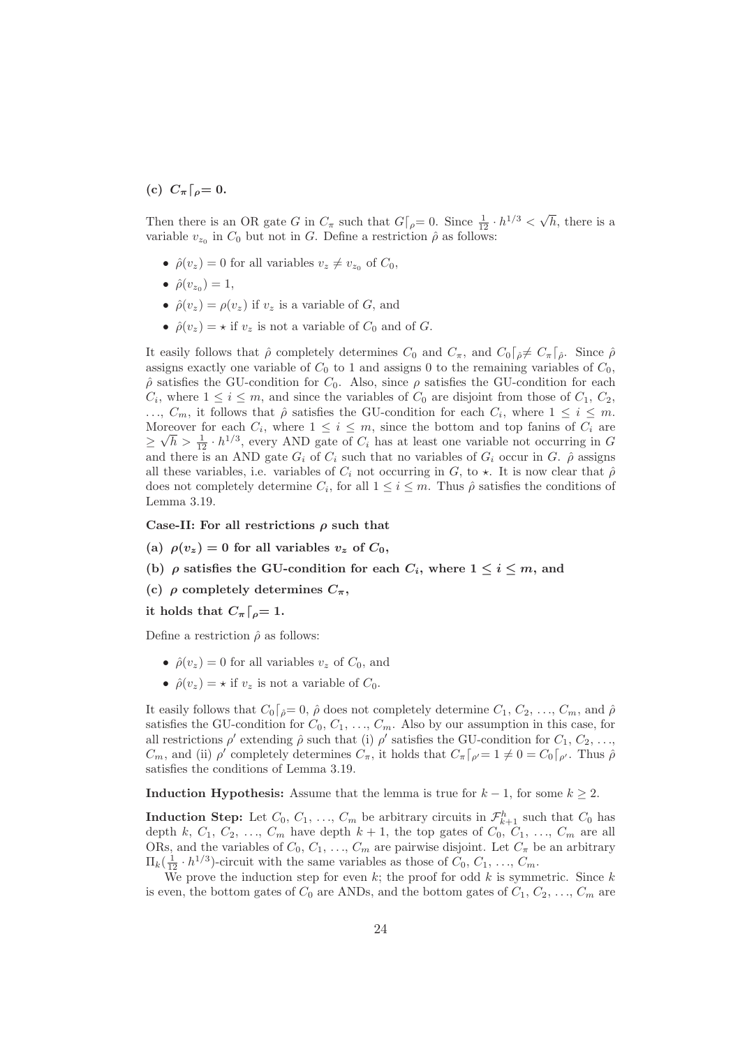**(c) $C_\pi\lceil_\rho= 0$.**

Then there is an OR gate $G$ in $C_\pi$ such that $G\lceil_\rho= 0$. Since $\frac{1}{12} \cdot h^{1/3} < \sqrt{h}$, there is a variable $v_{z_0}$ in $C_0$ but not in $G$. Define a restriction $\hat{\rho}$ as follows:

- $\hat{\rho}(v_z) = 0$ for all variables $v_z \neq v_{z_0}$ of $C_0$,
- $\hat{\rho}(v_{z_0}) = 1$,
- $\hat{\rho}(v_z) = \rho(v_z)$ if $v_z$ is a variable of $G$, and
- $\hat{\rho}(v_z) = \star$ if $v_z$ is not a variable of $C_0$ and of $G$.

It easily follows that $\hat{\rho}$ completely determines $C_0$ and $C_\pi$, and $C_0\lceil_{\hat{\rho}} \neq C_\pi\lceil_{\hat{\rho}}$. Since $\hat{\rho}$ assigns exactly one variable of $C_0$ to 1 and assigns 0 to the remaining variables of $C_0$, $\hat{\rho}$ satisfies the GU-condition for $C_0$. Also, since $\rho$ satisfies the GU-condition for each $C_i$, where $1 \leq i \leq m$, and since the variables of $C_0$ are disjoint from those of $C_1$, $C_2$, $\ldots$, $C_m$, it follows that $\hat{\rho}$ satisfies the GU-condition for each $C_i$, where $1 \leq i \leq m$. Moreover for each $C_i$, where $1 \leq i \leq m$, since the bottom and top fanins of $C_i$ are $\geq \sqrt{h} > \frac{1}{12} \cdot h^{1/3}$, every AND gate of $C_i$ has at least one variable not occurring in $G$ and there is an AND gate $G_i$ of $C_i$ such that no variables of $G_i$ occur in $G$. $\hat{\rho}$ assigns all these variables, i.e. variables of $C_i$ not occurring in $G$, to $\star$. It is now clear that $\hat{\rho}$ does not completely determine $C_i$, for all $1 \leq i \leq m$. Thus $\hat{\rho}$ satisfies the conditions of Lemma 3.19.

**Case-II: For all restrictions $\rho$ such that**

**(a) $\rho(v_z) = 0$ for all variables $v_z$ of $C_0$,**

**(b) $\rho$ satisfies the GU-condition for each $C_i$, where $1 \leq i \leq m$, and**

**(c) $\rho$ completely determines $C_\pi$,**

**it holds that $C_\pi\lceil_\rho= 1$.**

Define a restriction $\hat{\rho}$ as follows:

- $\hat{\rho}(v_z) = 0$ for all variables $v_z$ of $C_0$, and
- $\hat{\rho}(v_z) = \star$ if $v_z$ is not a variable of $C_0$.

It easily follows that $C_0\lceil_{\hat{\rho}}= 0$, $\hat{\rho}$ does not completely determine $C_1$, $C_2$, $\ldots$, $C_m$, and $\hat{\rho}$ satisfies the GU-condition for $C_0$, $C_1$, $\ldots$, $C_m$. Also by our assumption in this case, for all restrictions $\rho'$ extending $\hat{\rho}$ such that (i) $\rho'$ satisfies the GU-condition for $C_1$, $C_2$, $\ldots$, $C_m$, and (ii) $\rho'$ completely determines $C_\pi$, it holds that $C_\pi\lceil_{\rho'}= 1 \neq 0 = C_0\lceil_{\rho'}$. Thus $\hat{\rho}$ satisfies the conditions of Lemma 3.19.

**Induction Hypothesis:** Assume that the lemma is true for $k - 1$, for some $k \geq 2$.

**Induction Step:** Let $C_0$, $C_1$, $\ldots$, $C_m$ be arbitrary circuits in $\mathcal{F}^h_{k+1}$ such that $C_0$ has depth $k$, $C_1$, $C_2$, $\ldots$, $C_m$ have depth $k + 1$, the top gates of $C_0$, $C_1$, $\ldots$, $C_m$ are all ORs, and the variables of $C_0$, $C_1$, $\ldots$, $C_m$ are pairwise disjoint. Let $C_\pi$ be an arbitrary $\Pi_k(\frac{1}{12} \cdot h^{1/3})$-circuit with the same variables as those of $C_0$, $C_1$, $\ldots$, $C_m$.

We prove the induction step for even $k$; the proof for odd $k$ is symmetric. Since $k$ is even, the bottom gates of $C_0$ are ANDs, and the bottom gates of $C_1$, $C_2$, $\ldots$, $C_m$ are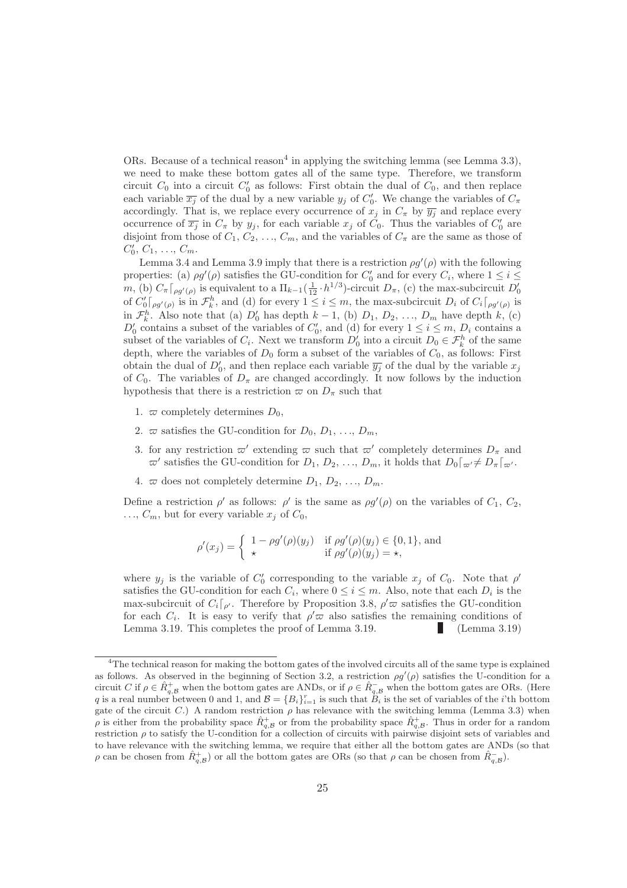ORs. Because of a technical reason[4] in applying the switching lemma (see Lemma 3.3), we need to make these bottom gates all of the same type. Therefore, we transform circuit $C_0$ into a circuit $C_0'$ as follows: First obtain the dual of $C_0$, and then replace each variable $\overline{x_j}$ of the dual by a new variable $y_j$ of $C_0'$. We change the variables of $C_\pi$ accordingly. That is, we replace every occurrence of $x_j$ in $C_\pi$ by $\overline{y_j}$ and replace every occurrence of $\overline{x_j}$ in $C_\pi$ by $y_j$, for each variable $x_j$ of $C_0$. Thus the variables of $C_0'$ are disjoint from those of $C_1, C_2, \ldots, C_m$, and the variables of $C_\pi$ are the same as those of $C_0', C_1, \ldots, C_m$.

Lemma 3.4 and Lemma 3.9 imply that there is a restriction $\rho g'(\rho)$ with the following properties: (a) $\rho g'(\rho)$ satisfies the GU-condition for $C_0'$ and for every $C_i$, where $1 \le i \le m$, (b) $C_\pi\lceil_{\rho g'(\rho)}$ is equivalent to a $\Pi_{k-1}(\frac{1}{12} \cdot h^{1/3})$-circuit $D_\pi$, (c) the max-subcircuit $D_0'$ of $C_0'\lceil_{\rho g'(\rho)}$ is in $\mathcal{F}_k^h$, and (d) for every $1 \le i \le m$, the max-subcircuit $D_i$ of $C_i\lceil_{\rho g'(\rho)}$ is in $\mathcal{F}_k^h$. Also note that (a) $D_0'$ has depth $k-1$, (b) $D_1, D_2, \ldots, D_m$ have depth $k$, (c) $D_0'$ contains a subset of the variables of $C_0'$, and (d) for every $1 \le i \le m$, $D_i$ contains a subset of the variables of $C_i$. Next we transform $D_0'$ into a circuit $D_0 \in \mathcal{F}_k^h$ of the same depth, where the variables of $D_0$ form a subset of the variables of $C_0$, as follows: First obtain the dual of $D_0'$, and then replace each variable $\overline{y_j}$ of the dual by the variable $x_j$ of $C_0$. The variables of $D_\pi$ are changed accordingly. It now follows by the induction hypothesis that there is a restriction $\varpi$ on $D_\pi$ such that

1. $\varpi$ completely determines $D_0$,
2. $\varpi$ satisfies the GU-condition for $D_0, D_1, \ldots, D_m$,
3. for any restriction $\varpi'$ extending $\varpi$ such that $\varpi'$ completely determines $D_\pi$ and $\varpi'$ satisfies the GU-condition for $D_1, D_2, \ldots, D_m$, it holds that $D_0\lceil_{\varpi'} \ne D_\pi\lceil_{\varpi'}$.
4. $\varpi$ does not completely determine $D_1, D_2, \ldots, D_m$.

Define a restriction $\rho'$ as follows: $\rho'$ is the same as $\rho g'(\rho)$ on the variables of $C_1, C_2, \ldots, C_m$, but for every variable $x_j$ of $C_0$,

$$\rho'(x_j) = \begin{cases} 1 - \rho g'(\rho)(y_j) & \text{if } \rho g'(\rho)(y_j) \in \{0,1\}, \text{ and} \\ \star & \text{if } \rho g'(\rho)(y_j) = \star, \end{cases}$$

where $y_j$ is the variable of $C_0'$ corresponding to the variable $x_j$ of $C_0$. Note that $\rho'$ satisfies the GU-condition for each $C_i$, where $0 \le i \le m$. Also, note that each $D_i$ is the max-subcircuit of $C_i\lceil_{\rho'}$. Therefore by Proposition 3.8, $\rho'\varpi$ satisfies the GU-condition for each $C_i$. It is easy to verify that $\rho'\varpi$ also satisfies the remaining conditions of Lemma 3.19. This completes the proof of Lemma 3.19. ■ (Lemma 3.19)

---

[4] The technical reason for making the bottom gates of the involved circuits all of the same type is explained as follows. As observed in the beginning of Section 3.2, a restriction $\rho g'(\rho)$ satisfies the U-condition for a circuit $C$ if $\rho \in \hat{R}^+_{q,\mathcal{B}}$ when the bottom gates are ANDs, or if $\rho \in \hat{R}^-_{q,\mathcal{B}}$ when the bottom gates are ORs. (Here $q$ is a real number between 0 and 1, and $\mathcal{B} = \{B_i\}_{i=1}^r$ is such that $B_i$ is the set of variables of the $i$'th bottom gate of the circuit $C$.) A random restriction $\rho$ has relevance with the switching lemma (Lemma 3.3) when $\rho$ is either from the probability space $\hat{R}^+_{q,\mathcal{B}}$ or from the probability space $\hat{R}^+_{q,\mathcal{B}}$. Thus in order for a random restriction $\rho$ to satisfy the U-condition for a collection of circuits with pairwise disjoint sets of variables and to have relevance with the switching lemma, we require that either all the bottom gates are ANDs (so that $\rho$ can be chosen from $\hat{R}^+_{q,\mathcal{B}}$) or all the bottom gates are ORs (so that $\rho$ can be chosen from $\hat{R}^-_{q,\mathcal{B}}$).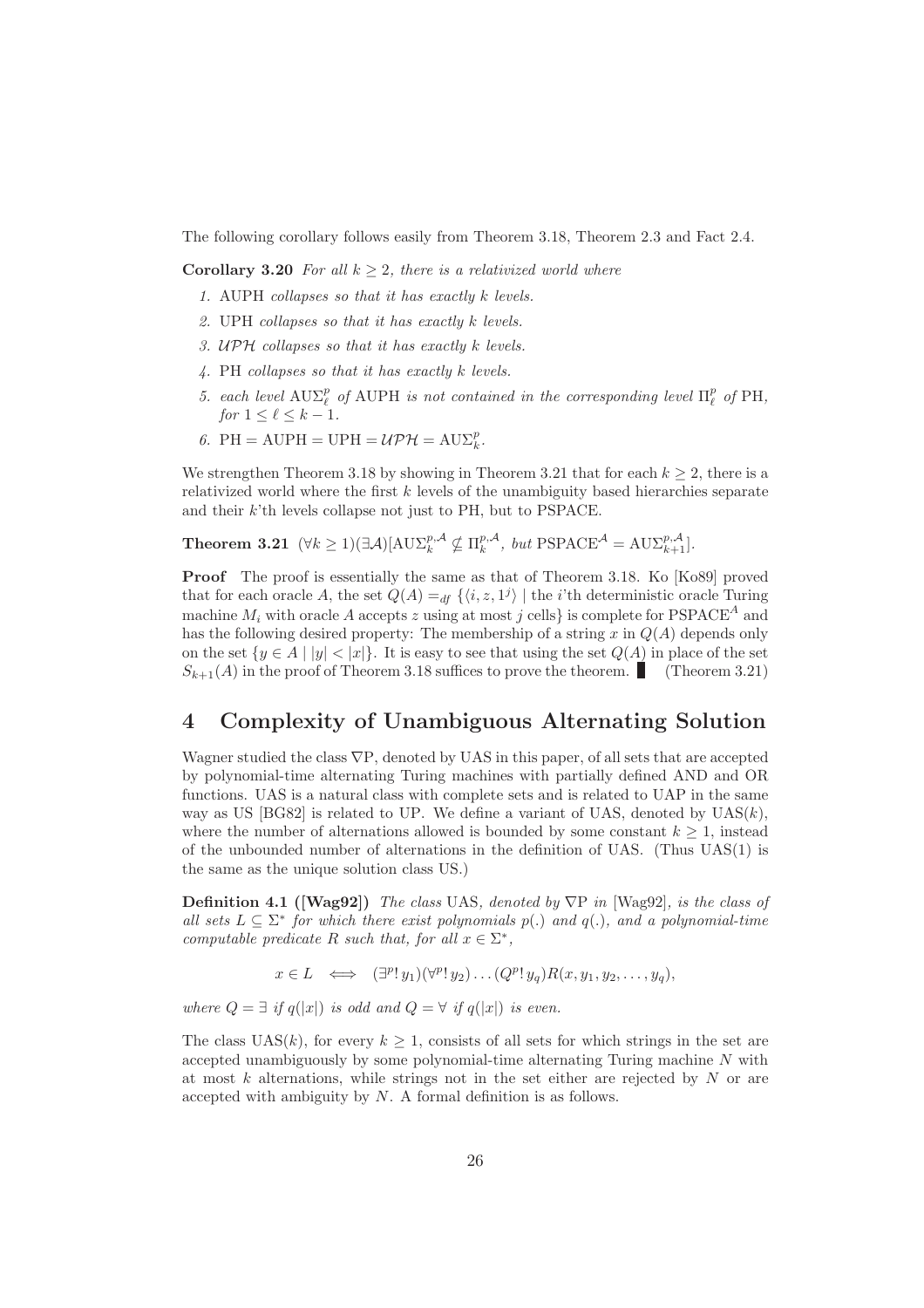The following corollary follows easily from Theorem 3.18, Theorem 2.3 and Fact 2.4.

**Corollary 3.20** *For all $k \geq 2$, there is a relativized world where*

1. AUPH *collapses so that it has exactly $k$ levels.*
2. UPH *collapses so that it has exactly $k$ levels.*
3. $\mathcal{UPH}$ *collapses so that it has exactly $k$ levels.*
4. PH *collapses so that it has exactly $k$ levels.*
5. *each level $\mathrm{AU}\Sigma_\ell^p$ of* AUPH *is not contained in the corresponding level $\Pi_\ell^p$ of* PH, *for $1 \leq \ell \leq k-1$.*
6. $\mathrm{PH} = \mathrm{AUPH} = \mathrm{UPH} = \mathcal{UPH} = \mathrm{AU}\Sigma_k^p$.

We strengthen Theorem 3.18 by showing in Theorem 3.21 that for each $k \geq 2$, there is a relativized world where the first $k$ levels of the unambiguity based hierarchies separate and their $k$'th levels collapse not just to PH, but to PSPACE.

**Theorem 3.21** $(\forall k \geq 1)(\exists \mathcal{A})[\mathrm{AU}\Sigma_k^{p,\mathcal{A}} \not\subseteq \Pi_k^{p,\mathcal{A}}$, *but* $\mathrm{PSPACE}^{\mathcal{A}} = \mathrm{AU}\Sigma_{k+1}^{p,\mathcal{A}}]$.

**Proof** The proof is essentially the same as that of Theorem 3.18. Ko [Ko89] proved that for each oracle $A$, the set $Q(A) =_{df} \{\langle i, z, 1^j \rangle \mid$ the $i$'th deterministic oracle Turing machine $M_i$ with oracle $A$ accepts $z$ using at most $j$ cells$\}$ is complete for $\mathrm{PSPACE}^A$ and has the following desired property: The membership of a string $x$ in $Q(A)$ depends only on the set $\{y \in A \mid |y| < |x|\}$. It is easy to see that using the set $Q(A)$ in place of the set $S_{k+1}(A)$ in the proof of Theorem 3.18 suffices to prove the theorem. ▮ (Theorem 3.21)

## 4 Complexity of Unambiguous Alternating Solution

Wagner studied the class $\nabla$P, denoted by UAS in this paper, of all sets that are accepted by polynomial-time alternating Turing machines with partially defined AND and OR functions. UAS is a natural class with complete sets and is related to UAP in the same way as US [BG82] is related to UP. We define a variant of UAS, denoted by UAS($k$), where the number of alternations allowed is bounded by some constant $k \geq 1$, instead of the unbounded number of alternations in the definition of UAS. (Thus UAS(1) is the same as the unique solution class US.)

**Definition 4.1 ([Wag92])** *The class* UAS, *denoted by* $\nabla$P *in* [Wag92], *is the class of all sets $L \subseteq \Sigma^*$ for which there exist polynomials $p(.)$ and $q(.)$, and a polynomial-time computable predicate $R$ such that, for all $x \in \Sigma^*$,*

$$x \in L \iff (\exists^p!\, y_1)(\forall^p!\, y_2)\ldots(Q^p!\, y_q)R(x, y_1, y_2, \ldots, y_q),$$

*where $Q = \exists$ if $q(|x|)$ is odd and $Q = \forall$ if $q(|x|)$ is even.*

The class UAS($k$), for every $k \geq 1$, consists of all sets for which strings in the set are accepted unambiguously by some polynomial-time alternating Turing machine $N$ with at most $k$ alternations, while strings not in the set either are rejected by $N$ or are accepted with ambiguity by $N$. A formal definition is as follows.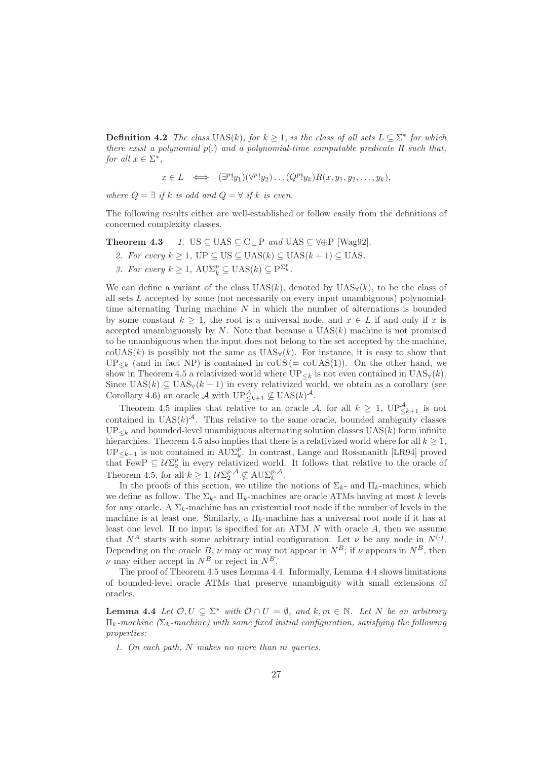**Definition 4.2** *The class* UAS($k$)*, for $k \geq 1$, is the class of all sets $L \subseteq \Sigma^*$ for which there exist a polynomial $p(.)$ and a polynomial-time computable predicate $R$ such that, for all $x \in \Sigma^*$,*

$$x \in L \iff (\exists^p ! y_1)(\forall^p ! y_2) \ldots (Q^p ! y_k) R(x, y_1, y_2, \ldots, y_k),$$

*where $Q = \exists$ if $k$ is odd and $Q = \forall$ if $k$ is even.*

The following results either are well-established or follow easily from the definitions of concerned complexity classes.

**Theorem 4.3**

1. *US $\subseteq$ UAS $\subseteq$ $\mathrm{C_=P}$ and UAS $\subseteq$ $\forall\oplus$P [Wag92].*
2. *For every $k \geq 1$, UP $\subseteq$ US $\subseteq$ UAS($k$) $\subseteq$ UAS($k+1$) $\subseteq$ UAS.*
3. *For every $k \geq 1$, $\mathrm{AU}\Sigma_k^p \subseteq \mathrm{UAS}(k) \subseteq \mathrm{P}^{\Sigma_k^p}$.*

We can define a variant of the class UAS($k$), denoted by $\mathrm{UAS}_\forall(k)$, to be the class of all sets $L$ accepted by some (not necessarily on every input unambiguous) polynomial-time alternating Turing machine $N$ in which the number of alternations is bounded by some constant $k \geq 1$, the root is a universal node, and $x \in L$ if and only if $x$ is accepted unambiguously by $N$. Note that because a UAS($k$) machine is not promised to be unambiguous when the input does not belong to the set accepted by the machine, coUAS($k$) is possibly not the same as $\mathrm{UAS}_\forall(k)$. For instance, it is easy to show that $\mathrm{UP}_{\leq k}$ (and in fact NP) is contained in coUS (= coUAS(1)). On the other hand, we show in Theorem 4.5 a relativized world where $\mathrm{UP}_{\leq k}$ is not even contained in $\mathrm{UAS}_\forall(k)$. Since $\mathrm{UAS}(k) \subseteq \mathrm{UAS}_\forall(k+1)$ in every relativized world, we obtain as a corollary (see Corollary 4.6) an oracle $\mathcal{A}$ with $\mathrm{UP}_{\leq k+1}^{\mathcal{A}} \not\subseteq \mathrm{UAS}(k)^{\mathcal{A}}$.

Theorem 4.5 implies that relative to an oracle $\mathcal{A}$, for all $k \geq 1$, $\mathrm{UP}_{\leq k+1}^{\mathcal{A}}$ is not contained in $\mathrm{UAS}(k)^{\mathcal{A}}$. Thus relative to the same oracle, bounded ambiguity classes $\mathrm{UP}_{\leq k}$ and bounded-level unambiguous alternating solution classes UAS($k$) form infinite hierarchies. Theorem 4.5 also implies that there is a relativized world where for all $k \geq 1$, $\mathrm{UP}_{\leq k+1}$ is not contained in $\mathrm{AU}\Sigma_k^p$. In contrast, Lange and Rossmanith [LR94] proved that FewP $\subseteq \mathcal{U}\Sigma_2^p$ in every relativized world. It follows that relative to the oracle of Theorem 4.5, for all $k \geq 1$, $\mathcal{U}\Sigma_2^{p,\mathcal{A}} \not\subseteq \mathrm{AU}\Sigma_k^{p,\mathcal{A}}$.

In the proofs of this section, we utilize the notions of $\Sigma_k$- and $\Pi_k$-machines, which we define as follow. The $\Sigma_k$- and $\Pi_k$-machines are oracle ATMs having at most $k$ levels for any oracle. A $\Sigma_k$-machine has an existential root node if the number of levels in the machine is at least one. Similarly, a $\Pi_k$-machine has a universal root node if it has at least one level. If no input is specified for an ATM $N$ with oracle $A$, then we assume that $N^A$ starts with some arbitrary intial configuration. Let $\nu$ be any node in $N^{(\cdot)}$. Depending on the oracle $B$, $\nu$ may or may not appear in $N^B$; if $\nu$ appears in $N^B$, then $\nu$ may either accept in $N^B$ or reject in $N^B$.

The proof of Theorem 4.5 uses Lemma 4.4. Informally, Lemma 4.4 shows limitations of bounded-level oracle ATMs that preserve unambiguity with small extensions of oracles.

**Lemma 4.4** *Let $\mathcal{O}, U \subseteq \Sigma^*$ with $\mathcal{O} \cap U = \emptyset$, and $k, m \in \mathbb{N}$. Let $N$ be an arbitrary $\Pi_k$-machine ($\Sigma_k$-machine) with some fixed initial configuration, satisfying the following properties:*

1. *On each path, $N$ makes no more than $m$ queries.*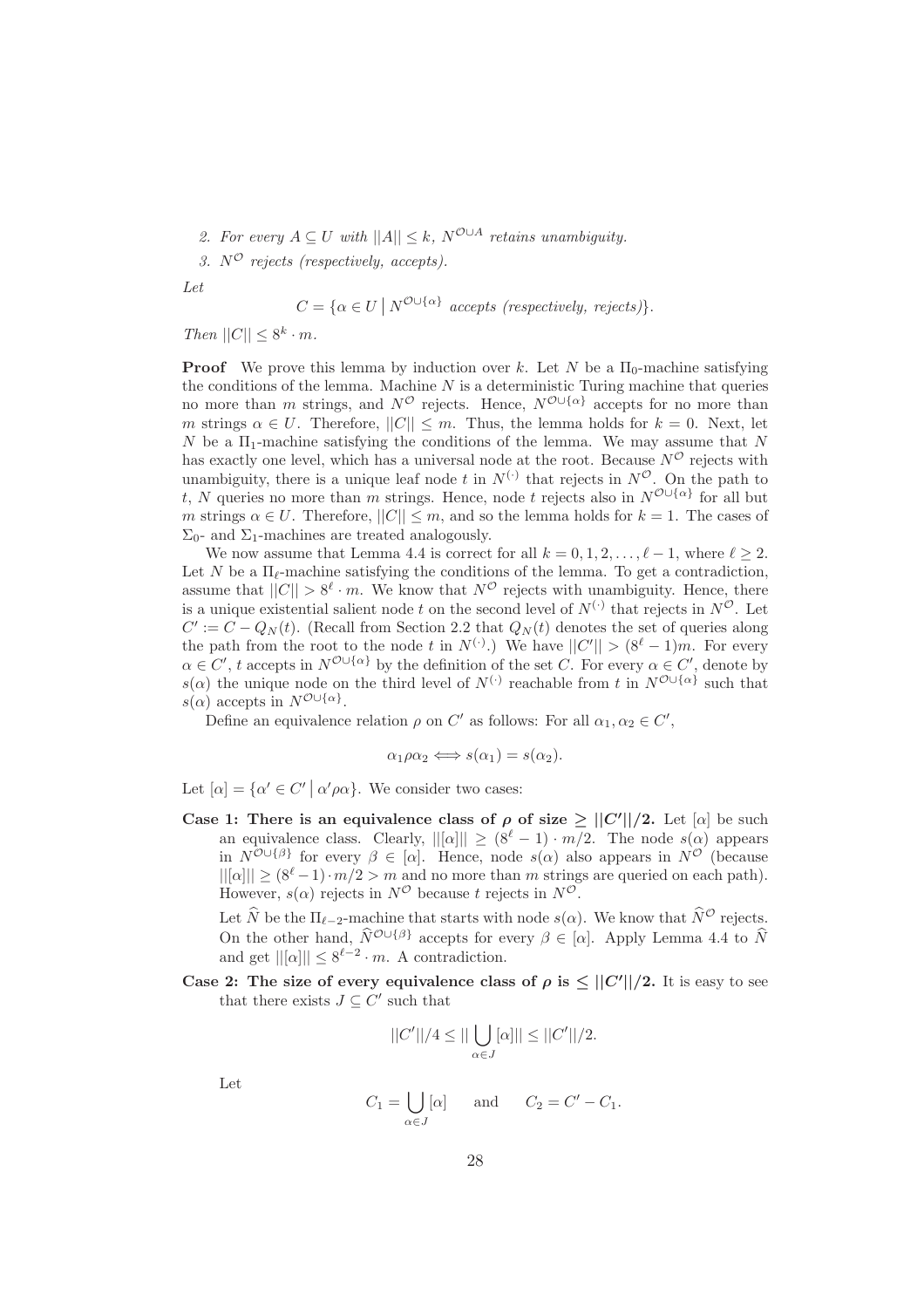2. *For every $A \subseteq U$ with $||A|| \leq k$, $N^{\mathcal{O} \cup A}$ retains unambiguity.*
3. *$N^{\mathcal{O}}$ rejects (respectively, accepts).*

*Let*

$$C = \{\alpha \in U \mid N^{\mathcal{O} \cup \{\alpha\}} \text{ accepts (respectively, rejects)}\}.$$

*Then $||C|| \leq 8^k \cdot m$.*

**Proof** We prove this lemma by induction over $k$. Let $N$ be a $\Pi_0$-machine satisfying the conditions of the lemma. Machine $N$ is a deterministic Turing machine that queries no more than $m$ strings, and $N^{\mathcal{O}}$ rejects. Hence, $N^{\mathcal{O} \cup \{\alpha\}}$ accepts for no more than $m$ strings $\alpha \in U$. Therefore, $||C|| \leq m$. Thus, the lemma holds for $k = 0$. Next, let $N$ be a $\Pi_1$-machine satisfying the conditions of the lemma. We may assume that $N$ has exactly one level, which has a universal node at the root. Because $N^{\mathcal{O}}$ rejects with unambiguity, there is a unique leaf node $t$ in $N^{(\cdot)}$ that rejects in $N^{\mathcal{O}}$. On the path to $t$, $N$ queries no more than $m$ strings. Hence, node $t$ rejects also in $N^{\mathcal{O} \cup \{\alpha\}}$ for all but $m$ strings $\alpha \in U$. Therefore, $||C|| \leq m$, and so the lemma holds for $k = 1$. The cases of $\Sigma_0$- and $\Sigma_1$-machines are treated analogously.

We now assume that Lemma 4.4 is correct for all $k = 0, 1, 2, \ldots, \ell - 1$, where $\ell \geq 2$. Let $N$ be a $\Pi_\ell$-machine satisfying the conditions of the lemma. To get a contradiction, assume that $||C|| > 8^\ell \cdot m$. We know that $N^{\mathcal{O}}$ rejects with unambiguity. Hence, there is a unique existential salient node $t$ on the second level of $N^{(\cdot)}$ that rejects in $N^{\mathcal{O}}$. Let $C' := C - Q_N(t)$. (Recall from Section 2.2 that $Q_N(t)$ denotes the set of queries along the path from the root to the node $t$ in $N^{(\cdot)}$.) We have $||C'|| > (8^\ell - 1)m$. For every $\alpha \in C'$, $t$ accepts in $N^{\mathcal{O} \cup \{\alpha\}}$ by the definition of the set $C$. For every $\alpha \in C'$, denote by $s(\alpha)$ the unique node on the third level of $N^{(\cdot)}$ reachable from $t$ in $N^{\mathcal{O} \cup \{\alpha\}}$ such that $s(\alpha)$ accepts in $N^{\mathcal{O} \cup \{\alpha\}}$.

Define an equivalence relation $\rho$ on $C'$ as follows: For all $\alpha_1, \alpha_2 \in C'$,

$$\alpha_1 \rho \alpha_2 \iff s(\alpha_1) = s(\alpha_2).$$

Let $[\alpha] = \{\alpha' \in C' \mid \alpha' \rho \alpha\}$. We consider two cases:

**Case 1: There is an equivalence class of $\rho$ of size $\geq ||C'||/2$.** Let $[\alpha]$ be such an equivalence class. Clearly, $||[\alpha]|| \geq (8^\ell - 1) \cdot m/2$. The node $s(\alpha)$ appears in $N^{\mathcal{O} \cup \{\beta\}}$ for every $\beta \in [\alpha]$. Hence, node $s(\alpha)$ also appears in $N^{\mathcal{O}}$ (because $||[\alpha]|| \geq (8^\ell - 1) \cdot m/2 > m$ and no more than $m$ strings are queried on each path). However, $s(\alpha)$ rejects in $N^{\mathcal{O}}$ because $t$ rejects in $N^{\mathcal{O}}$.

Let $\widehat{N}$ be the $\Pi_{\ell-2}$-machine that starts with node $s(\alpha)$. We know that $\widehat{N}^{\mathcal{O}}$ rejects. On the other hand, $\widehat{N}^{\mathcal{O} \cup \{\beta\}}$ accepts for every $\beta \in [\alpha]$. Apply Lemma 4.4 to $\widehat{N}$ and get $||[\alpha]|| \leq 8^{\ell-2} \cdot m$. A contradiction.

**Case 2: The size of every equivalence class of $\rho$ is $\leq ||C'||/2$.** It is easy to see that there exists $J \subseteq C'$ such that

$$||C'||/4 \leq || \bigcup_{\alpha \in J} [\alpha] || \leq ||C'||/2.$$

Let

$$C_1 = \bigcup_{\alpha \in J} [\alpha] \qquad \text{and} \qquad C_2 = C' - C_1.$$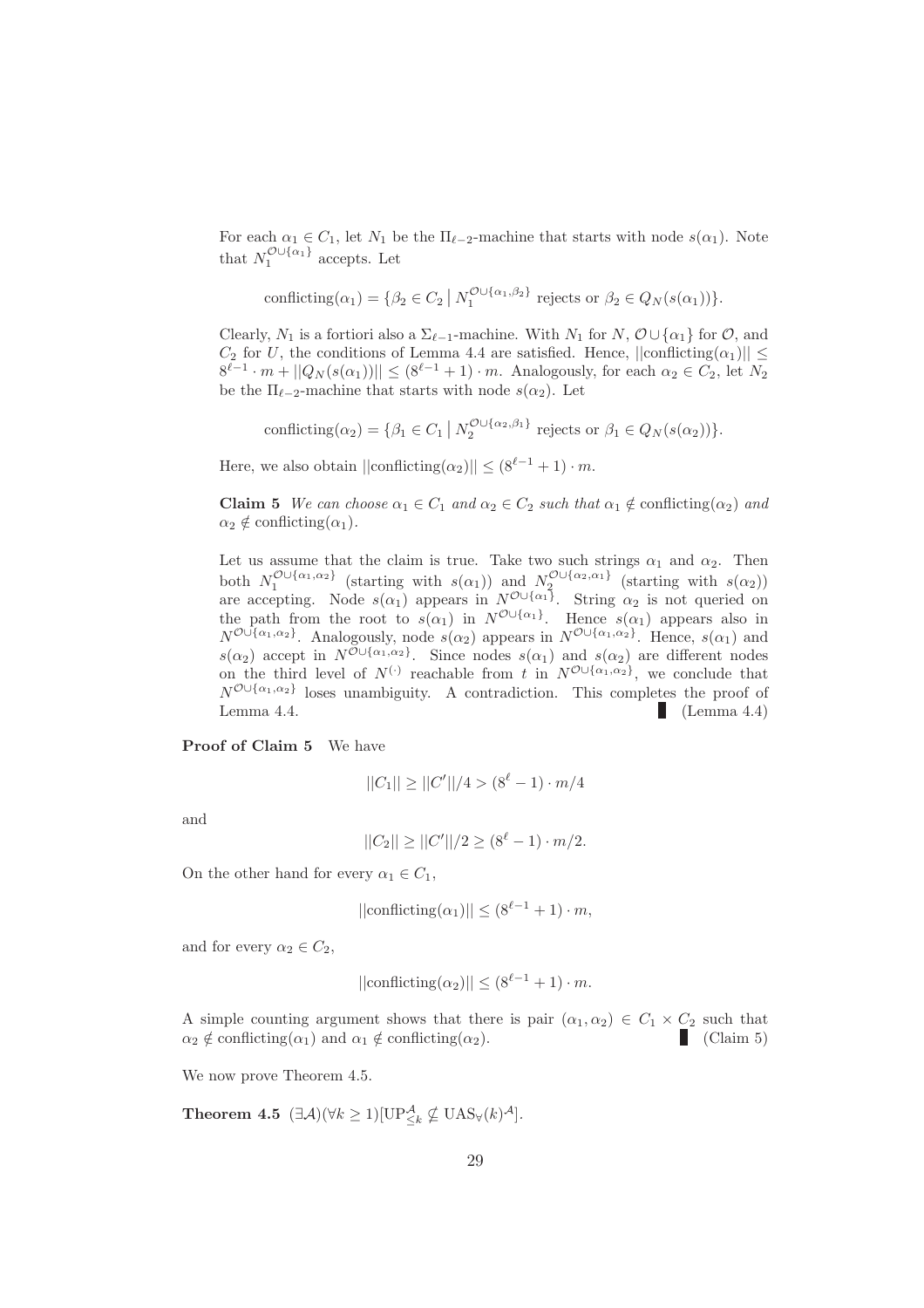For each $\alpha_1 \in C_1$, let $N_1$ be the $\Pi_{\ell-2}$-machine that starts with node $s(\alpha_1)$. Note that $N_1^{\mathcal{O}\cup\{\alpha_1\}}$ accepts. Let

$$\text{conflicting}(\alpha_1) = \{\beta_2 \in C_2 \mid N_1^{\mathcal{O}\cup\{\alpha_1,\beta_2\}} \text{ rejects or } \beta_2 \in Q_N(s(\alpha_1))\}.$$

Clearly, $N_1$ is a fortiori also a $\Sigma_{\ell-1}$-machine. With $N_1$ for $N$, $\mathcal{O}\cup\{\alpha_1\}$ for $\mathcal{O}$, and $C_2$ for $U$, the conditions of Lemma 4.4 are satisfied. Hence, $||\text{conflicting}(\alpha_1)|| \leq 8^{\ell-1} \cdot m + ||Q_N(s(\alpha_1))|| \leq (8^{\ell-1}+1) \cdot m$. Analogously, for each $\alpha_2 \in C_2$, let $N_2$ be the $\Pi_{\ell-2}$-machine that starts with node $s(\alpha_2)$. Let

$$\text{conflicting}(\alpha_2) = \{\beta_1 \in C_1 \mid N_2^{\mathcal{O}\cup\{\alpha_2,\beta_1\}} \text{ rejects or } \beta_1 \in Q_N(s(\alpha_2))\}.$$

Here, we also obtain $||\text{conflicting}(\alpha_2)|| \leq (8^{\ell-1}+1) \cdot m$.

**Claim 5** *We can choose $\alpha_1 \in C_1$ and $\alpha_2 \in C_2$ such that $\alpha_1 \notin \text{conflicting}(\alpha_2)$ and $\alpha_2 \notin \text{conflicting}(\alpha_1)$.*

Let us assume that the claim is true. Take two such strings $\alpha_1$ and $\alpha_2$. Then both $N_1^{\mathcal{O}\cup\{\alpha_1,\alpha_2\}}$ (starting with $s(\alpha_1)$) and $N_2^{\mathcal{O}\cup\{\alpha_2,\alpha_1\}}$ (starting with $s(\alpha_2)$) are accepting. Node $s(\alpha_1)$ appears in $N^{\mathcal{O}\cup\{\alpha_1\}}$. String $\alpha_2$ is not queried on the path from the root to $s(\alpha_1)$ in $N^{\mathcal{O}\cup\{\alpha_1\}}$. Hence $s(\alpha_1)$ appears also in $N^{\mathcal{O}\cup\{\alpha_1,\alpha_2\}}$. Analogously, node $s(\alpha_2)$ appears in $N^{\mathcal{O}\cup\{\alpha_1,\alpha_2\}}$. Hence, $s(\alpha_1)$ and $s(\alpha_2)$ accept in $N^{\mathcal{O}\cup\{\alpha_1,\alpha_2\}}$. Since nodes $s(\alpha_1)$ and $s(\alpha_2)$ are different nodes on the third level of $N^{(\cdot)}$ reachable from $t$ in $N^{\mathcal{O}\cup\{\alpha_1,\alpha_2\}}$, we conclude that $N^{\mathcal{O}\cup\{\alpha_1,\alpha_2\}}$ loses unambiguity. A contradiction. This completes the proof of Lemma 4.4. ∎ (Lemma 4.4)

**Proof of Claim 5** We have

$$||C_1|| \geq ||C'||/4 > (8^{\ell}-1) \cdot m/4$$

and

$$||C_2|| \geq ||C'||/2 \geq (8^{\ell}-1) \cdot m/2.$$

On the other hand for every $\alpha_1 \in C_1$,

$$||\text{conflicting}(\alpha_1)|| \leq (8^{\ell-1}+1) \cdot m,$$

and for every $\alpha_2 \in C_2$,

$$||\text{conflicting}(\alpha_2)|| \leq (8^{\ell-1}+1) \cdot m.$$

A simple counting argument shows that there is pair $(\alpha_1, \alpha_2) \in C_1 \times C_2$ such that $\alpha_2 \notin \text{conflicting}(\alpha_1)$ and $\alpha_1 \notin \text{conflicting}(\alpha_2)$. ∎ (Claim 5)

We now prove Theorem 4.5.

**Theorem 4.5** $(\exists \mathcal{A})(\forall k \geq 1)[\mathrm{UP}^{\mathcal{A}}_{\leq k} \not\subseteq \mathrm{UAS}_{\forall}(k)^{\mathcal{A}}]$.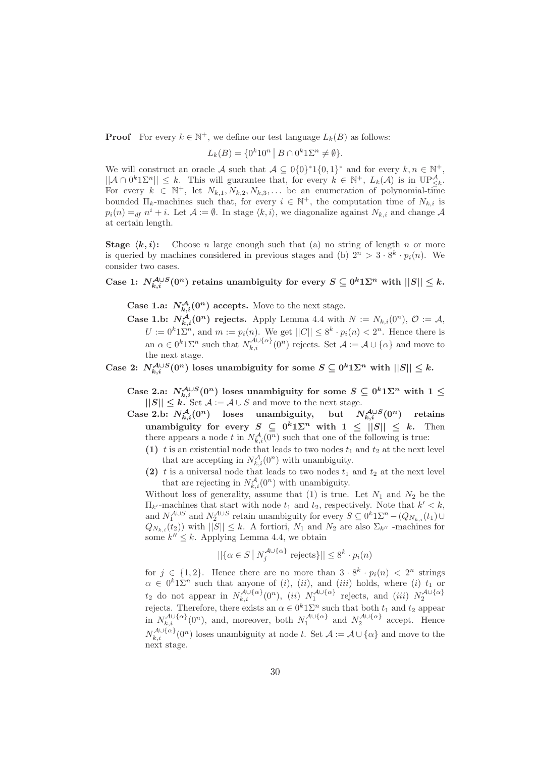**Proof** For every $k \in \mathbb{N}^+$, we define our test language $L_k(B)$ as follows:

$$L_k(B) = \{0^k 1 0^n \mid B \cap 0^k 1 \Sigma^n \neq \emptyset\}.$$

We will construct an oracle $\mathcal{A}$ such that $\mathcal{A} \subseteq 0\{0\}^* 1\{0,1\}^*$ and for every $k, n \in \mathbb{N}^+$, $||\mathcal{A} \cap 0^k 1 \Sigma^n|| \leq k$. This will guarantee that, for every $k \in \mathbb{N}^+$, $L_k(\mathcal{A})$ is in $\mathrm{UP}^{\mathcal{A}}_{\leq k}$. For every $k \in \mathbb{N}^+$, let $N_{k,1}, N_{k,2}, N_{k,3}, \ldots$ be an enumeration of polynomial-time bounded $\Pi_k$-machines such that, for every $i \in \mathbb{N}^+$, the computation time of $N_{k,i}$ is $p_i(n) =_{df} n^i + i$. Let $\mathcal{A} := \emptyset$. In stage $\langle k, i \rangle$, we diagonalize against $N_{k,i}$ and change $\mathcal{A}$ at certain length.

**Stage $\langle k, i \rangle$:** Choose $n$ large enough such that (a) no string of length $n$ or more is queried by machines considered in previous stages and (b) $2^n > 3 \cdot 8^k \cdot p_i(n)$. We consider two cases.

**Case 1: $N^{\mathcal{A} \cup S}_{k,i}(0^n)$ retains unambiguity for every $S \subseteq 0^k 1 \Sigma^n$ with $||S|| \leq k$.**

**Case 1.a: $N^{\mathcal{A}}_{k,i}(0^n)$ accepts.** Move to the next stage.

**Case 1.b: $N^{\mathcal{A}}_{k,i}(0^n)$ rejects.** Apply Lemma 4.4 with $N := N_{k,i}(0^n)$, $\mathcal{O} := \mathcal{A}$, $U := 0^k 1 \Sigma^n$, and $m := p_i(n)$. We get $||C|| \leq 8^k \cdot p_i(n) < 2^n$. Hence there is an $\alpha \in 0^k 1 \Sigma^n$ such that $N^{\mathcal{A} \cup \{\alpha\}}_{k,i}(0^n)$ rejects. Set $\mathcal{A} := \mathcal{A} \cup \{\alpha\}$ and move to the next stage.

**Case 2: $N^{\mathcal{A} \cup S}_{k,i}(0^n)$ loses unambiguity for some $S \subseteq 0^k 1 \Sigma^n$ with $||S|| \leq k$.**

**Case 2.a: $N^{\mathcal{A} \cup S}_{k,i}(0^n)$ loses unambiguity for some $S \subseteq 0^k 1 \Sigma^n$ with $1 \leq ||S|| \leq k$.** Set $\mathcal{A} := \mathcal{A} \cup S$ and move to the next stage.

**Case 2.b: $N^{\mathcal{A}}_{k,i}(0^n)$ loses unambiguity, but $N^{\mathcal{A} \cup S}_{k,i}(0^n)$ retains unambiguity for every $S \subseteq 0^k 1 \Sigma^n$ with $1 \leq ||S|| \leq k$.** Then there appears a node $t$ in $N^{\mathcal{A}}_{k,i}(0^n)$ such that one of the following is true:

**(1)** $t$ is an existential node that leads to two nodes $t_1$ and $t_2$ at the next level that are accepting in $N^{\mathcal{A}}_{k,i}(0^n)$ with unambiguity.

**(2)** $t$ is a universal node that leads to two nodes $t_1$ and $t_2$ at the next level that are rejecting in $N^{\mathcal{A}}_{k,i}(0^n)$ with unambiguity.

Without loss of generality, assume that (1) is true. Let $N_1$ and $N_2$ be the $\Pi_{k'}$-machines that start with node $t_1$ and $t_2$, respectively. Note that $k' < k$, and $N_1^{\mathcal{A} \cup S}$ and $N_2^{\mathcal{A} \cup S}$ retain unambiguity for every $S \subseteq 0^k 1 \Sigma^n - (Q_{N_{k,i}}(t_1) \cup Q_{N_{k,i}}(t_2))$ with $||S|| \leq k$. A fortiori, $N_1$ and $N_2$ are also $\Sigma_{k''}$ -machines for some $k'' \leq k$. Applying Lemma 4.4, we obtain

$$||\{\alpha \in S \mid N_j^{\mathcal{A} \cup \{\alpha\}} \text{ rejects}\}|| \leq 8^k \cdot p_i(n)$$

for $j \in \{1, 2\}$. Hence there are no more than $3 \cdot 8^k \cdot p_i(n) < 2^n$ strings $\alpha \in 0^k 1 \Sigma^n$ such that anyone of $(i)$, $(ii)$, and $(iii)$ holds, where $(i)$ $t_1$ or $t_2$ do not appear in $N^{\mathcal{A} \cup \{\alpha\}}_{k,i}(0^n)$, $(ii)$ $N_1^{\mathcal{A} \cup \{\alpha\}}$ rejects, and $(iii)$ $N_2^{\mathcal{A} \cup \{\alpha\}}$ rejects. Therefore, there exists an $\alpha \in 0^k 1 \Sigma^n$ such that both $t_1$ and $t_2$ appear in $N^{\mathcal{A} \cup \{\alpha\}}_{k,i}(0^n)$, and, moreover, both $N_1^{\mathcal{A} \cup \{\alpha\}}$ and $N_2^{\mathcal{A} \cup \{\alpha\}}$ accept. Hence $N^{\mathcal{A} \cup \{\alpha\}}_{k,i}(0^n)$ loses unambiguity at node $t$. Set $\mathcal{A} := \mathcal{A} \cup \{\alpha\}$ and move to the next stage.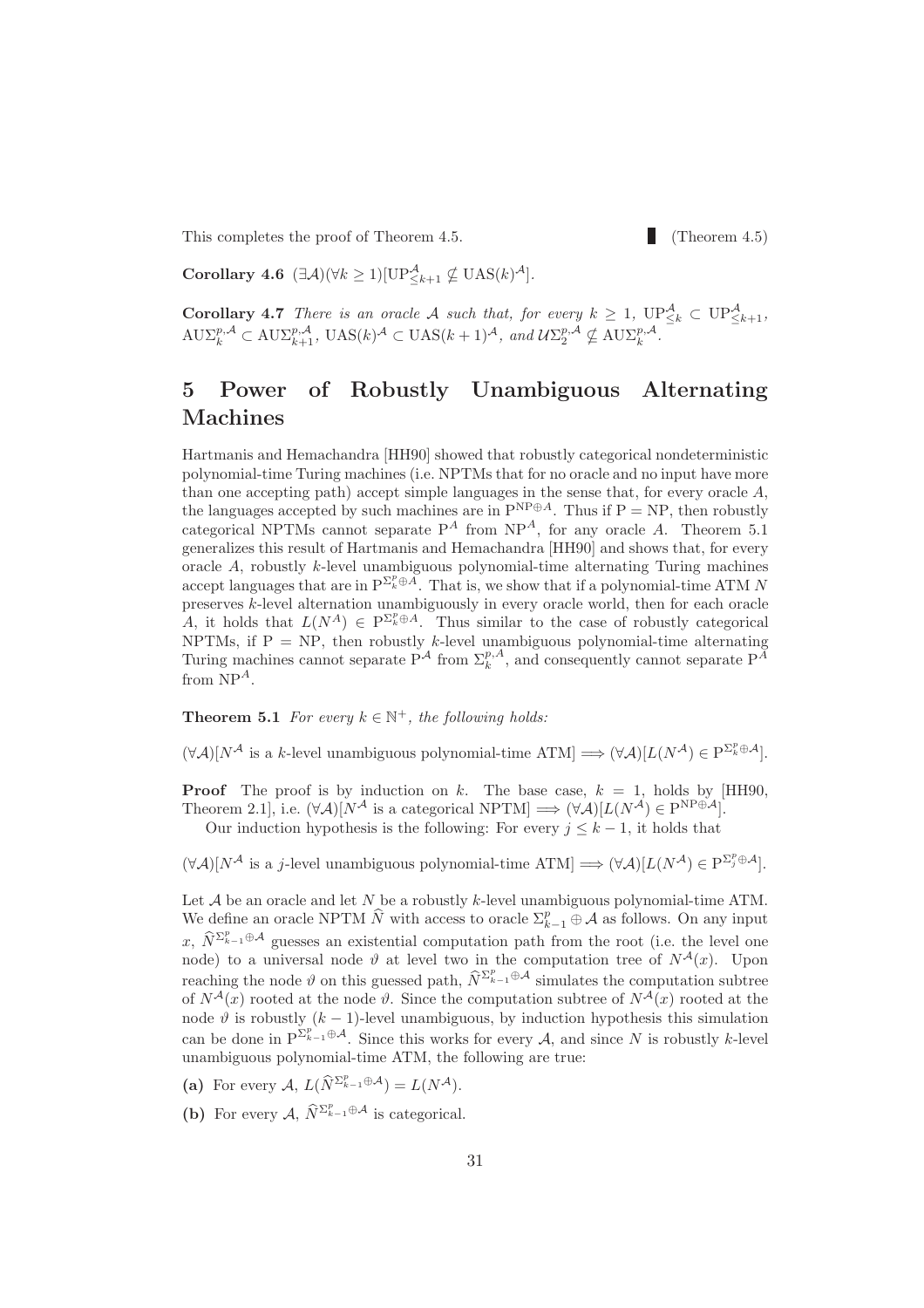This completes the proof of Theorem 4.5. ▮ (Theorem 4.5)

**Corollary 4.6** $(\exists \mathcal{A})(\forall k \geq 1)[\mathrm{UP}^{\mathcal{A}}_{\leq k+1} \not\subseteq \mathrm{UAS}(k)^{\mathcal{A}}]$.

**Corollary 4.7** *There is an oracle $\mathcal{A}$ such that, for every $k \geq 1$, $\mathrm{UP}^{\mathcal{A}}_{\leq k} \subset \mathrm{UP}^{\mathcal{A}}_{\leq k+1}$, $\mathrm{AU}\Sigma^{p,\mathcal{A}}_{k} \subset \mathrm{AU}\Sigma^{p,\mathcal{A}}_{k+1}$, $\mathrm{UAS}(k)^{\mathcal{A}} \subset \mathrm{UAS}(k+1)^{\mathcal{A}}$, and $\mathcal{U}\Sigma^{p,\mathcal{A}}_{2} \not\subseteq \mathrm{AU}\Sigma^{p,\mathcal{A}}_{k}$.*

# 5 Power of Robustly Unambiguous Alternating Machines

Hartmanis and Hemachandra [HH90] showed that robustly categorical nondeterministic polynomial-time Turing machines (i.e. NPTMs that for no oracle and no input have more than one accepting path) accept simple languages in the sense that, for every oracle $A$, the languages accepted by such machines are in $\mathrm{P}^{\mathrm{NP}\oplus A}$. Thus if $\mathrm{P} = \mathrm{NP}$, then robustly categorical NPTMs cannot separate $\mathrm{P}^{A}$ from $\mathrm{NP}^{A}$, for any oracle $A$. Theorem 5.1 generalizes this result of Hartmanis and Hemachandra [HH90] and shows that, for every oracle $A$, robustly $k$-level unambiguous polynomial-time alternating Turing machines accept languages that are in $\mathrm{P}^{\Sigma^p_k \oplus A}$. That is, we show that if a polynomial-time ATM $N$ preserves $k$-level alternation unambiguously in every oracle world, then for each oracle $A$, it holds that $L(N^{A}) \in \mathrm{P}^{\Sigma^p_k \oplus A}$. Thus similar to the case of robustly categorical NPTMs, if $\mathrm{P} = \mathrm{NP}$, then robustly $k$-level unambiguous polynomial-time alternating Turing machines cannot separate $\mathrm{P}^{\mathcal{A}}$ from $\Sigma^{p,A}_{k}$, and consequently cannot separate $\mathrm{P}^{A}$ from $\mathrm{NP}^{A}$.

**Theorem 5.1** *For every $k \in \mathbb{N}^{+}$, the following holds:*

$(\forall \mathcal{A})[N^{\mathcal{A}}$ is a $k$-level unambiguous polynomial-time ATM$] \Longrightarrow (\forall \mathcal{A})[L(N^{\mathcal{A}}) \in \mathrm{P}^{\Sigma^p_k \oplus \mathcal{A}}]$.

**Proof** The proof is by induction on $k$. The base case, $k = 1$, holds by [HH90, Theorem 2.1], i.e. $(\forall \mathcal{A})[N^{\mathcal{A}}$ is a categorical NPTM$] \Longrightarrow (\forall \mathcal{A})[L(N^{\mathcal{A}}) \in \mathrm{P}^{\mathrm{NP}\oplus\mathcal{A}}]$.

Our induction hypothesis is the following: For every $j \leq k-1$, it holds that

$(\forall \mathcal{A})[N^{\mathcal{A}}$ is a $j$-level unambiguous polynomial-time ATM$] \Longrightarrow (\forall \mathcal{A})[L(N^{\mathcal{A}}) \in \mathrm{P}^{\Sigma^p_j \oplus \mathcal{A}}]$.

Let $\mathcal{A}$ be an oracle and let $N$ be a robustly $k$-level unambiguous polynomial-time ATM. We define an oracle NPTM $\widehat{N}$ with access to oracle $\Sigma^p_{k-1} \oplus \mathcal{A}$ as follows. On any input $x$, $\widehat{N}^{\Sigma^p_{k-1}\oplus\mathcal{A}}$ guesses an existential computation path from the root (i.e. the level one node) to a universal node $\vartheta$ at level two in the computation tree of $N^{\mathcal{A}}(x)$. Upon reaching the node $\vartheta$ on this guessed path, $\widehat{N}^{\Sigma^p_{k-1}\oplus\mathcal{A}}$ simulates the computation subtree of $N^{\mathcal{A}}(x)$ rooted at the node $\vartheta$. Since the computation subtree of $N^{\mathcal{A}}(x)$ rooted at the node $\vartheta$ is robustly $(k-1)$-level unambiguous, by induction hypothesis this simulation can be done in $\mathrm{P}^{\Sigma^p_{k-1}\oplus\mathcal{A}}$. Since this works for every $\mathcal{A}$, and since $N$ is robustly $k$-level unambiguous polynomial-time ATM, the following are true:

**(a)** For every $\mathcal{A}$, $L(\widehat{N}^{\Sigma^p_{k-1}\oplus\mathcal{A}}) = L(N^{\mathcal{A}})$.

**(b)** For every $\mathcal{A}$, $\widehat{N}^{\Sigma^p_{k-1}\oplus\mathcal{A}}$ is categorical.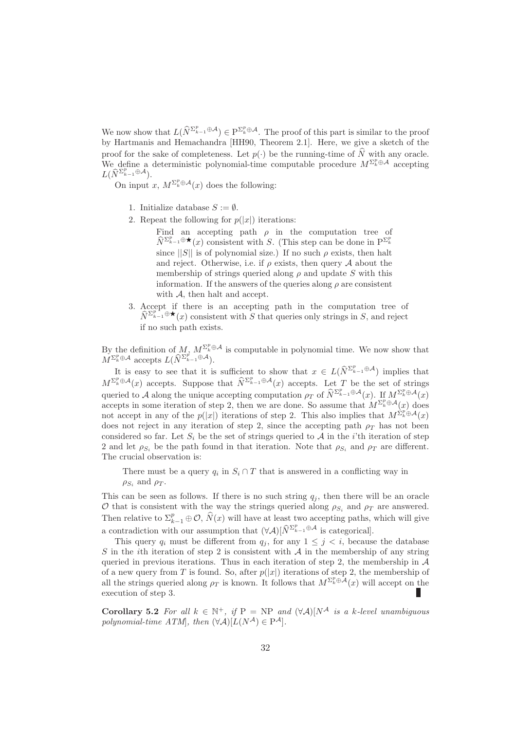We now show that $L(\widehat{N}^{\Sigma^p_{k-1}\oplus\mathcal{A}}) \in \mathrm{P}^{\Sigma^p_k\oplus\mathcal{A}}$. The proof of this part is similar to the proof by Hartmanis and Hemachandra [HH90, Theorem 2.1]. Here, we give a sketch of the proof for the sake of completeness. Let $p(\cdot)$ be the running-time of $\widehat{N}$ with any oracle. We define a deterministic polynomial-time computable procedure $M^{\Sigma^p_k\oplus\mathcal{A}}$ accepting $L(\widehat{N}^{\Sigma^p_{k-1}\oplus\mathcal{A}})$.

On input $x$, $M^{\Sigma^p_k\oplus\mathcal{A}}(x)$ does the following:

1. Initialize database $S := \emptyset$.
2. Repeat the following for $p(|x|)$ iterations:

   Find an accepting path $\rho$ in the computation tree of $\widehat{N}^{\Sigma^p_{k-1}\oplus\bigstar}(x)$ consistent with $S$. (This step can be done in $\mathrm{P}^{\Sigma^p_k}$ since $||S||$ is of polynomial size.) If no such $\rho$ exists, then halt and reject. Otherwise, i.e. if $\rho$ exists, then query $\mathcal{A}$ about the membership of strings queried along $\rho$ and update $S$ with this information. If the answers of the queries along $\rho$ are consistent with $\mathcal{A}$, then halt and accept.

3. Accept if there is an accepting path in the computation tree of $\widehat{N}^{\Sigma^p_{k-1}\oplus\bigstar}(x)$ consistent with $S$ that queries only strings in $S$, and reject if no such path exists.

By the definition of $M$, $M^{\Sigma^p_k\oplus\mathcal{A}}$ is computable in polynomial time. We now show that $M^{\Sigma^p_k\oplus\mathcal{A}}$ accepts $L(\widehat{N}^{\Sigma^p_{k-1}\oplus\mathcal{A}})$.

It is easy to see that it is sufficient to show that $x \in L(\widehat{N}^{\Sigma^p_{k-1}\oplus\mathcal{A}})$ implies that $M^{\Sigma^p_k\oplus\mathcal{A}}(x)$ accepts. Suppose that $\widehat{N}^{\Sigma^p_{k-1}\oplus\mathcal{A}}(x)$ accepts. Let $T$ be the set of strings queried to $\mathcal{A}$ along the unique accepting computation $\rho_T$ of $\widehat{N}^{\Sigma^p_{k-1}\oplus\mathcal{A}}(x)$. If $M^{\Sigma^p_k\oplus\mathcal{A}}(x)$ accepts in some iteration of step 2, then we are done. So assume that $M^{\Sigma^p_k\oplus\mathcal{A}}(x)$ does not accept in any of the $p(|x|)$ iterations of step 2. This also implies that $M^{\Sigma^p_k\oplus\mathcal{A}}(x)$ does not reject in any iteration of step 2, since the accepting path $\rho_T$ has not been considered so far. Let $S_i$ be the set of strings queried to $\mathcal{A}$ in the $i$'th iteration of step 2 and let $\rho_{S_i}$ be the path found in that iteration. Note that $\rho_{S_i}$ and $\rho_T$ are different. The crucial observation is:

> There must be a query $q_i$ in $S_i \cap T$ that is answered in a conflicting way in $\rho_{S_i}$ and $\rho_T$.

This can be seen as follows. If there is no such string $q_j$, then there will be an oracle $\mathcal{O}$ that is consistent with the way the strings queried along $\rho_{S_i}$ and $\rho_T$ are answered. Then relative to $\Sigma^p_{k-1}\oplus\mathcal{O}$, $\widehat{N}(x)$ will have at least two accepting paths, which will give a contradiction with our assumption that $(\forall\mathcal{A})[\widehat{N}^{\Sigma^p_{k-1}\oplus\mathcal{A}}$ is categorical].

This query $q_i$ must be different from $q_j$, for any $1 \leq j < i$, because the database $S$ in the $i$th iteration of step 2 is consistent with $\mathcal{A}$ in the membership of any string queried in previous iterations. Thus in each iteration of step 2, the membership in $\mathcal{A}$ of a new query from $T$ is found. So, after $p(|x|)$ iterations of step 2, the membership of all the strings queried along $\rho_T$ is known. It follows that $M^{\Sigma^p_k\oplus\mathcal{A}}(x)$ will accept on the execution of step 3. ∎

**Corollary 5.2** *For all $k \in \mathbb{N}^+$, if $\mathrm{P} = \mathrm{NP}$ and $(\forall\mathcal{A})[N^{\mathcal{A}}$ is a $k$-level unambiguous polynomial-time ATM], then $(\forall\mathcal{A})[L(N^{\mathcal{A}}) \in \mathrm{P}^{\mathcal{A}}]$.*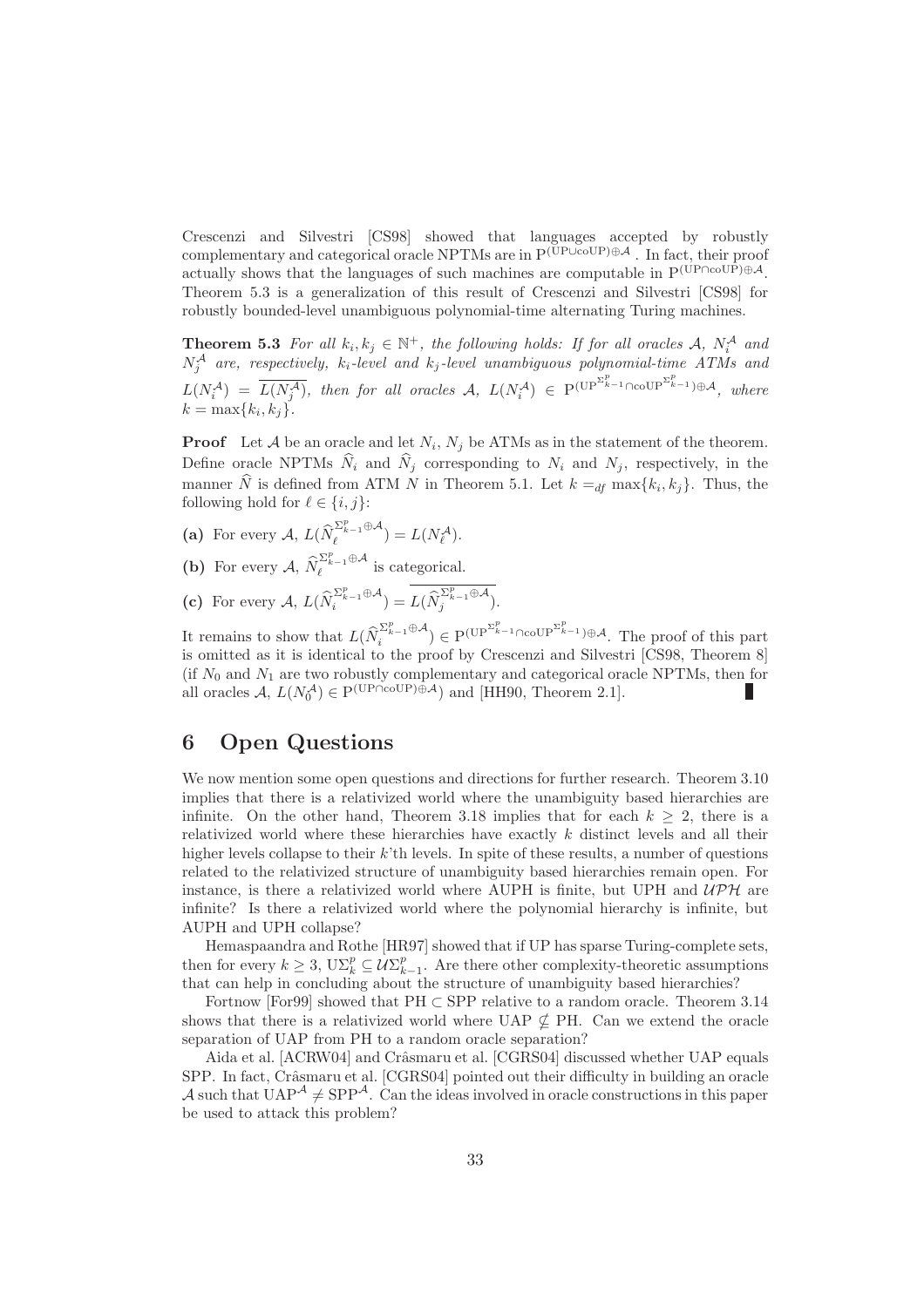Crescenzi and Silvestri [CS98] showed that languages accepted by robustly complementary and categorical oracle NPTMs are in $\mathrm{P}^{(\mathrm{UP}\cup\mathrm{coUP})\oplus\mathcal{A}}$. In fact, their proof actually shows that the languages of such machines are computable in $\mathrm{P}^{(\mathrm{UP}\cap\mathrm{coUP})\oplus\mathcal{A}}$. Theorem 5.3 is a generalization of this result of Crescenzi and Silvestri [CS98] for robustly bounded-level unambiguous polynomial-time alternating Turing machines.

**Theorem 5.3** *For all $k_i, k_j \in \mathbb{N}^+$, the following holds: If for all oracles $\mathcal{A}$, $N_i^{\mathcal{A}}$ and $N_j^{\mathcal{A}}$ are, respectively, $k_i$-level and $k_j$-level unambiguous polynomial-time ATMs and $L(N_i^{\mathcal{A}}) = \overline{L(N_j^{\mathcal{A}})}$, then for all oracles $\mathcal{A}$, $L(N_i^{\mathcal{A}}) \in \mathrm{P}^{(\mathrm{UP}^{\Sigma_{k-1}^p}\cap\mathrm{coUP}^{\Sigma_{k-1}^p})\oplus\mathcal{A}}$, where $k = \max\{k_i, k_j\}$.*

**Proof** Let $\mathcal{A}$ be an oracle and let $N_i$, $N_j$ be ATMs as in the statement of the theorem. Define oracle NPTMs $\widehat{N}_i$ and $\widehat{N}_j$ corresponding to $N_i$ and $N_j$, respectively, in the manner $\widehat{N}$ is defined from ATM $N$ in Theorem 5.1. Let $k =_{df} \max\{k_i, k_j\}$. Thus, the following hold for $\ell \in \{i, j\}$:

**(a)** For every $\mathcal{A}$, $L(\widehat{N}_\ell^{\Sigma_{k-1}^p\oplus\mathcal{A}}) = L(N_\ell^{\mathcal{A}})$.

**(b)** For every $\mathcal{A}$, $\widehat{N}_\ell^{\Sigma_{k-1}^p\oplus\mathcal{A}}$ is categorical.

**(c)** For every $\mathcal{A}$, $L(\widehat{N}_i^{\Sigma_{k-1}^p\oplus\mathcal{A}}) = \overline{L(\widehat{N}_j^{\Sigma_{k-1}^p\oplus\mathcal{A}})}$.

It remains to show that $L(\widehat{N}_i^{\Sigma_{k-1}^p\oplus\mathcal{A}}) \in \mathrm{P}^{(\mathrm{UP}^{\Sigma_{k-1}^p}\cap\mathrm{coUP}^{\Sigma_{k-1}^p})\oplus\mathcal{A}}$. The proof of this part is omitted as it is identical to the proof by Crescenzi and Silvestri [CS98, Theorem 8] (if $N_0$ and $N_1$ are two robustly complementary and categorical oracle NPTMs, then for all oracles $\mathcal{A}$, $L(N_0^{\mathcal{A}}) \in \mathrm{P}^{(\mathrm{UP}\cap\mathrm{coUP})\oplus\mathcal{A}}$) and [HH90, Theorem 2.1]. ∎

# 6 Open Questions

We now mention some open questions and directions for further research. Theorem 3.10 implies that there is a relativized world where the unambiguity based hierarchies are infinite. On the other hand, Theorem 3.18 implies that for each $k \geq 2$, there is a relativized world where these hierarchies have exactly $k$ distinct levels and all their higher levels collapse to their $k$'th levels. In spite of these results, a number of questions related to the relativized structure of unambiguity based hierarchies remain open. For instance, is there a relativized world where AUPH is finite, but UPH and $\mathcal{UPH}$ are infinite? Is there a relativized world where the polynomial hierarchy is infinite, but AUPH and UPH collapse?

Hemaspaandra and Rothe [HR97] showed that if UP has sparse Turing-complete sets, then for every $k \geq 3$, $\mathrm{U}\Sigma_k^p \subseteq \mathcal{U}\Sigma_{k-1}^p$. Are there other complexity-theoretic assumptions that can help in concluding about the structure of unambiguity based hierarchies?

Fortnow [For99] showed that $\mathrm{PH} \subset \mathrm{SPP}$ relative to a random oracle. Theorem 3.14 shows that there is a relativized world where $\mathrm{UAP} \not\subseteq \mathrm{PH}$. Can we extend the oracle separation of UAP from PH to a random oracle separation?

Aida et al. [ACRW04] and Crâsmaru et al. [CGRS04] discussed whether UAP equals SPP. In fact, Crâsmaru et al. [CGRS04] pointed out their difficulty in building an oracle $\mathcal{A}$ such that $\mathrm{UAP}^{\mathcal{A}} \neq \mathrm{SPP}^{\mathcal{A}}$. Can the ideas involved in oracle constructions in this paper be used to attack this problem?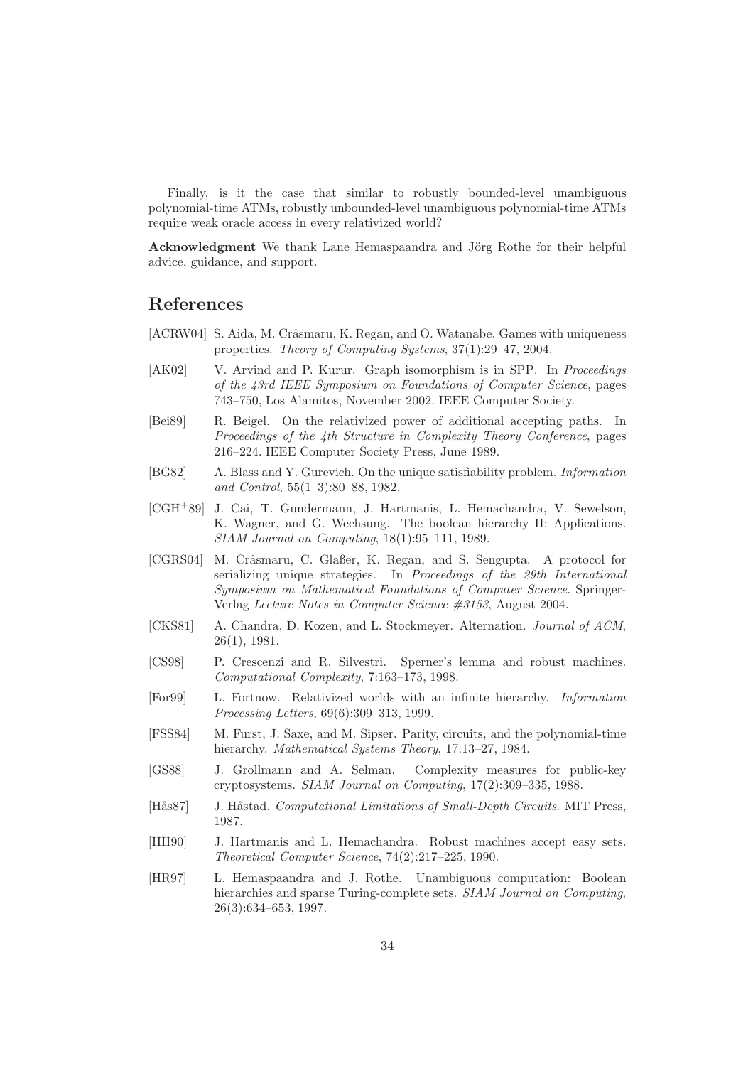Finally, is it the case that similar to robustly bounded-level unambiguous polynomial-time ATMs, robustly unbounded-level unambiguous polynomial-time ATMs require weak oracle access in every relativized world?

**Acknowledgment** We thank Lane Hemaspaandra and Jörg Rothe for their helpful advice, guidance, and support.

## References

[ACRW04] S. Aida, M. Crâsmaru, K. Regan, and O. Watanabe. Games with uniqueness properties. *Theory of Computing Systems*, 37(1):29–47, 2004.

[AK02] V. Arvind and P. Kurur. Graph isomorphism is in SPP. In *Proceedings of the 43rd IEEE Symposium on Foundations of Computer Science*, pages 743–750, Los Alamitos, November 2002. IEEE Computer Society.

[Bei89] R. Beigel. On the relativized power of additional accepting paths. In *Proceedings of the 4th Structure in Complexity Theory Conference*, pages 216–224. IEEE Computer Society Press, June 1989.

[BG82] A. Blass and Y. Gurevich. On the unique satisfiability problem. *Information and Control*, 55(1–3):80–88, 1982.

[CGH+89] J. Cai, T. Gundermann, J. Hartmanis, L. Hemachandra, V. Sewelson, K. Wagner, and G. Wechsung. The boolean hierarchy II: Applications. *SIAM Journal on Computing*, 18(1):95–111, 1989.

[CGRS04] M. Crâsmaru, C. Glaßer, K. Regan, and S. Sengupta. A protocol for serializing unique strategies. In *Proceedings of the 29th International Symposium on Mathematical Foundations of Computer Science*. Springer-Verlag *Lecture Notes in Computer Science #3153*, August 2004.

[CKS81] A. Chandra, D. Kozen, and L. Stockmeyer. Alternation. *Journal of ACM*, 26(1), 1981.

[CS98] P. Crescenzi and R. Silvestri. Sperner's lemma and robust machines. *Computational Complexity*, 7:163–173, 1998.

[For99] L. Fortnow. Relativized worlds with an infinite hierarchy. *Information Processing Letters*, 69(6):309–313, 1999.

[FSS84] M. Furst, J. Saxe, and M. Sipser. Parity, circuits, and the polynomial-time hierarchy. *Mathematical Systems Theory*, 17:13–27, 1984.

[GS88] J. Grollmann and A. Selman. Complexity measures for public-key cryptosystems. *SIAM Journal on Computing*, 17(2):309–335, 1988.

[Hås87] J. Håstad. *Computational Limitations of Small-Depth Circuits*. MIT Press, 1987.

[HH90] J. Hartmanis and L. Hemachandra. Robust machines accept easy sets. *Theoretical Computer Science*, 74(2):217–225, 1990.

[HR97] L. Hemaspaandra and J. Rothe. Unambiguous computation: Boolean hierarchies and sparse Turing-complete sets. *SIAM Journal on Computing*, 26(3):634–653, 1997.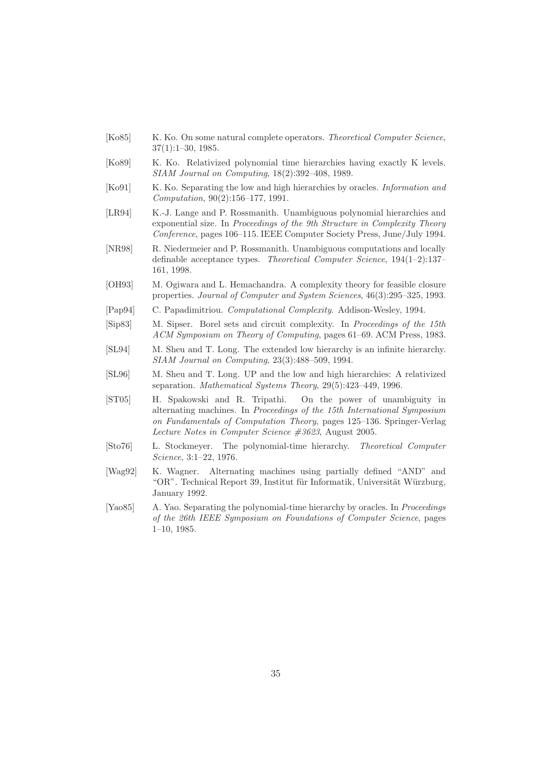[Ko85] K. Ko. On some natural complete operators. *Theoretical Computer Science*, 37(1):1–30, 1985.

[Ko89] K. Ko. Relativized polynomial time hierarchies having exactly K levels. *SIAM Journal on Computing*, 18(2):392–408, 1989.

[Ko91] K. Ko. Separating the low and high hierarchies by oracles. *Information and Computation*, 90(2):156–177, 1991.

[LR94] K.-J. Lange and P. Rossmanith. Unambiguous polynomial hierarchies and exponential size. In *Proceedings of the 9th Structure in Complexity Theory Conference*, pages 106–115. IEEE Computer Society Press, June/July 1994.

[NR98] R. Niedermeier and P. Rossmanith. Unambiguous computations and locally definable acceptance types. *Theoretical Computer Science*, 194(1–2):137–161, 1998.

[OH93] M. Ogiwara and L. Hemachandra. A complexity theory for feasible closure properties. *Journal of Computer and System Sciences*, 46(3):295–325, 1993.

[Pap94] C. Papadimitriou. *Computational Complexity*. Addison-Wesley, 1994.

[Sip83] M. Sipser. Borel sets and circuit complexity. In *Proceedings of the 15th ACM Symposium on Theory of Computing*, pages 61–69. ACM Press, 1983.

[SL94] M. Sheu and T. Long. The extended low hierarchy is an infinite hierarchy. *SIAM Journal on Computing*, 23(3):488–509, 1994.

[SL96] M. Sheu and T. Long. UP and the low and high hierarchies: A relativized separation. *Mathematical Systems Theory*, 29(5):423–449, 1996.

[ST05] H. Spakowski and R. Tripathi. On the power of unambiguity in alternating machines. In *Proceedings of the 15th International Symposium on Fundamentals of Computation Theory*, pages 125–136. Springer-Verlag *Lecture Notes in Computer Science #3623*, August 2005.

[Sto76] L. Stockmeyer. The polynomial-time hierarchy. *Theoretical Computer Science*, 3:1–22, 1976.

[Wag92] K. Wagner. Alternating machines using partially defined "AND" and "OR". Technical Report 39, Institut für Informatik, Universität Würzburg, January 1992.

[Yao85] A. Yao. Separating the polynomial-time hierarchy by oracles. In *Proceedings of the 26th IEEE Symposium on Foundations of Computer Science*, pages 1–10, 1985.